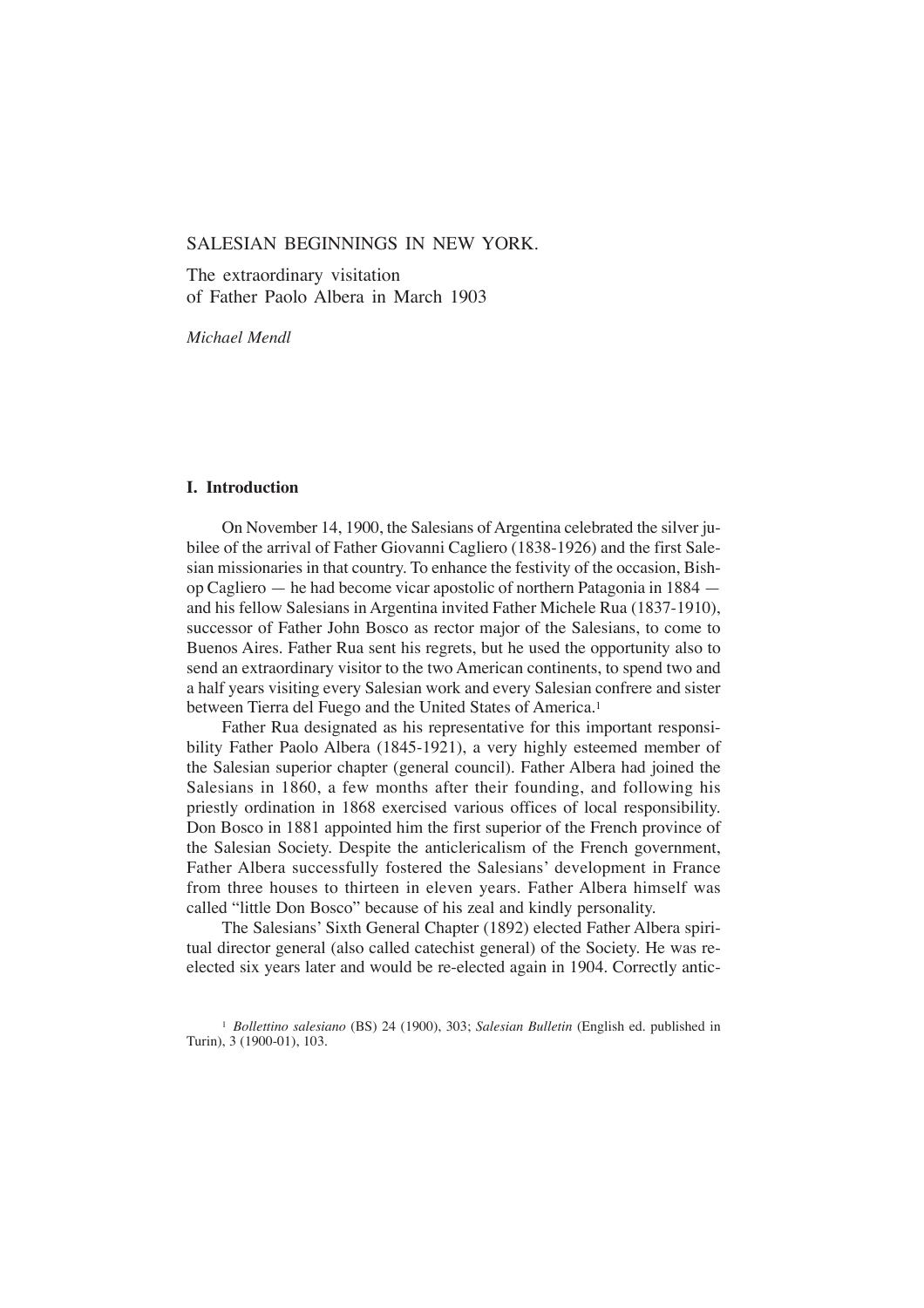# SALESIAN BEGINNINGS IN NEW YORK.

## The extraordinary visitation of Father Paolo Albera in March 1903

*Michael Mendl*

### I. Introduction

On November 14, 1900, the Salesians of Argentina celebrated the silver jubilee of the arrival of Father Giovanni Cagliero (1838-1926) and the first Salesian missionaries in that country. To enhance the festivity of the occasion, Bishop Cagliero — he had become vicar apostolic of northern Patagonia in 1884 — and his fellow Salesians in Argentina invited Father Michele Rua (1837-1910), successor of Father John Bosco as rector major of the Salesians, to come to Buenos Aires. Father Rua sent his regrets, but he used the opportunity also to send an extraordinary visitor to the two American continents, to spend two and a half years visiting every Salesian work and every Salesian confrere and sister between Tierra del Fuego and the United States of America.[1]

Father Rua designated as his representative for this important responsibility Father Paolo Albera (1845-1921), a very highly esteemed member of the Salesian superior chapter (general council). Father Albera had joined the Salesians in 1860, a few months after their founding, and following his priestly ordination in 1868 exercised various offices of local responsibility. Don Bosco in 1881 appointed him the first superior of the French province of the Salesian Society. Despite the anticlericalism of the French government, Father Albera successfully fostered the Salesians' development in France from three houses to thirteen in eleven years. Father Albera himself was called "little Don Bosco" because of his zeal and kindly personality.

The Salesians' Sixth General Chapter (1892) elected Father Albera spiritual director general (also called catechist general) of the Society. He was re-elected six years later and would be re-elected again in 1904. Correctly antic-

[1] *Bollettino salesiano* (BS) 24 (1900), 303; *Salesian Bulletin* (English ed. published in Turin), 3 (1900-01), 103.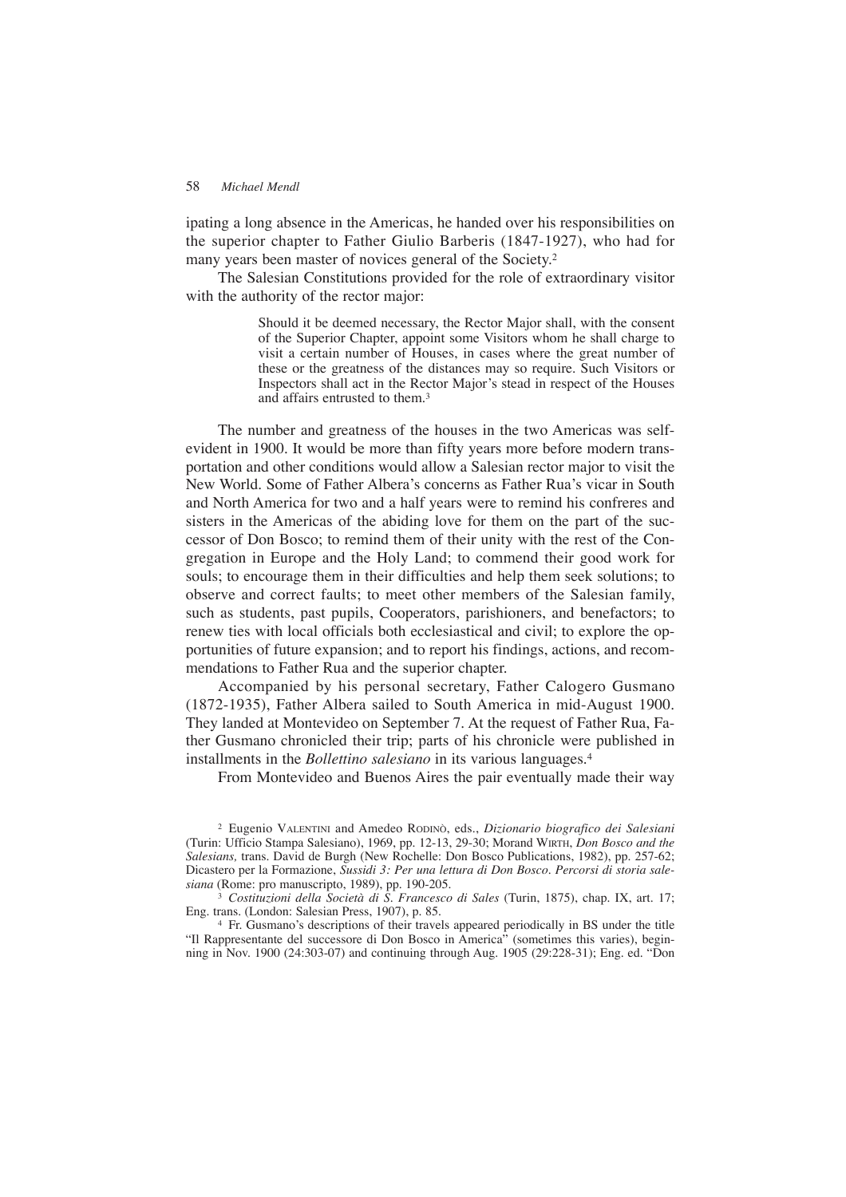ipating a long absence in the Americas, he handed over his responsibilities on the superior chapter to Father Giulio Barberis (1847-1927), who had for many years been master of novices general of the Society.[2]

The Salesian Constitutions provided for the role of extraordinary visitor with the authority of the rector major:

> Should it be deemed necessary, the Rector Major shall, with the consent of the Superior Chapter, appoint some Visitors whom he shall charge to visit a certain number of Houses, in cases where the great number of these or the greatness of the distances may so require. Such Visitors or Inspectors shall act in the Rector Major's stead in respect of the Houses and affairs entrusted to them.[3]

The number and greatness of the houses in the two Americas was self-evident in 1900. It would be more than fifty years more before modern transportation and other conditions would allow a Salesian rector major to visit the New World. Some of Father Albera's concerns as Father Rua's vicar in South and North America for two and a half years were to remind his confreres and sisters in the Americas of the abiding love for them on the part of the successor of Don Bosco; to remind them of their unity with the rest of the Congregation in Europe and the Holy Land; to commend their good work for souls; to encourage them in their difficulties and help them seek solutions; to observe and correct faults; to meet other members of the Salesian family, such as students, past pupils, Cooperators, parishioners, and benefactors; to renew ties with local officials both ecclesiastical and civil; to explore the opportunities of future expansion; and to report his findings, actions, and recommendations to Father Rua and the superior chapter.

Accompanied by his personal secretary, Father Calogero Gusmano (1872-1935), Father Albera sailed to South America in mid-August 1900. They landed at Montevideo on September 7. At the request of Father Rua, Father Gusmano chronicled their trip; parts of his chronicle were published in installments in the *Bollettino salesiano* in its various languages.[4]

From Montevideo and Buenos Aires the pair eventually made their way

---

[2] Eugenio VALENTINI and Amedeo RODINÒ, eds., *Dizionario biografico dei Salesiani* (Turin: Ufficio Stampa Salesiano), 1969, pp. 12-13, 29-30; Morand WIRTH, *Don Bosco and the Salesians,* trans. David de Burgh (New Rochelle: Don Bosco Publications, 1982), pp. 257-62; Dicastero per la Formazione, *Sussidi 3: Per una lettura di Don Bosco. Percorsi di storia salesiana* (Rome: pro manuscripto, 1989), pp. 190-205.

[3] *Costituzioni della Società di S. Francesco di Sales* (Turin, 1875), chap. IX, art. 17; Eng. trans. (London: Salesian Press, 1907), p. 85.

[4] Fr. Gusmano's descriptions of their travels appeared periodically in BS under the title "Il Rappresentante del successore di Don Bosco in America" (sometimes this varies), beginning in Nov. 1900 (24:303-07) and continuing through Aug. 1905 (29:228-31); Eng. ed. "Don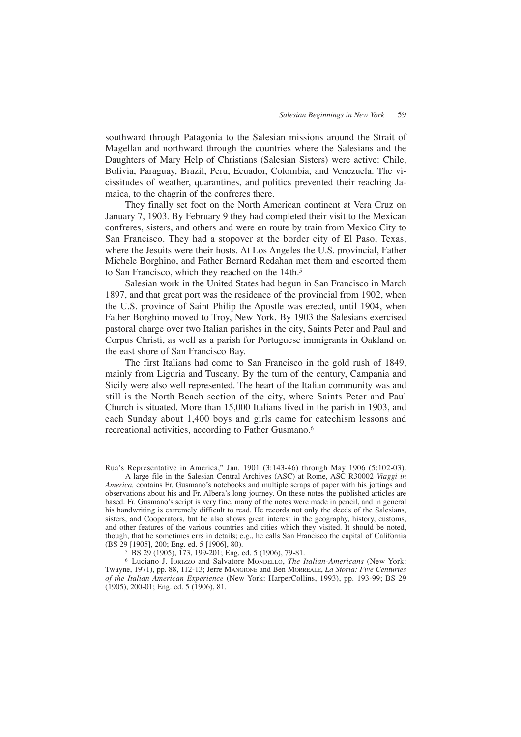southward through Patagonia to the Salesian missions around the Strait of Magellan and northward through the countries where the Salesians and the Daughters of Mary Help of Christians (Salesian Sisters) were active: Chile, Bolivia, Paraguay, Brazil, Peru, Ecuador, Colombia, and Venezuela. The vicissitudes of weather, quarantines, and politics prevented their reaching Jamaica, to the chagrin of the confreres there.

They finally set foot on the North American continent at Vera Cruz on January 7, 1903. By February 9 they had completed their visit to the Mexican confreres, sisters, and others and were en route by train from Mexico City to San Francisco. They had a stopover at the border city of El Paso, Texas, where the Jesuits were their hosts. At Los Angeles the U.S. provincial, Father Michele Borghino, and Father Bernard Redahan met them and escorted them to San Francisco, which they reached on the 14th.[5]

Salesian work in the United States had begun in San Francisco in March 1897, and that great port was the residence of the provincial from 1902, when the U.S. province of Saint Philip the Apostle was erected, until 1904, when Father Borghino moved to Troy, New York. By 1903 the Salesians exercised pastoral charge over two Italian parishes in the city, Saints Peter and Paul and Corpus Christi, as well as a parish for Portuguese immigrants in Oakland on the east shore of San Francisco Bay.

The first Italians had come to San Francisco in the gold rush of 1849, mainly from Liguria and Tuscany. By the turn of the century, Campania and Sicily were also well represented. The heart of the Italian community was and still is the North Beach section of the city, where Saints Peter and Paul Church is situated. More than 15,000 Italians lived in the parish in 1903, and each Sunday about 1,400 boys and girls came for catechism lessons and recreational activities, according to Father Gusmano.[6]

---

Rua's Representative in America," Jan. 1901 (3:143-46) through May 1906 (5:102-03).

A large file in the Salesian Central Archives (ASC) at Rome, ASC R30002 *Viaggi in America,* contains Fr. Gusmano's notebooks and multiple scraps of paper with his jottings and observations about his and Fr. Albera's long journey. On these notes the published articles are based. Fr. Gusmano's script is very fine, many of the notes were made in pencil, and in general his handwriting is extremely difficult to read. He records not only the deeds of the Salesians, sisters, and Cooperators, but he also shows great interest in the geography, history, customs, and other features of the various countries and cities which they visited. It should be noted, though, that he sometimes errs in details; e.g., he calls San Francisco the capital of California (BS 29 [1905], 200; Eng. ed. 5 [1906], 80).

[5] BS 29 (1905), 173, 199-201; Eng. ed. 5 (1906), 79-81.

[6] Luciano J. Iorizzo and Salvatore Mondello, *The Italian-Americans* (New York: Twayne, 1971), pp. 88, 112-13; Jerre Mangione and Ben Morreale, *La Storia: Five Centuries of the Italian American Experience* (New York: HarperCollins, 1993), pp. 193-99; BS 29 (1905), 200-01; Eng. ed. 5 (1906), 81.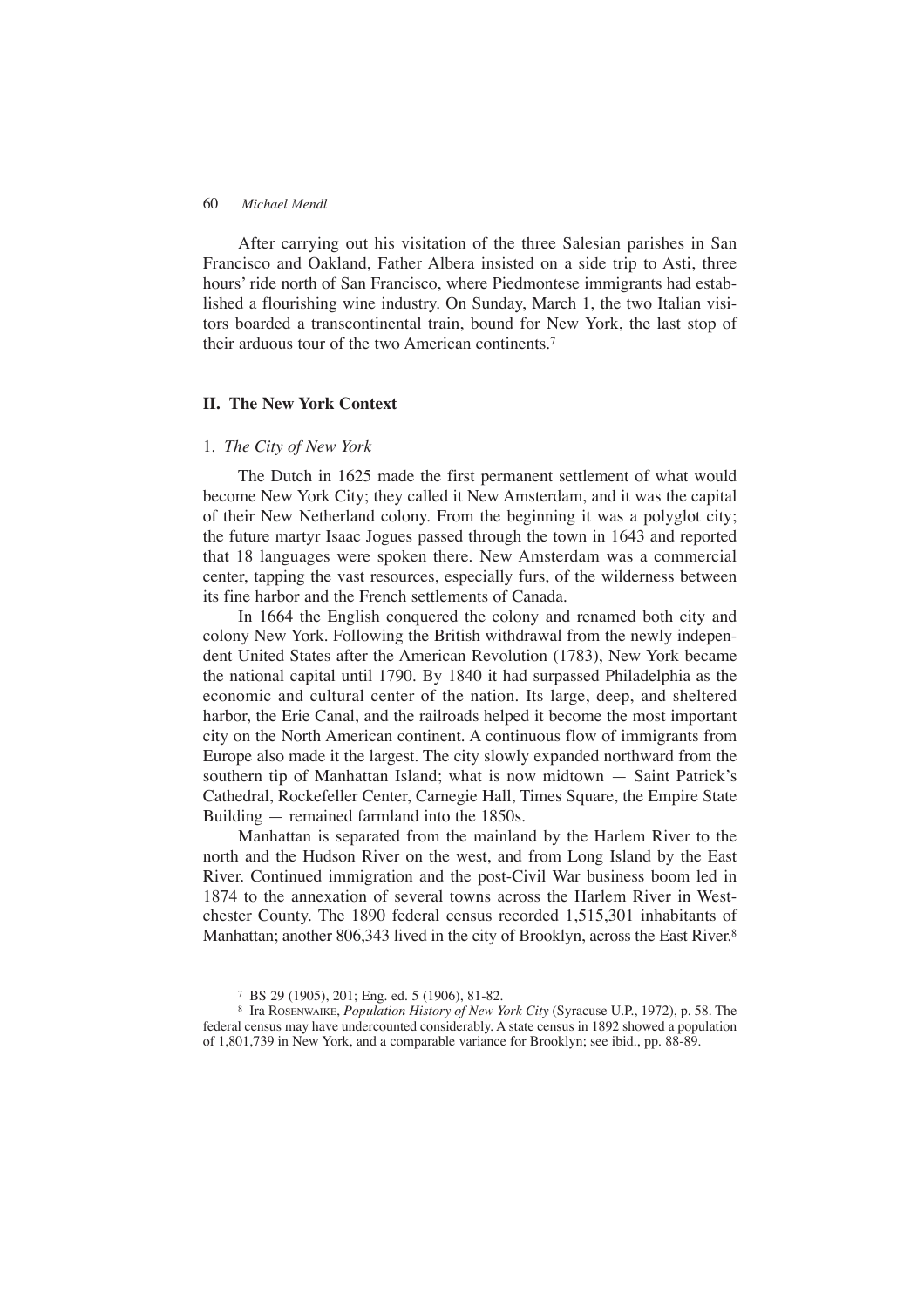After carrying out his visitation of the three Salesian parishes in San Francisco and Oakland, Father Albera insisted on a side trip to Asti, three hours' ride north of San Francisco, where Piedmontese immigrants had established a flourishing wine industry. On Sunday, March 1, the two Italian visitors boarded a transcontinental train, bound for New York, the last stop of their arduous tour of the two American continents.[7]

## II. The New York Context

### 1. *The City of New York*

The Dutch in 1625 made the first permanent settlement of what would become New York City; they called it New Amsterdam, and it was the capital of their New Netherland colony. From the beginning it was a polyglot city; the future martyr Isaac Jogues passed through the town in 1643 and reported that 18 languages were spoken there. New Amsterdam was a commercial center, tapping the vast resources, especially furs, of the wilderness between its fine harbor and the French settlements of Canada.

In 1664 the English conquered the colony and renamed both city and colony New York. Following the British withdrawal from the newly independent United States after the American Revolution (1783), New York became the national capital until 1790. By 1840 it had surpassed Philadelphia as the economic and cultural center of the nation. Its large, deep, and sheltered harbor, the Erie Canal, and the railroads helped it become the most important city on the North American continent. A continuous flow of immigrants from Europe also made it the largest. The city slowly expanded northward from the southern tip of Manhattan Island; what is now midtown — Saint Patrick's Cathedral, Rockefeller Center, Carnegie Hall, Times Square, the Empire State Building — remained farmland into the 1850s.

Manhattan is separated from the mainland by the Harlem River to the north and the Hudson River on the west, and from Long Island by the East River. Continued immigration and the post-Civil War business boom led in 1874 to the annexation of several towns across the Harlem River in Westchester County. The 1890 federal census recorded 1,515,301 inhabitants of Manhattan; another 806,343 lived in the city of Brooklyn, across the East River.[8]

---

[7] BS 29 (1905), 201; Eng. ed. 5 (1906), 81-82.

[8] Ira ROSENWAIKE, *Population History of New York City* (Syracuse U.P., 1972), p. 58. The federal census may have undercounted considerably. A state census in 1892 showed a population of 1,801,739 in New York, and a comparable variance for Brooklyn; see ibid., pp. 88-89.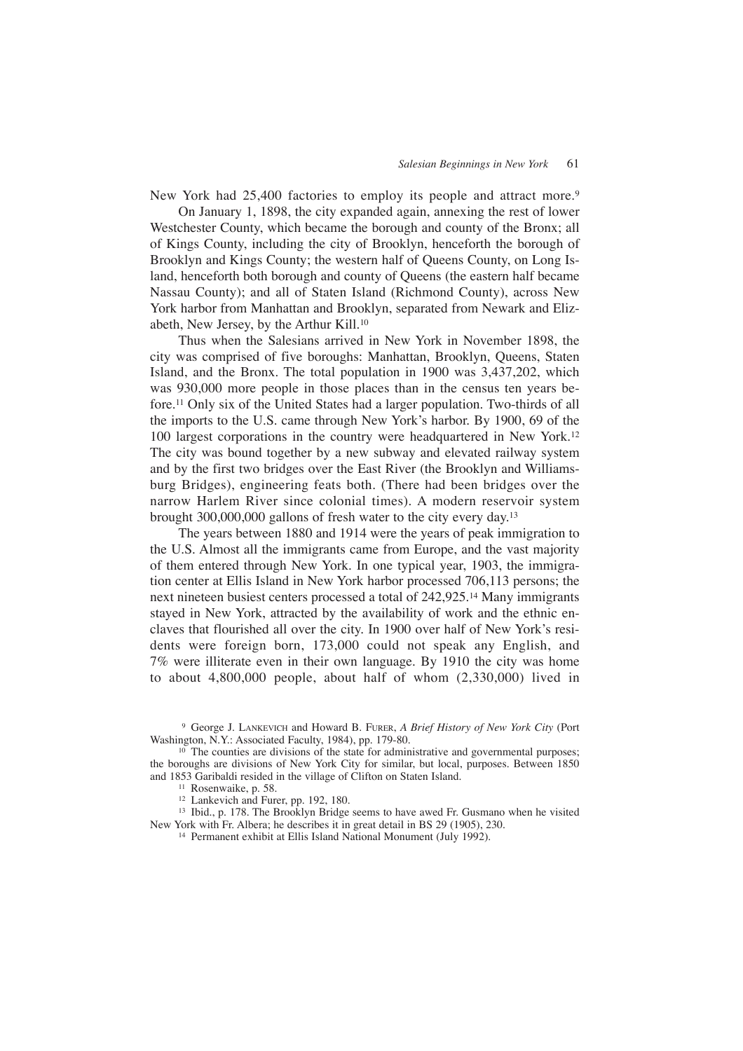New York had 25,400 factories to employ its people and attract more.[9]

On January 1, 1898, the city expanded again, annexing the rest of lower Westchester County, which became the borough and county of the Bronx; all of Kings County, including the city of Brooklyn, henceforth the borough of Brooklyn and Kings County; the western half of Queens County, on Long Island, henceforth both borough and county of Queens (the eastern half became Nassau County); and all of Staten Island (Richmond County), across New York harbor from Manhattan and Brooklyn, separated from Newark and Elizabeth, New Jersey, by the Arthur Kill.[10]

Thus when the Salesians arrived in New York in November 1898, the city was comprised of five boroughs: Manhattan, Brooklyn, Queens, Staten Island, and the Bronx. The total population in 1900 was 3,437,202, which was 930,000 more people in those places than in the census ten years before.[11] Only six of the United States had a larger population. Two-thirds of all the imports to the U.S. came through New York's harbor. By 1900, 69 of the 100 largest corporations in the country were headquartered in New York.[12] The city was bound together by a new subway and elevated railway system and by the first two bridges over the East River (the Brooklyn and Williamsburg Bridges), engineering feats both. (There had been bridges over the narrow Harlem River since colonial times). A modern reservoir system brought 300,000,000 gallons of fresh water to the city every day.[13]

The years between 1880 and 1914 were the years of peak immigration to the U.S. Almost all the immigrants came from Europe, and the vast majority of them entered through New York. In one typical year, 1903, the immigration center at Ellis Island in New York harbor processed 706,113 persons; the next nineteen busiest centers processed a total of 242,925.[14] Many immigrants stayed in New York, attracted by the availability of work and the ethnic enclaves that flourished all over the city. In 1900 over half of New York's residents were foreign born, 173,000 could not speak any English, and 7% were illiterate even in their own language. By 1910 the city was home to about 4,800,000 people, about half of whom (2,330,000) lived in

---

[9] George J. LANKEVICH and Howard B. FURER, *A Brief History of New York City* (Port Washington, N.Y.: Associated Faculty, 1984), pp. 179-80.

[10] The counties are divisions of the state for administrative and governmental purposes; the boroughs are divisions of New York City for similar, but local, purposes. Between 1850 and 1853 Garibaldi resided in the village of Clifton on Staten Island.

[11] Rosenwaike, p. 58.

[12] Lankevich and Furer, pp. 192, 180.

[13] Ibid., p. 178. The Brooklyn Bridge seems to have awed Fr. Gusmano when he visited New York with Fr. Albera; he describes it in great detail in BS 29 (1905), 230.

[14] Permanent exhibit at Ellis Island National Monument (July 1992).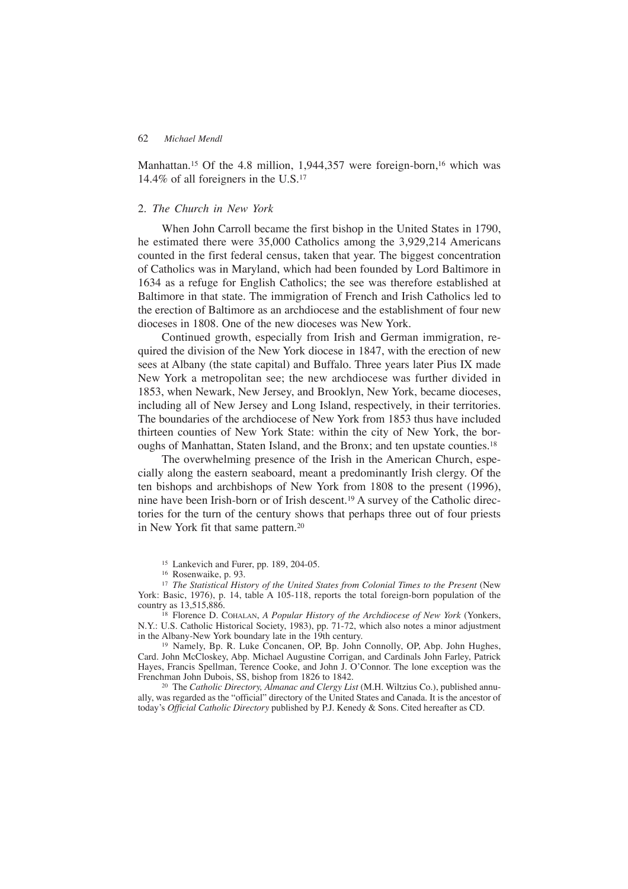Manhattan.[15] Of the 4.8 million, 1,944,357 were foreign-born,[16] which was 14.4% of all foreigners in the U.S.[17]

## 2. *The Church in New York*

When John Carroll became the first bishop in the United States in 1790, he estimated there were 35,000 Catholics among the 3,929,214 Americans counted in the first federal census, taken that year. The biggest concentration of Catholics was in Maryland, which had been founded by Lord Baltimore in 1634 as a refuge for English Catholics; the see was therefore established at Baltimore in that state. The immigration of French and Irish Catholics led to the erection of Baltimore as an archdiocese and the establishment of four new dioceses in 1808. One of the new dioceses was New York.

Continued growth, especially from Irish and German immigration, required the division of the New York diocese in 1847, with the erection of new sees at Albany (the state capital) and Buffalo. Three years later Pius IX made New York a metropolitan see; the new archdiocese was further divided in 1853, when Newark, New Jersey, and Brooklyn, New York, became dioceses, including all of New Jersey and Long Island, respectively, in their territories. The boundaries of the archdiocese of New York from 1853 thus have included thirteen counties of New York State: within the city of New York, the boroughs of Manhattan, Staten Island, and the Bronx; and ten upstate counties.[18]

The overwhelming presence of the Irish in the American Church, especially along the eastern seaboard, meant a predominantly Irish clergy. Of the ten bishops and archbishops of New York from 1808 to the present (1996), nine have been Irish-born or of Irish descent.[19] A survey of the Catholic directories for the turn of the century shows that perhaps three out of four priests in New York fit that same pattern.[20]

---

[15] Lankevich and Furer, pp. 189, 204-05.

[16] Rosenwaike, p. 93.

[17] *The Statistical History of the United States from Colonial Times to the Present* (New York: Basic, 1976), p. 14, table A 105-118, reports the total foreign-born population of the country as 13,515,886.

[18] Florence D. Cohalan, *A Popular History of the Archdiocese of New York* (Yonkers, N.Y.: U.S. Catholic Historical Society, 1983), pp. 71-72, which also notes a minor adjustment in the Albany-New York boundary late in the 19th century.

[19] Namely, Bp. R. Luke Concanen, OP, Bp. John Connolly, OP, Abp. John Hughes, Card. John McCloskey, Abp. Michael Augustine Corrigan, and Cardinals John Farley, Patrick Hayes, Francis Spellman, Terence Cooke, and John J. O'Connor. The lone exception was the Frenchman John Dubois, SS, bishop from 1826 to 1842.

[20] The *Catholic Directory, Almanac and Clergy List* (M.H. Wiltzius Co.), published annually, was regarded as the "official" directory of the United States and Canada. It is the ancestor of today's *Official Catholic Directory* published by P.J. Kenedy & Sons. Cited hereafter as CD.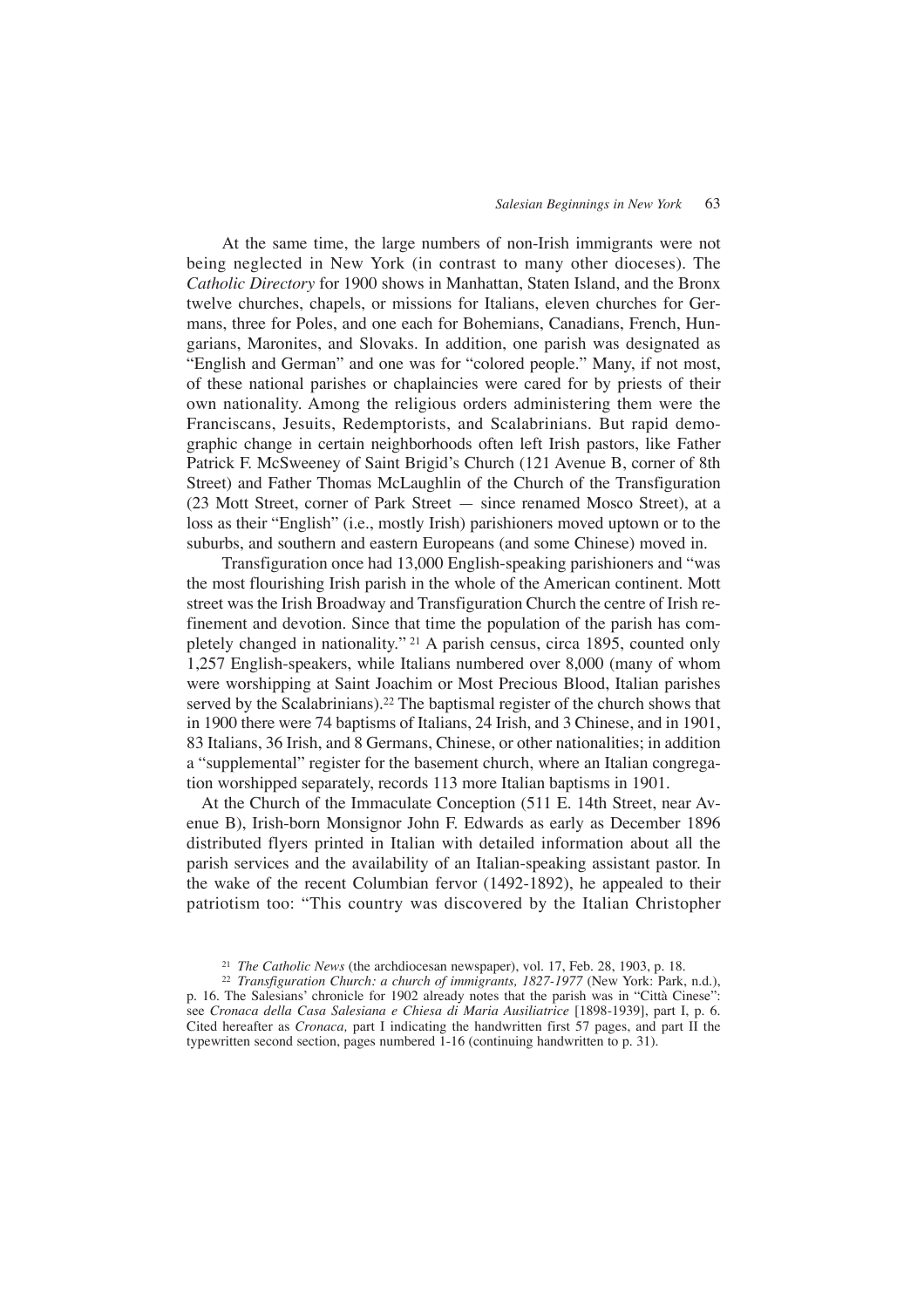At the same time, the large numbers of non-Irish immigrants were not being neglected in New York (in contrast to many other dioceses). The *Catholic Directory* for 1900 shows in Manhattan, Staten Island, and the Bronx twelve churches, chapels, or missions for Italians, eleven churches for Germans, three for Poles, and one each for Bohemians, Canadians, French, Hungarians, Maronites, and Slovaks. In addition, one parish was designated as "English and German" and one was for "colored people." Many, if not most, of these national parishes or chaplaincies were cared for by priests of their own nationality. Among the religious orders administering them were the Franciscans, Jesuits, Redemptorists, and Scalabrinians. But rapid demographic change in certain neighborhoods often left Irish pastors, like Father Patrick F. McSweeney of Saint Brigid's Church (121 Avenue B, corner of 8th Street) and Father Thomas McLaughlin of the Church of the Transfiguration (23 Mott Street, corner of Park Street — since renamed Mosco Street), at a loss as their "English" (i.e., mostly Irish) parishioners moved uptown or to the suburbs, and southern and eastern Europeans (and some Chinese) moved in.

Transfiguration once had 13,000 English-speaking parishioners and "was the most flourishing Irish parish in the whole of the American continent. Mott street was the Irish Broadway and Transfiguration Church the centre of Irish refinement and devotion. Since that time the population of the parish has completely changed in nationality." [21] A parish census, circa 1895, counted only 1,257 English-speakers, while Italians numbered over 8,000 (many of whom were worshipping at Saint Joachim or Most Precious Blood, Italian parishes served by the Scalabrinians).[22] The baptismal register of the church shows that in 1900 there were 74 baptisms of Italians, 24 Irish, and 3 Chinese, and in 1901, 83 Italians, 36 Irish, and 8 Germans, Chinese, or other nationalities; in addition a "supplemental" register for the basement church, where an Italian congregation worshipped separately, records 113 more Italian baptisms in 1901.

At the Church of the Immaculate Conception (511 E. 14th Street, near Avenue B), Irish-born Monsignor John F. Edwards as early as December 1896 distributed flyers printed in Italian with detailed information about all the parish services and the availability of an Italian-speaking assistant pastor. In the wake of the recent Columbian fervor (1492-1892), he appealed to their patriotism too: "This country was discovered by the Italian Christopher

[21] *The Catholic News* (the archdiocesan newspaper), vol. 17, Feb. 28, 1903, p. 18.

[22] *Transfiguration Church: a church of immigrants, 1827-1977* (New York: Park, n.d.), p. 16. The Salesians' chronicle for 1902 already notes that the parish was in "Città Cinese": see *Cronaca della Casa Salesiana e Chiesa di Maria Ausiliatrice* [1898-1939], part I, p. 6. Cited hereafter as *Cronaca,* part I indicating the handwritten first 57 pages, and part II the typewritten second section, pages numbered 1-16 (continuing handwritten to p. 31).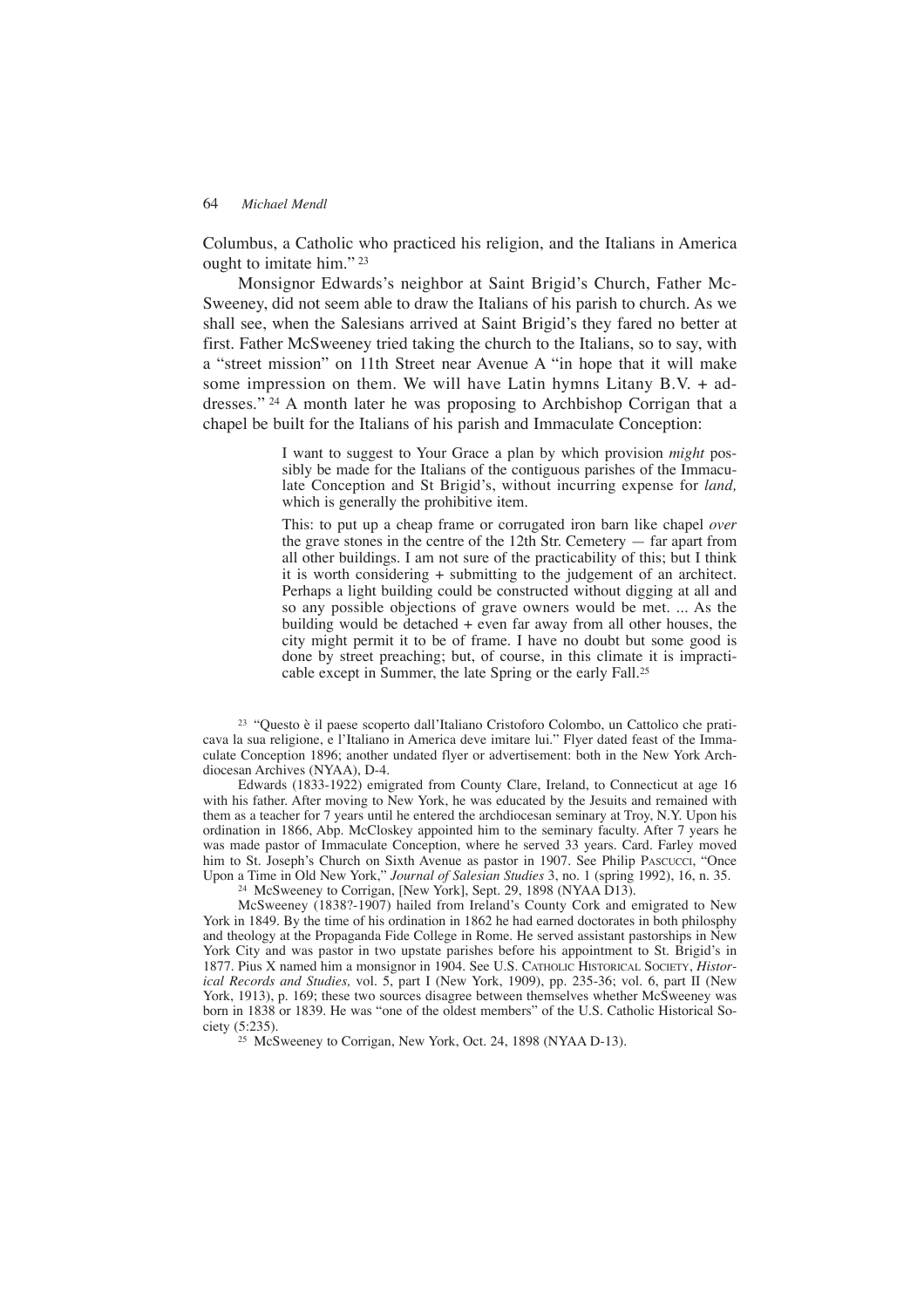Columbus, a Catholic who practiced his religion, and the Italians in America ought to imitate him." [23]

Monsignor Edwards's neighbor at Saint Brigid's Church, Father McSweeney, did not seem able to draw the Italians of his parish to church. As we shall see, when the Salesians arrived at Saint Brigid's they fared no better at first. Father McSweeney tried taking the church to the Italians, so to say, with a "street mission" on 11th Street near Avenue A "in hope that it will make some impression on them. We will have Latin hymns Litany B.V. + addresses." [24] A month later he was proposing to Archbishop Corrigan that a chapel be built for the Italians of his parish and Immaculate Conception:

> I want to suggest to Your Grace a plan by which provision *might* possibly be made for the Italians of the contiguous parishes of the Immaculate Conception and St Brigid's, without incurring expense for *land,* which is generally the prohibitive item.
>
> This: to put up a cheap frame or corrugated iron barn like chapel *over* the grave stones in the centre of the 12th Str. Cemetery — far apart from all other buildings. I am not sure of the practicability of this; but I think it is worth considering + submitting to the judgement of an architect. Perhaps a light building could be constructed without digging at all and so any possible objections of grave owners would be met. ... As the building would be detached + even far away from all other houses, the city might permit it to be of frame. I have no doubt but some good is done by street preaching; but, of course, in this climate it is impracticable except in Summer, the late Spring or the early Fall.[25]

---

[23] "Questo è il paese scoperto dall'Italiano Cristoforo Colombo, un Cattolico che praticava la sua religione, e l'Italiano in America deve imitare lui." Flyer dated feast of the Immaculate Conception 1896; another undated flyer or advertisement: both in the New York Archdiocesan Archives (NYAA), D-4.

Edwards (1833-1922) emigrated from County Clare, Ireland, to Connecticut at age 16 with his father. After moving to New York, he was educated by the Jesuits and remained with them as a teacher for 7 years until he entered the archdiocesan seminary at Troy, N.Y. Upon his ordination in 1866, Abp. McCloskey appointed him to the seminary faculty. After 7 years he was made pastor of Immaculate Conception, where he served 33 years. Card. Farley moved him to St. Joseph's Church on Sixth Avenue as pastor in 1907. See Philip Pascucci, "Once Upon a Time in Old New York," *Journal of Salesian Studies* 3, no. 1 (spring 1992), 16, n. 35.

[24] McSweeney to Corrigan, [New York], Sept. 29, 1898 (NYAA D13).

McSweeney (1838?-1907) hailed from Ireland's County Cork and emigrated to New York in 1849. By the time of his ordination in 1862 he had earned doctorates in both philosphy and theology at the Propaganda Fide College in Rome. He served assistant pastorships in New York City and was pastor in two upstate parishes before his appointment to St. Brigid's in 1877. Pius X named him a monsignor in 1904. See U.S. Catholic Historical Society, *Historical Records and Studies,* vol. 5, part I (New York, 1909), pp. 235-36; vol. 6, part II (New York, 1913), p. 169; these two sources disagree between themselves whether McSweeney was born in 1838 or 1839. He was "one of the oldest members" of the U.S. Catholic Historical Society (5:235).

[25] McSweeney to Corrigan, New York, Oct. 24, 1898 (NYAA D-13).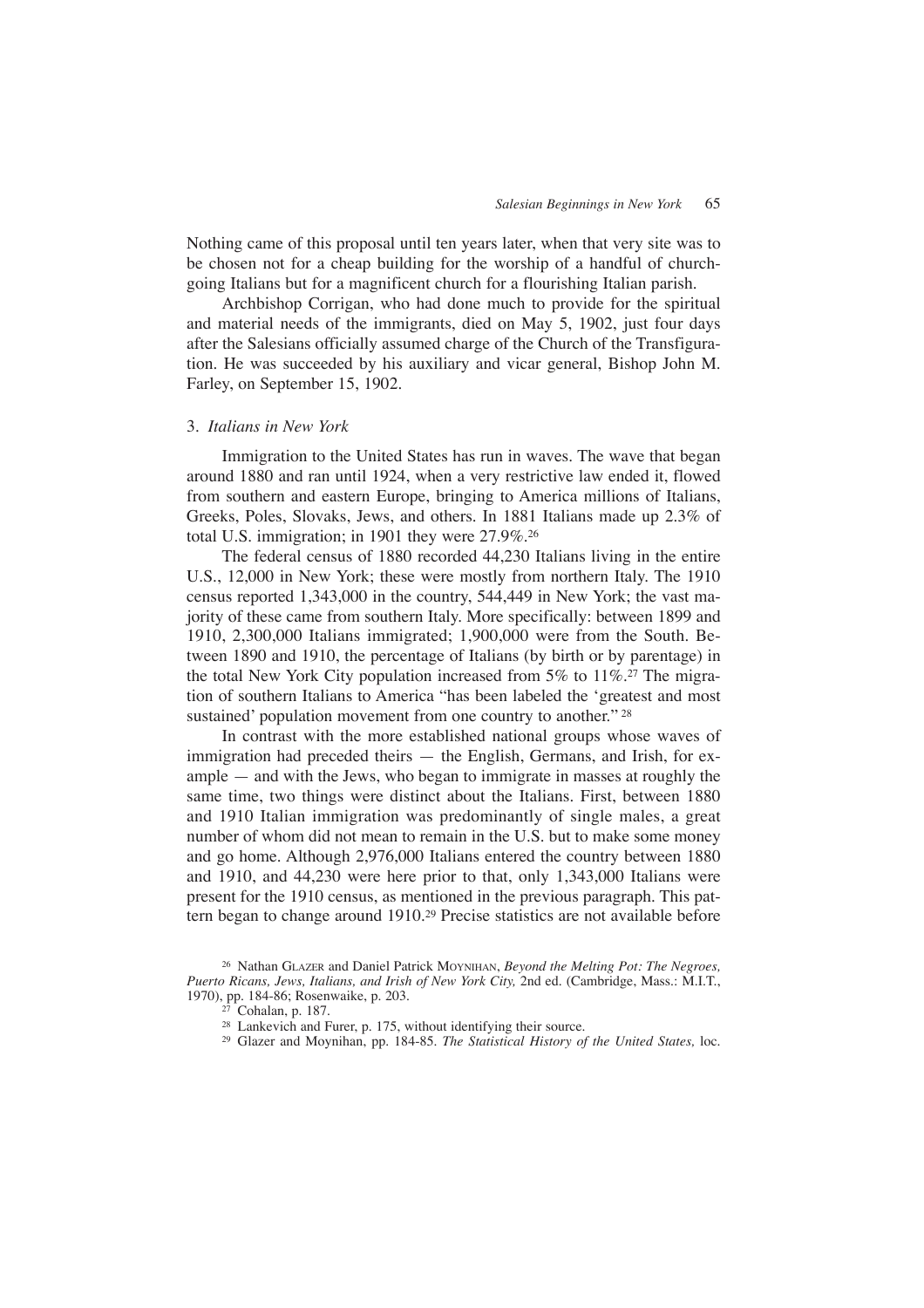Nothing came of this proposal until ten years later, when that very site was to be chosen not for a cheap building for the worship of a handful of church-going Italians but for a magnificent church for a flourishing Italian parish.

Archbishop Corrigan, who had done much to provide for the spiritual and material needs of the immigrants, died on May 5, 1902, just four days after the Salesians officially assumed charge of the Church of the Transfiguration. He was succeeded by his auxiliary and vicar general, Bishop John M. Farley, on September 15, 1902.

### 3. *Italians in New York*

Immigration to the United States has run in waves. The wave that began around 1880 and ran until 1924, when a very restrictive law ended it, flowed from southern and eastern Europe, bringing to America millions of Italians, Greeks, Poles, Slovaks, Jews, and others. In 1881 Italians made up 2.3% of total U.S. immigration; in 1901 they were 27.9%.[26]

The federal census of 1880 recorded 44,230 Italians living in the entire U.S., 12,000 in New York; these were mostly from northern Italy. The 1910 census reported 1,343,000 in the country, 544,449 in New York; the vast majority of these came from southern Italy. More specifically: between 1899 and 1910, 2,300,000 Italians immigrated; 1,900,000 were from the South. Between 1890 and 1910, the percentage of Italians (by birth or by parentage) in the total New York City population increased from 5% to 11%.[27] The migration of southern Italians to America "has been labeled the 'greatest and most sustained' population movement from one country to another." [28]

In contrast with the more established national groups whose waves of immigration had preceded theirs — the English, Germans, and Irish, for example — and with the Jews, who began to immigrate in masses at roughly the same time, two things were distinct about the Italians. First, between 1880 and 1910 Italian immigration was predominantly of single males, a great number of whom did not mean to remain in the U.S. but to make some money and go home. Although 2,976,000 Italians entered the country between 1880 and 1910, and 44,230 were here prior to that, only 1,343,000 Italians were present for the 1910 census, as mentioned in the previous paragraph. This pattern began to change around 1910.[29] Precise statistics are not available before

---

[26] Nathan Glazer and Daniel Patrick Moynihan, *Beyond the Melting Pot: The Negroes, Puerto Ricans, Jews, Italians, and Irish of New York City,* 2nd ed. (Cambridge, Mass.: M.I.T., 1970), pp. 184-86; Rosenwaike, p. 203.

[27] Cohalan, p. 187.

[28] Lankevich and Furer, p. 175, without identifying their source.

[29] Glazer and Moynihan, pp. 184-85. *The Statistical History of the United States,* loc.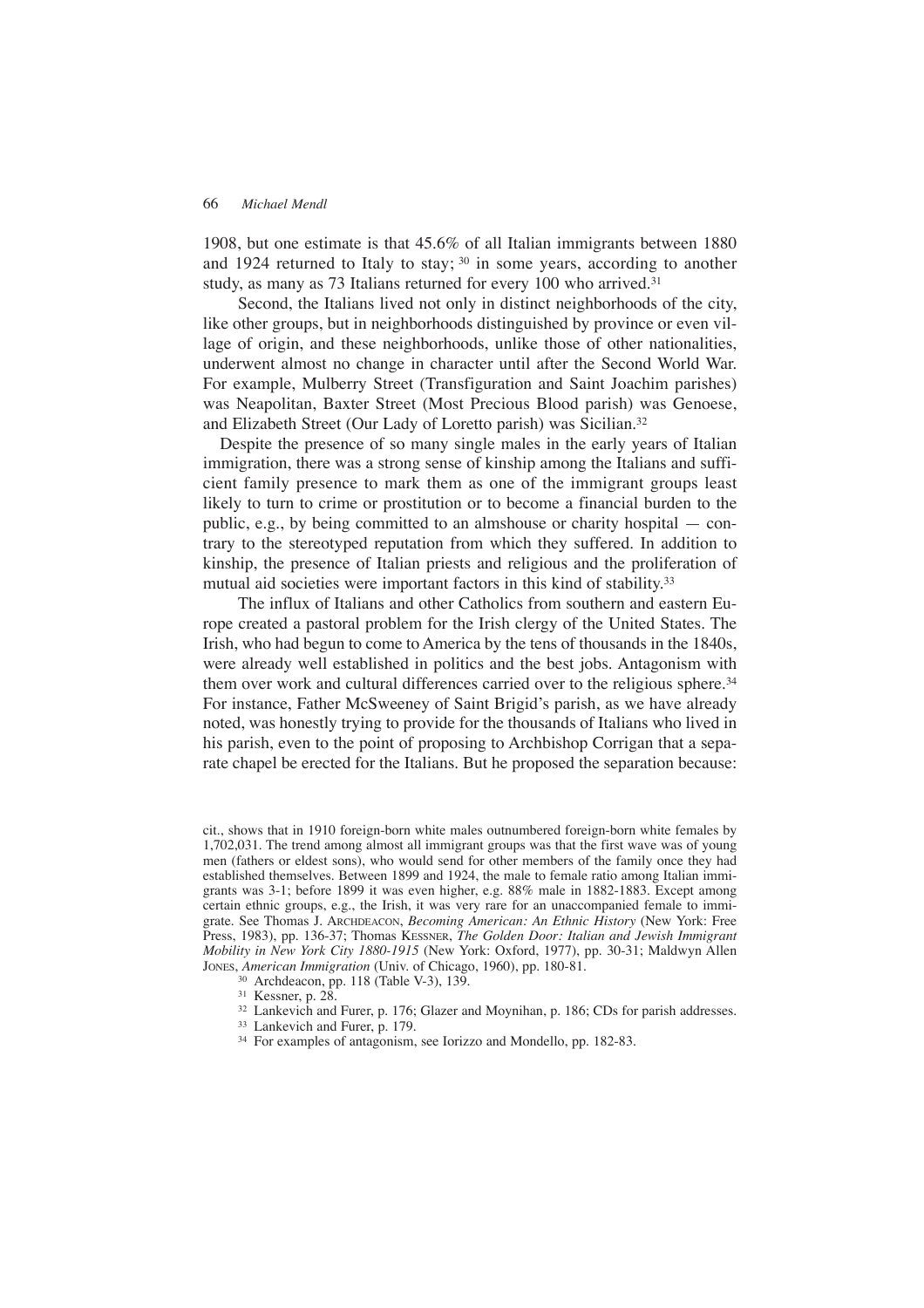1908, but one estimate is that 45.6% of all Italian immigrants between 1880 and 1924 returned to Italy to stay; [30] in some years, according to another study, as many as 73 Italians returned for every 100 who arrived.[31]

Second, the Italians lived not only in distinct neighborhoods of the city, like other groups, but in neighborhoods distinguished by province or even village of origin, and these neighborhoods, unlike those of other nationalities, underwent almost no change in character until after the Second World War. For example, Mulberry Street (Transfiguration and Saint Joachim parishes) was Neapolitan, Baxter Street (Most Precious Blood parish) was Genoese, and Elizabeth Street (Our Lady of Loretto parish) was Sicilian.[32]

Despite the presence of so many single males in the early years of Italian immigration, there was a strong sense of kinship among the Italians and sufficient family presence to mark them as one of the immigrant groups least likely to turn to crime or prostitution or to become a financial burden to the public, e.g., by being committed to an almshouse or charity hospital — contrary to the stereotyped reputation from which they suffered. In addition to kinship, the presence of Italian priests and religious and the proliferation of mutual aid societies were important factors in this kind of stability.[33]

The influx of Italians and other Catholics from southern and eastern Europe created a pastoral problem for the Irish clergy of the United States. The Irish, who had begun to come to America by the tens of thousands in the 1840s, were already well established in politics and the best jobs. Antagonism with them over work and cultural differences carried over to the religious sphere.[34] For instance, Father McSweeney of Saint Brigid's parish, as we have already noted, was honestly trying to provide for the thousands of Italians who lived in his parish, even to the point of proposing to Archbishop Corrigan that a separate chapel be erected for the Italians. But he proposed the separation because:

---

cit., shows that in 1910 foreign-born white males outnumbered foreign-born white females by 1,702,031. The trend among almost all immigrant groups was that the first wave was of young men (fathers or eldest sons), who would send for other members of the family once they had established themselves. Between 1899 and 1924, the male to female ratio among Italian immigrants was 3-1; before 1899 it was even higher, e.g. 88% male in 1882-1883. Except among certain ethnic groups, e.g., the Irish, it was very rare for an unaccompanied female to immigrate. See Thomas J. Archdeacon, *Becoming American: An Ethnic History* (New York: Free Press, 1983), pp. 136-37; Thomas Kessner, *The Golden Door: Italian and Jewish Immigrant Mobility in New York City 1880-1915* (New York: Oxford, 1977), pp. 30-31; Maldwyn Allen Jones, *American Immigration* (Univ. of Chicago, 1960), pp. 180-81.

[30] Archdeacon, pp. 118 (Table V-3), 139.

[31] Kessner, p. 28.

[32] Lankevich and Furer, p. 176; Glazer and Moynihan, p. 186; CDs for parish addresses.

[33] Lankevich and Furer, p. 179.

[34] For examples of antagonism, see Iorizzo and Mondello, pp. 182-83.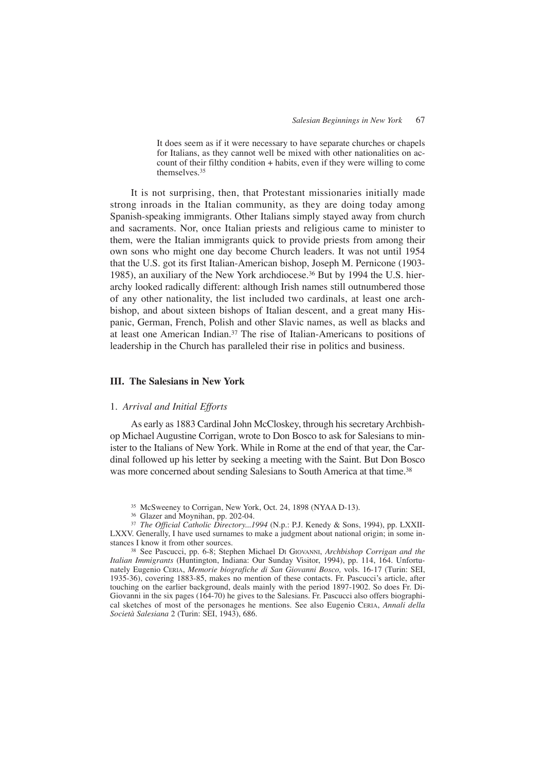> It does seem as if it were necessary to have separate churches or chapels for Italians, as they cannot well be mixed with other nationalities on account of their filthy condition + habits, even if they were willing to come themselves.[35]

It is not surprising, then, that Protestant missionaries initially made strong inroads in the Italian community, as they are doing today among Spanish-speaking immigrants. Other Italians simply stayed away from church and sacraments. Nor, once Italian priests and religious came to minister to them, were the Italian immigrants quick to provide priests from among their own sons who might one day become Church leaders. It was not until 1954 that the U.S. got its first Italian-American bishop, Joseph M. Pernicone (1903-1985), an auxiliary of the New York archdiocese.[36] But by 1994 the U.S. hierarchy looked radically different: although Irish names still outnumbered those of any other nationality, the list included two cardinals, at least one archbishop, and about sixteen bishops of Italian descent, and a great many Hispanic, German, French, Polish and other Slavic names, as well as blacks and at least one American Indian.[37] The rise of Italian-Americans to positions of leadership in the Church has paralleled their rise in politics and business.

## III. The Salesians in New York

### 1. *Arrival and Initial Efforts*

As early as 1883 Cardinal John McCloskey, through his secretary Archbishop Michael Augustine Corrigan, wrote to Don Bosco to ask for Salesians to minister to the Italians of New York. While in Rome at the end of that year, the Cardinal followed up his letter by seeking a meeting with the Saint. But Don Bosco was more concerned about sending Salesians to South America at that time.[38]

---

[35] McSweeney to Corrigan, New York, Oct. 24, 1898 (NYAA D-13).

[36] Glazer and Moynihan, pp. 202-04.

[37] *The Official Catholic Directory...1994* (N.p.: P.J. Kenedy & Sons, 1994), pp. LXXII-LXXV. Generally, I have used surnames to make a judgment about national origin; in some instances I know it from other sources.

[38] See Pascucci, pp. 6-8; Stephen Michael Di Giovanni, *Archbishop Corrigan and the Italian Immigrants* (Huntington, Indiana: Our Sunday Visitor, 1994), pp. 114, 164. Unfortunately Eugenio Ceria, *Memorie biografiche di San Giovanni Bosco,* vols. 16-17 (Turin: SEI, 1935-36), covering 1883-85, makes no mention of these contacts. Fr. Pascucci's article, after touching on the earlier background, deals mainly with the period 1897-1902. So does Fr. DiGiovanni in the six pages (164-70) he gives to the Salesians. Fr. Pascucci also offers biographical sketches of most of the personages he mentions. See also Eugenio Ceria, *Annali della Società Salesiana* 2 (Turin: SEI, 1943), 686.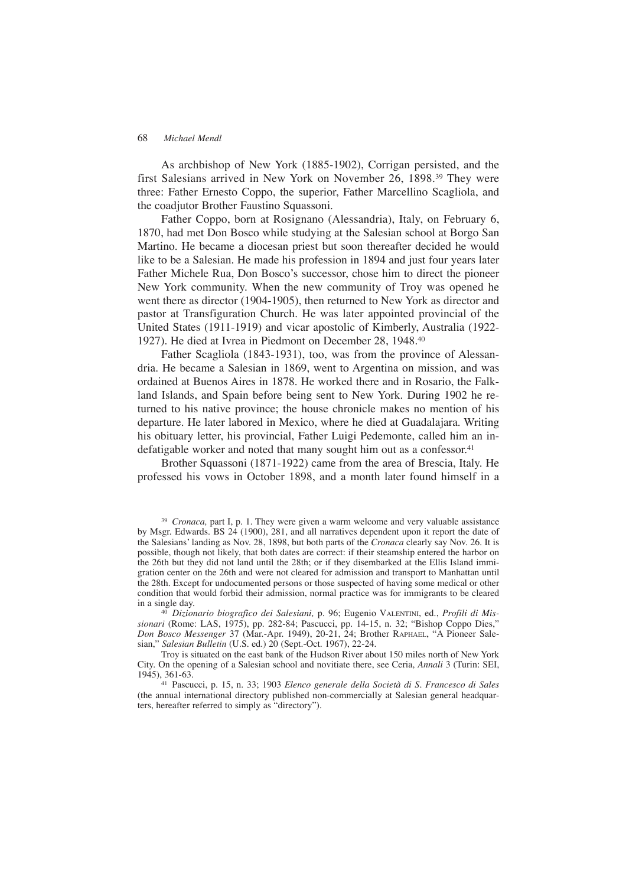As archbishop of New York (1885-1902), Corrigan persisted, and the first Salesians arrived in New York on November 26, 1898.[39] They were three: Father Ernesto Coppo, the superior, Father Marcellino Scagliola, and the coadjutor Brother Faustino Squassoni.

Father Coppo, born at Rosignano (Alessandria), Italy, on February 6, 1870, had met Don Bosco while studying at the Salesian school at Borgo San Martino. He became a diocesan priest but soon thereafter decided he would like to be a Salesian. He made his profession in 1894 and just four years later Father Michele Rua, Don Bosco's successor, chose him to direct the pioneer New York community. When the new community of Troy was opened he went there as director (1904-1905), then returned to New York as director and pastor at Transfiguration Church. He was later appointed provincial of the United States (1911-1919) and vicar apostolic of Kimberly, Australia (1922-1927). He died at Ivrea in Piedmont on December 28, 1948.[40]

Father Scagliola (1843-1931), too, was from the province of Alessandria. He became a Salesian in 1869, went to Argentina on mission, and was ordained at Buenos Aires in 1878. He worked there and in Rosario, the Falkland Islands, and Spain before being sent to New York. During 1902 he returned to his native province; the house chronicle makes no mention of his departure. He later labored in Mexico, where he died at Guadalajara. Writing his obituary letter, his provincial, Father Luigi Pedemonte, called him an indefatigable worker and noted that many sought him out as a confessor.[41]

Brother Squassoni (1871-1922) came from the area of Brescia, Italy. He professed his vows in October 1898, and a month later found himself in a

---

[39] *Cronaca,* part I, p. 1. They were given a warm welcome and very valuable assistance by Msgr. Edwards. BS 24 (1900), 281, and all narratives dependent upon it report the date of the Salesians' landing as Nov. 28, 1898, but both parts of the *Cronaca* clearly say Nov. 26. It is possible, though not likely, that both dates are correct: if their steamship entered the harbor on the 26th but they did not land until the 28th; or if they disembarked at the Ellis Island immigration center on the 26th and were not cleared for admission and transport to Manhattan until the 28th. Except for undocumented persons or those suspected of having some medical or other condition that would forbid their admission, normal practice was for immigrants to be cleared in a single day.

[40] *Dizionario biografico dei Salesiani,* p. 96; Eugenio VALENTINI, ed., *Profili di Missionari* (Rome: LAS, 1975), pp. 282-84; Pascucci, pp. 14-15, n. 32; "Bishop Coppo Dies," *Don Bosco Messenger* 37 (Mar.-Apr. 1949), 20-21, 24; Brother RAPHAEL, "A Pioneer Salesian," *Salesian Bulletin* (U.S. ed.) 20 (Sept.-Oct. 1967), 22-24.

Troy is situated on the east bank of the Hudson River about 150 miles north of New York City. On the opening of a Salesian school and novitiate there, see Ceria, *Annali* 3 (Turin: SEI, 1945), 361-63.

[41] Pascucci, p. 15, n. 33; 1903 *Elenco generale della Società di S. Francesco di Sales* (the annual international directory published non-commercially at Salesian general headquarters, hereafter referred to simply as "directory").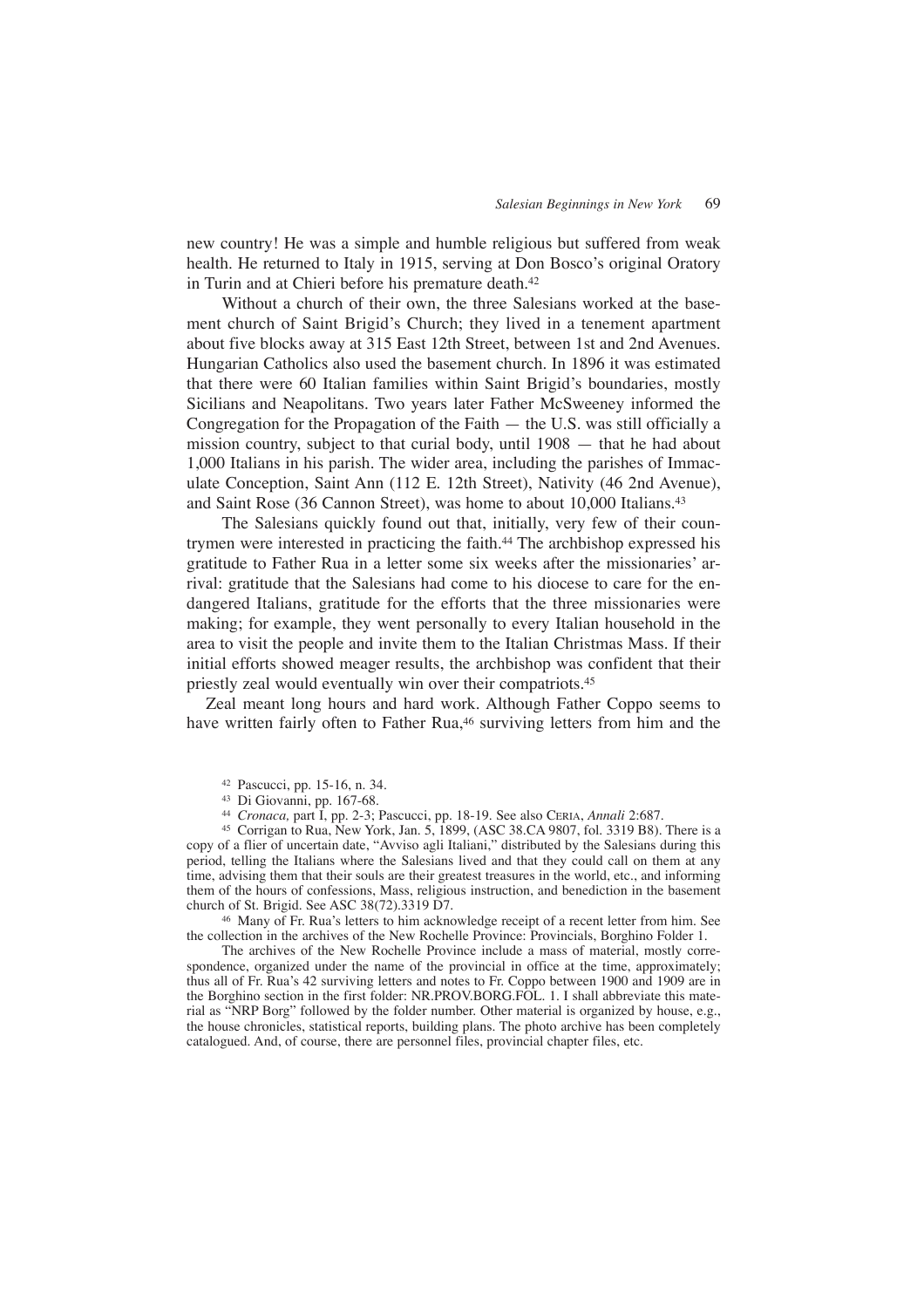new country! He was a simple and humble religious but suffered from weak health. He returned to Italy in 1915, serving at Don Bosco's original Oratory in Turin and at Chieri before his premature death.[42]

Without a church of their own, the three Salesians worked at the basement church of Saint Brigid's Church; they lived in a tenement apartment about five blocks away at 315 East 12th Street, between 1st and 2nd Avenues. Hungarian Catholics also used the basement church. In 1896 it was estimated that there were 60 Italian families within Saint Brigid's boundaries, mostly Sicilians and Neapolitans. Two years later Father McSweeney informed the Congregation for the Propagation of the Faith — the U.S. was still officially a mission country, subject to that curial body, until 1908 — that he had about 1,000 Italians in his parish. The wider area, including the parishes of Immaculate Conception, Saint Ann (112 E. 12th Street), Nativity (46 2nd Avenue), and Saint Rose (36 Cannon Street), was home to about 10,000 Italians.[43]

The Salesians quickly found out that, initially, very few of their countrymen were interested in practicing the faith.[44] The archbishop expressed his gratitude to Father Rua in a letter some six weeks after the missionaries' arrival: gratitude that the Salesians had come to his diocese to care for the endangered Italians, gratitude for the efforts that the three missionaries were making; for example, they went personally to every Italian household in the area to visit the people and invite them to the Italian Christmas Mass. If their initial efforts showed meager results, the archbishop was confident that their priestly zeal would eventually win over their compatriots.[45]

Zeal meant long hours and hard work. Although Father Coppo seems to have written fairly often to Father Rua,[46] surviving letters from him and the

[42] Pascucci, pp. 15-16, n. 34.

[43] Di Giovanni, pp. 167-68.

[44] *Cronaca,* part I, pp. 2-3; Pascucci, pp. 18-19. See also Ceria, *Annali* 2:687.

[45] Corrigan to Rua, New York, Jan. 5, 1899, (ASC 38.CA 9807, fol. 3319 B8). There is a copy of a flier of uncertain date, "Avviso agli Italiani," distributed by the Salesians during this period, telling the Italians where the Salesians lived and that they could call on them at any time, advising them that their souls are their greatest treasures in the world, etc., and informing them of the hours of confessions, Mass, religious instruction, and benediction in the basement church of St. Brigid. See ASC 38(72).3319 D7.

[46] Many of Fr. Rua's letters to him acknowledge receipt of a recent letter from him. See the collection in the archives of the New Rochelle Province: Provincials, Borghino Folder 1.

The archives of the New Rochelle Province include a mass of material, mostly correspondence, organized under the name of the provincial in office at the time, approximately; thus all of Fr. Rua's 42 surviving letters and notes to Fr. Coppo between 1900 and 1909 are in the Borghino section in the first folder: NR.PROV.BORG.FOL. 1. I shall abbreviate this material as "NRP Borg" followed by the folder number. Other material is organized by house, e.g., the house chronicles, statistical reports, building plans. The photo archive has been completely catalogued. And, of course, there are personnel files, provincial chapter files, etc.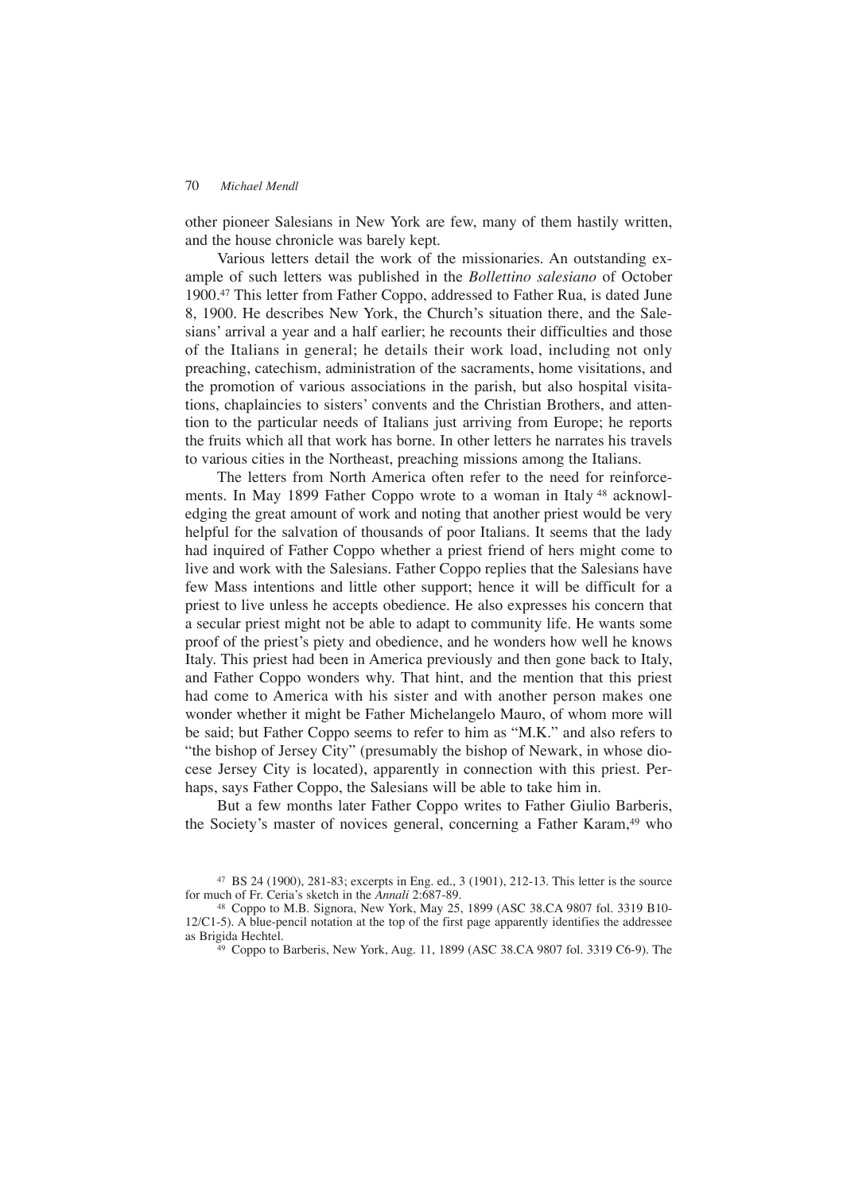other pioneer Salesians in New York are few, many of them hastily written, and the house chronicle was barely kept.

Various letters detail the work of the missionaries. An outstanding example of such letters was published in the *Bollettino salesiano* of October 1900.[47] This letter from Father Coppo, addressed to Father Rua, is dated June 8, 1900. He describes New York, the Church's situation there, and the Salesians' arrival a year and a half earlier; he recounts their difficulties and those of the Italians in general; he details their work load, including not only preaching, catechism, administration of the sacraments, home visitations, and the promotion of various associations in the parish, but also hospital visitations, chaplaincies to sisters' convents and the Christian Brothers, and attention to the particular needs of Italians just arriving from Europe; he reports the fruits which all that work has borne. In other letters he narrates his travels to various cities in the Northeast, preaching missions among the Italians.

The letters from North America often refer to the need for reinforcements. In May 1899 Father Coppo wrote to a woman in Italy [48] acknowledging the great amount of work and noting that another priest would be very helpful for the salvation of thousands of poor Italians. It seems that the lady had inquired of Father Coppo whether a priest friend of hers might come to live and work with the Salesians. Father Coppo replies that the Salesians have few Mass intentions and little other support; hence it will be difficult for a priest to live unless he accepts obedience. He also expresses his concern that a secular priest might not be able to adapt to community life. He wants some proof of the priest's piety and obedience, and he wonders how well he knows Italy. This priest had been in America previously and then gone back to Italy, and Father Coppo wonders why. That hint, and the mention that this priest had come to America with his sister and with another person makes one wonder whether it might be Father Michelangelo Mauro, of whom more will be said; but Father Coppo seems to refer to him as "M.K." and also refers to "the bishop of Jersey City" (presumably the bishop of Newark, in whose diocese Jersey City is located), apparently in connection with this priest. Perhaps, says Father Coppo, the Salesians will be able to take him in.

But a few months later Father Coppo writes to Father Giulio Barberis, the Society's master of novices general, concerning a Father Karam,[49] who

---

[47] BS 24 (1900), 281-83; excerpts in Eng. ed., 3 (1901), 212-13. This letter is the source for much of Fr. Ceria's sketch in the *Annali* 2:687-89.

[48] Coppo to M.B. Signora, New York, May 25, 1899 (ASC 38.CA 9807 fol. 3319 B10-12/C1-5). A blue-pencil notation at the top of the first page apparently identifies the addressee as Brigida Hechtel.

[49] Coppo to Barberis, New York, Aug. 11, 1899 (ASC 38.CA 9807 fol. 3319 C6-9). The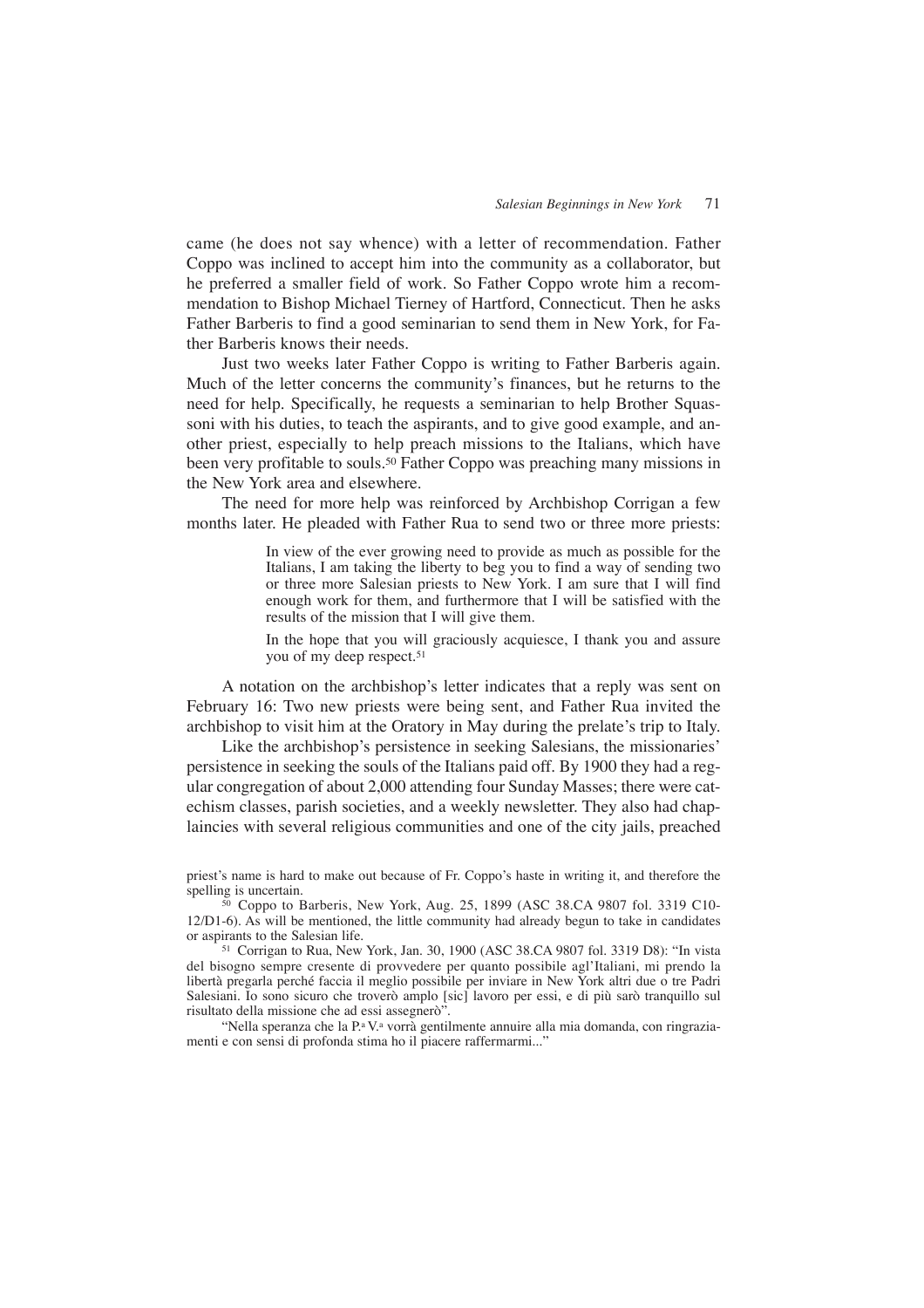came (he does not say whence) with a letter of recommendation. Father Coppo was inclined to accept him into the community as a collaborator, but he preferred a smaller field of work. So Father Coppo wrote him a recommendation to Bishop Michael Tierney of Hartford, Connecticut. Then he asks Father Barberis to find a good seminarian to send them in New York, for Father Barberis knows their needs.

Just two weeks later Father Coppo is writing to Father Barberis again. Much of the letter concerns the community's finances, but he returns to the need for help. Specifically, he requests a seminarian to help Brother Squassoni with his duties, to teach the aspirants, and to give good example, and another priest, especially to help preach missions to the Italians, which have been very profitable to souls.[50] Father Coppo was preaching many missions in the New York area and elsewhere.

The need for more help was reinforced by Archbishop Corrigan a few months later. He pleaded with Father Rua to send two or three more priests:

> In view of the ever growing need to provide as much as possible for the Italians, I am taking the liberty to beg you to find a way of sending two or three more Salesian priests to New York. I am sure that I will find enough work for them, and furthermore that I will be satisfied with the results of the mission that I will give them.
>
> In the hope that you will graciously acquiesce, I thank you and assure you of my deep respect.[51]

A notation on the archbishop's letter indicates that a reply was sent on February 16: Two new priests were being sent, and Father Rua invited the archbishop to visit him at the Oratory in May during the prelate's trip to Italy.

Like the archbishop's persistence in seeking Salesians, the missionaries' persistence in seeking the souls of the Italians paid off. By 1900 they had a regular congregation of about 2,000 attending four Sunday Masses; there were catechism classes, parish societies, and a weekly newsletter. They also had chaplaincies with several religious communities and one of the city jails, preached

---

priest's name is hard to make out because of Fr. Coppo's haste in writing it, and therefore the spelling is uncertain.

[50] Coppo to Barberis, New York, Aug. 25, 1899 (ASC 38.CA 9807 fol. 3319 C10-12/D1-6). As will be mentioned, the little community had already begun to take in candidates or aspirants to the Salesian life.

[51] Corrigan to Rua, New York, Jan. 30, 1900 (ASC 38.CA 9807 fol. 3319 D8): "In vista del bisogno sempre cresente di provvedere per quanto possibile agl'Italiani, mi prendo la libertà pregarla perché faccia il meglio possibile per inviare in New York altri due o tre Padri Salesiani. Io sono sicuro che troverò amplo [sic] lavoro per essi, e di più sarò tranquillo sul risultato della missione che ad essi assegnerò".

"Nella speranza che la P.ª V.ª vorrà gentilmente annuire alla mia domanda, con ringraziamenti e con sensi di profonda stima ho il piacere raffermarmi..."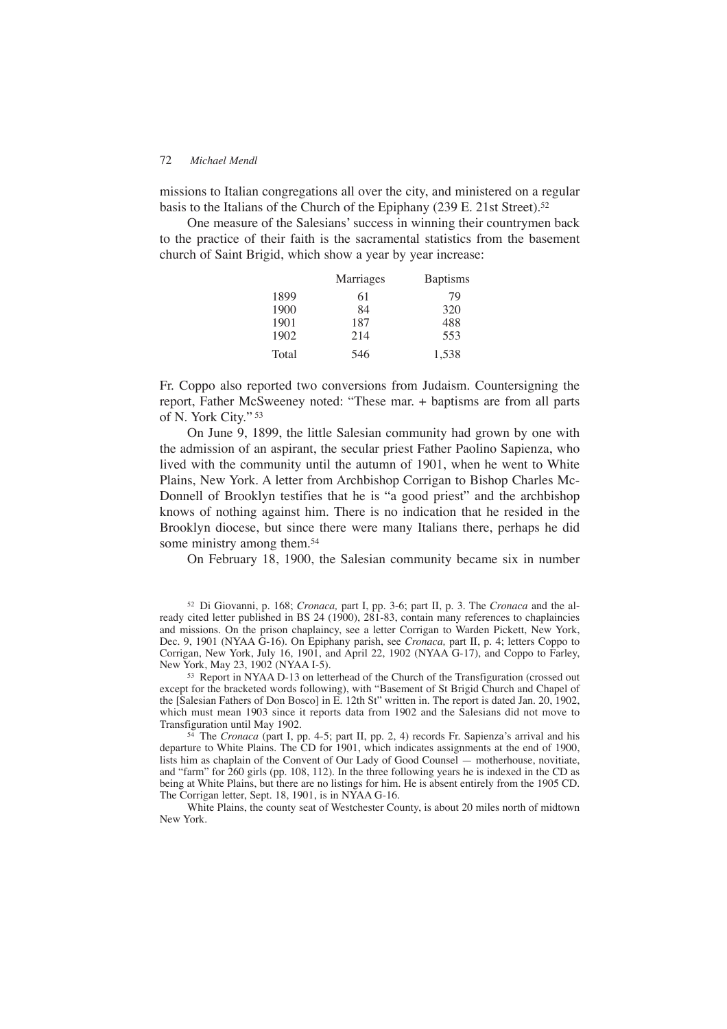missions to Italian congregations all over the city, and ministered on a regular basis to the Italians of the Church of the Epiphany (239 E. 21st Street).[52]

One measure of the Salesians' success in winning their countrymen back to the practice of their faith is the sacramental statistics from the basement church of Saint Brigid, which show a year by year increase:

| | Marriages | Baptisms |
|---|---|---|
| 1899 | 61 | 79 |
| 1900 | 84 | 320 |
| 1901 | 187 | 488 |
| 1902 | 214 | 553 |
| Total | 546 | 1,538 |

Fr. Coppo also reported two conversions from Judaism. Countersigning the report, Father McSweeney noted: "These mar. + baptisms are from all parts of N. York City."[53]

On June 9, 1899, the little Salesian community had grown by one with the admission of an aspirant, the secular priest Father Paolino Sapienza, who lived with the community until the autumn of 1901, when he went to White Plains, New York. A letter from Archbishop Corrigan to Bishop Charles McDonnell of Brooklyn testifies that he is "a good priest" and the archbishop knows of nothing against him. There is no indication that he resided in the Brooklyn diocese, but since there were many Italians there, perhaps he did some ministry among them.[54]

On February 18, 1900, the Salesian community became six in number

[52] Di Giovanni, p. 168; *Cronaca,* part I, pp. 3-6; part II, p. 3. The *Cronaca* and the already cited letter published in BS 24 (1900), 281-83, contain many references to chaplaincies and missions. On the prison chaplaincy, see a letter Corrigan to Warden Pickett, New York, Dec. 9, 1901 (NYAA G-16). On Epiphany parish, see *Cronaca,* part II, p. 4; letters Coppo to Corrigan, New York, July 16, 1901, and April 22, 1902 (NYAA G-17), and Coppo to Farley, New York, May 23, 1902 (NYAA I-5).

[53] Report in NYAA D-13 on letterhead of the Church of the Transfiguration (crossed out except for the bracketed words following), with "Basement of St Brigid Church and Chapel of the [Salesian Fathers of Don Bosco] in E. 12th St" written in. The report is dated Jan. 20, 1902, which must mean 1903 since it reports data from 1902 and the Salesians did not move to Transfiguration until May 1902.

[54] The *Cronaca* (part I, pp. 4-5; part II, pp. 2, 4) records Fr. Sapienza's arrival and his departure to White Plains. The CD for 1901, which indicates assignments at the end of 1900, lists him as chaplain of the Convent of Our Lady of Good Counsel — motherhouse, novitiate, and "farm" for 260 girls (pp. 108, 112). In the three following years he is indexed in the CD as being at White Plains, but there are no listings for him. He is absent entirely from the 1905 CD. The Corrigan letter, Sept. 18, 1901, is in NYAA G-16.

White Plains, the county seat of Westchester County, is about 20 miles north of midtown New York.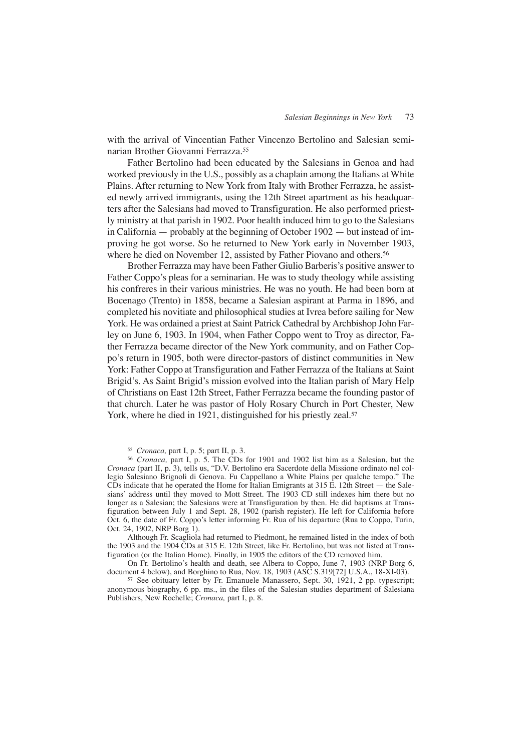with the arrival of Vincentian Father Vincenzo Bertolino and Salesian seminarian Brother Giovanni Ferrazza.[55]

Father Bertolino had been educated by the Salesians in Genoa and had worked previously in the U.S., possibly as a chaplain among the Italians at White Plains. After returning to New York from Italy with Brother Ferrazza, he assisted newly arrived immigrants, using the 12th Street apartment as his headquarters after the Salesians had moved to Transfiguration. He also performed priestly ministry at that parish in 1902. Poor health induced him to go to the Salesians in California — probably at the beginning of October 1902 — but instead of improving he got worse. So he returned to New York early in November 1903, where he died on November 12, assisted by Father Piovano and others.[56]

Brother Ferrazza may have been Father Giulio Barberis's positive answer to Father Coppo's pleas for a seminarian. He was to study theology while assisting his confreres in their various ministries. He was no youth. He had been born at Bocenago (Trento) in 1858, became a Salesian aspirant at Parma in 1896, and completed his novitiate and philosophical studies at Ivrea before sailing for New York. He was ordained a priest at Saint Patrick Cathedral by Archbishop John Farley on June 6, 1903. In 1904, when Father Coppo went to Troy as director, Father Ferrazza became director of the New York community, and on Father Coppo's return in 1905, both were director-pastors of distinct communities in New York: Father Coppo at Transfiguration and Father Ferrazza of the Italians at Saint Brigid's. As Saint Brigid's mission evolved into the Italian parish of Mary Help of Christians on East 12th Street, Father Ferrazza became the founding pastor of that church. Later he was pastor of Holy Rosary Church in Port Chester, New York, where he died in 1921, distinguished for his priestly zeal.[57]

[55] *Cronaca,* part I, p. 5; part II, p. 3.

[56] *Cronaca,* part I, p. 5. The CDs for 1901 and 1902 list him as a Salesian, but the *Cronaca* (part II, p. 3), tells us, "D.V. Bertolino era Sacerdote della Missione ordinato nel collegio Salesiano Brignoli di Genova. Fu Cappellano a White Plains per qualche tempo." The CDs indicate that he operated the Home for Italian Emigrants at 315 E. 12th Street — the Salesians' address until they moved to Mott Street. The 1903 CD still indexes him there but no longer as a Salesian; the Salesians were at Transfiguration by then. He did baptisms at Transfiguration between July 1 and Sept. 28, 1902 (parish register). He left for California before Oct. 6, the date of Fr. Coppo's letter informing Fr. Rua of his departure (Rua to Coppo, Turin, Oct. 24, 1902, NRP Borg 1).

Although Fr. Scagliola had returned to Piedmont, he remained listed in the index of both the 1903 and the 1904 CDs at 315 E. 12th Street, like Fr. Bertolino, but was not listed at Transfiguration (or the Italian Home). Finally, in 1905 the editors of the CD removed him.

On Fr. Bertolino's health and death, see Albera to Coppo, June 7, 1903 (NRP Borg 6, document 4 below), and Borghino to Rua, Nov. 18, 1903 (ASC S.319[72] U.S.A., 18-XI-03).

[57] See obituary letter by Fr. Emanuele Manassero, Sept. 30, 1921, 2 pp. typescript; anonymous biography, 6 pp. ms., in the files of the Salesian studies department of Salesiana Publishers, New Rochelle; *Cronaca,* part I, p. 8.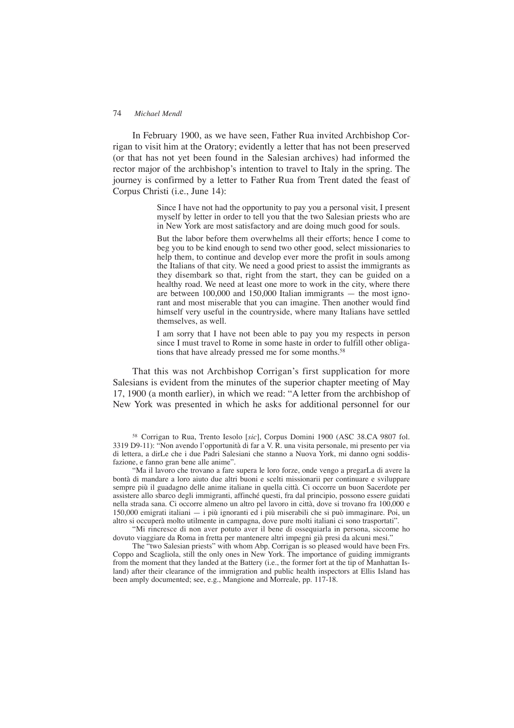In February 1900, as we have seen, Father Rua invited Archbishop Corrigan to visit him at the Oratory; evidently a letter that has not been preserved (or that has not yet been found in the Salesian archives) had informed the rector major of the archbishop's intention to travel to Italy in the spring. The journey is confirmed by a letter to Father Rua from Trent dated the feast of Corpus Christi (i.e., June 14):

> Since I have not had the opportunity to pay you a personal visit, I present myself by letter in order to tell you that the two Salesian priests who are in New York are most satisfactory and are doing much good for souls.
>
> But the labor before them overwhelms all their efforts; hence I come to beg you to be kind enough to send two other good, select missionaries to help them, to continue and develop ever more the profit in souls among the Italians of that city. We need a good priest to assist the immigrants as they disembark so that, right from the start, they can be guided on a healthy road. We need at least one more to work in the city, where there are between 100,000 and 150,000 Italian immigrants — the most ignorant and most miserable that you can imagine. Then another would find himself very useful in the countryside, where many Italians have settled themselves, as well.
>
> I am sorry that I have not been able to pay you my respects in person since I must travel to Rome in some haste in order to fulfill other obligations that have already pressed me for some months.[58]

That this was not Archbishop Corrigan's first supplication for more Salesians is evident from the minutes of the superior chapter meeting of May 17, 1900 (a month earlier), in which we read: "A letter from the archbishop of New York was presented in which he asks for additional personnel for our

---

[58] Corrigan to Rua, Trento Iesolo [*sic*], Corpus Domini 1900 (ASC 38.CA 9807 fol. 3319 D9-11): "Non avendo l'opportunità di far a V. R. una visita personale, mi presento per via di lettera, a dirLe che i due Padri Salesiani che stanno a Nuova York, mi danno ogni soddisfazione, e fanno gran bene alle anime".

"Ma il lavoro che trovano a fare supera le loro forze, onde vengo a pregarLa di avere la bontà di mandare a loro aiuto due altri buoni e scelti missionarii per continuare e sviluppare sempre più il guadagno delle anime italiane in quella città. Ci occorre un buon Sacerdote per assistere allo sbarco degli immigranti, affinché questi, fra dal principio, possono essere guidati nella strada sana. Ci occorre almeno un altro pel lavoro in città, dove si trovano fra 100,000 e 150,000 emigrati italiani — i più ignoranti ed i più miserabili che si può immaginare. Poi, un altro si occuperà molto utilmente in campagna, dove pure molti italiani ci sono trasportati".

"Mi rincresce di non aver potuto aver il bene di ossequiarla in persona, siccome ho dovuto viaggiare da Roma in fretta per mantenere altri impegni già presi da alcuni mesi."

The "two Salesian priests" with whom Abp. Corrigan is so pleased would have been Frs. Coppo and Scagliola, still the only ones in New York. The importance of guiding immigrants from the moment that they landed at the Battery (i.e., the former fort at the tip of Manhattan Island) after their clearance of the immigration and public health inspectors at Ellis Island has been amply documented; see, e.g., Mangione and Morreale, pp. 117-18.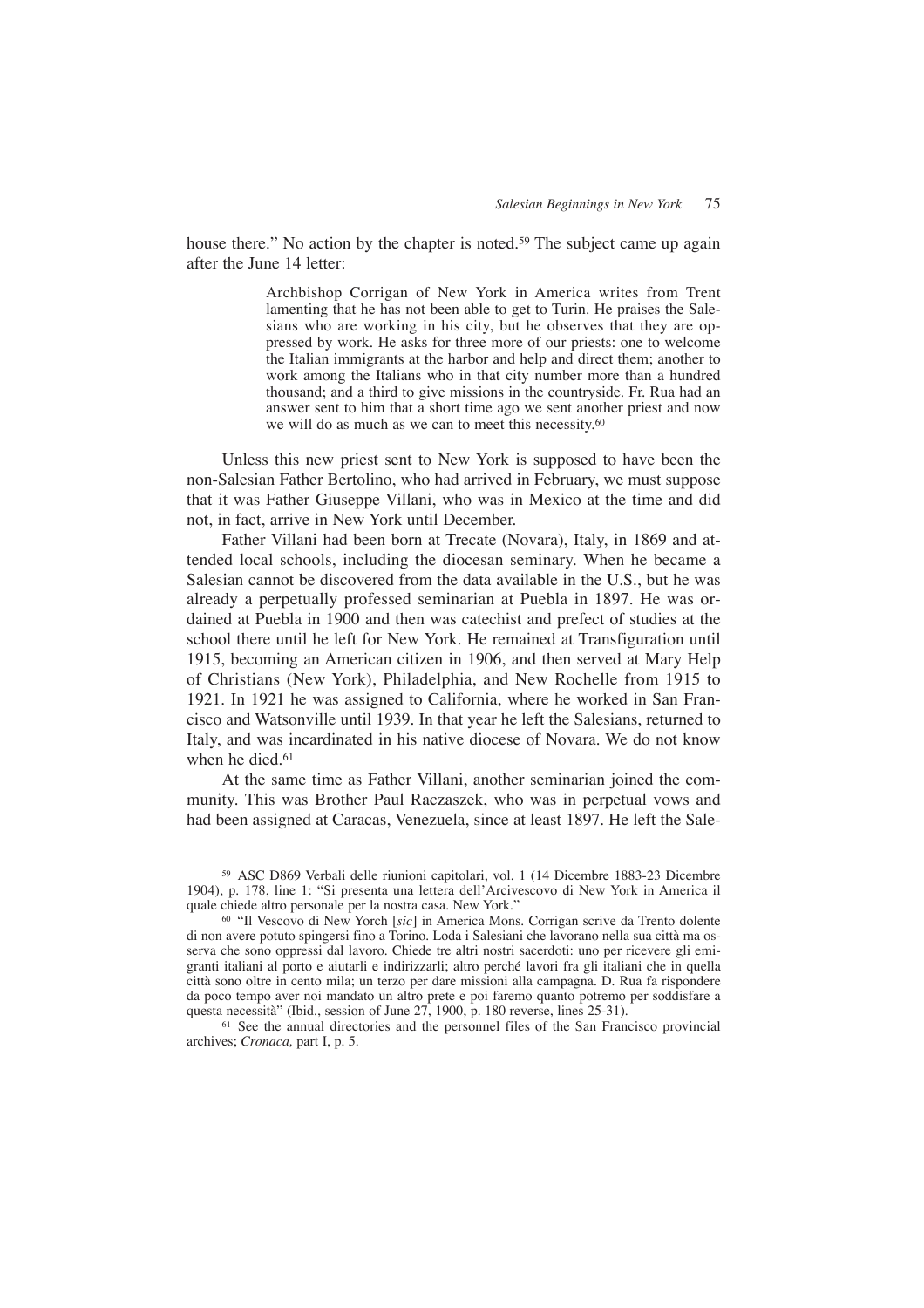house there." No action by the chapter is noted.[59] The subject came up again after the June 14 letter:

> Archbishop Corrigan of New York in America writes from Trent lamenting that he has not been able to get to Turin. He praises the Salesians who are working in his city, but he observes that they are oppressed by work. He asks for three more of our priests: one to welcome the Italian immigrants at the harbor and help and direct them; another to work among the Italians who in that city number more than a hundred thousand; and a third to give missions in the countryside. Fr. Rua had an answer sent to him that a short time ago we sent another priest and now we will do as much as we can to meet this necessity.[60]

Unless this new priest sent to New York is supposed to have been the non-Salesian Father Bertolino, who had arrived in February, we must suppose that it was Father Giuseppe Villani, who was in Mexico at the time and did not, in fact, arrive in New York until December.

Father Villani had been born at Trecate (Novara), Italy, in 1869 and attended local schools, including the diocesan seminary. When he became a Salesian cannot be discovered from the data available in the U.S., but he was already a perpetually professed seminarian at Puebla in 1897. He was ordained at Puebla in 1900 and then was catechist and prefect of studies at the school there until he left for New York. He remained at Transfiguration until 1915, becoming an American citizen in 1906, and then served at Mary Help of Christians (New York), Philadelphia, and New Rochelle from 1915 to 1921. In 1921 he was assigned to California, where he worked in San Francisco and Watsonville until 1939. In that year he left the Salesians, returned to Italy, and was incardinated in his native diocese of Novara. We do not know when he died.[61]

At the same time as Father Villani, another seminarian joined the community. This was Brother Paul Raczaszek, who was in perpetual vows and had been assigned at Caracas, Venezuela, since at least 1897. He left the Sale-

---

[59] ASC D869 Verbali delle riunioni capitolari, vol. 1 (14 Dicembre 1883-23 Dicembre 1904), p. 178, line 1: "Si presenta una lettera dell'Arcivescovo di New York in America il quale chiede altro personale per la nostra casa. New York."

[60] "Il Vescovo di New Yorch [*sic*] in America Mons. Corrigan scrive da Trento dolente di non avere potuto spingersi fino a Torino. Loda i Salesiani che lavorano nella sua città ma osserva che sono oppressi dal lavoro. Chiede tre altri nostri sacerdoti: uno per ricevere gli emigranti italiani al porto e aiutarli e indirizzarli; altro perché lavori fra gli italiani che in quella città sono oltre in cento mila; un terzo per dare missioni alla campagna. D. Rua fa rispondere da poco tempo aver noi mandato un altro prete e poi faremo quanto potremo per soddisfare a questa necessità" (Ibid., session of June 27, 1900, p. 180 reverse, lines 25-31).

[61] See the annual directories and the personnel files of the San Francisco provincial archives; *Cronaca,* part I, p. 5.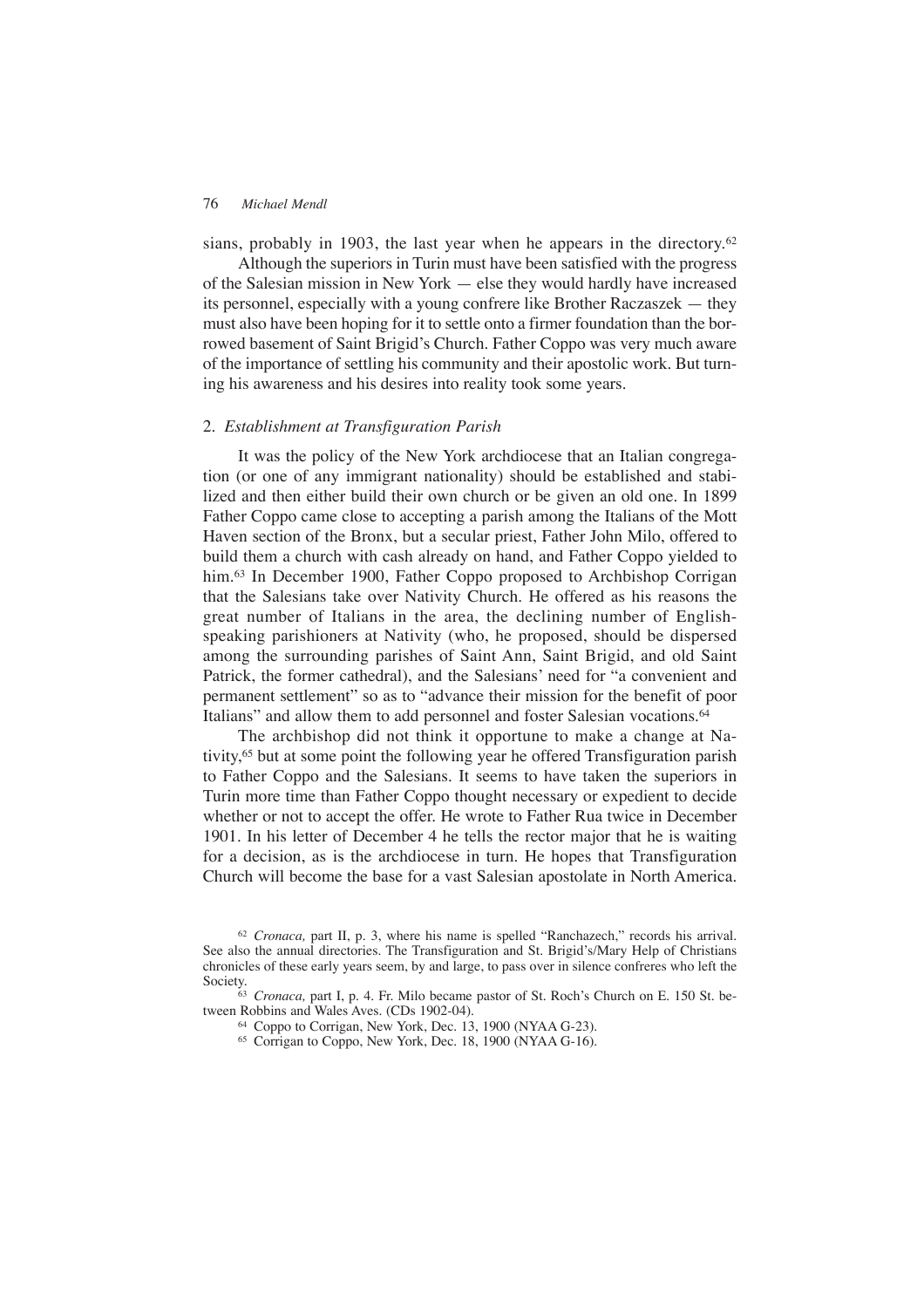sians, probably in 1903, the last year when he appears in the directory.[62]

Although the superiors in Turin must have been satisfied with the progress of the Salesian mission in New York — else they would hardly have increased its personnel, especially with a young confrere like Brother Raczaszek — they must also have been hoping for it to settle onto a firmer foundation than the borrowed basement of Saint Brigid's Church. Father Coppo was very much aware of the importance of settling his community and their apostolic work. But turning his awareness and his desires into reality took some years.

## 2. *Establishment at Transfiguration Parish*

It was the policy of the New York archdiocese that an Italian congregation (or one of any immigrant nationality) should be established and stabilized and then either build their own church or be given an old one. In 1899 Father Coppo came close to accepting a parish among the Italians of the Mott Haven section of the Bronx, but a secular priest, Father John Milo, offered to build them a church with cash already on hand, and Father Coppo yielded to him.[63] In December 1900, Father Coppo proposed to Archbishop Corrigan that the Salesians take over Nativity Church. He offered as his reasons the great number of Italians in the area, the declining number of English-speaking parishioners at Nativity (who, he proposed, should be dispersed among the surrounding parishes of Saint Ann, Saint Brigid, and old Saint Patrick, the former cathedral), and the Salesians' need for "a convenient and permanent settlement" so as to "advance their mission for the benefit of poor Italians" and allow them to add personnel and foster Salesian vocations.[64]

The archbishop did not think it opportune to make a change at Nativity,[65] but at some point the following year he offered Transfiguration parish to Father Coppo and the Salesians. It seems to have taken the superiors in Turin more time than Father Coppo thought necessary or expedient to decide whether or not to accept the offer. He wrote to Father Rua twice in December 1901. In his letter of December 4 he tells the rector major that he is waiting for a decision, as is the archdiocese in turn. He hopes that Transfiguration Church will become the base for a vast Salesian apostolate in North America.

---

[62] *Cronaca,* part II, p. 3, where his name is spelled "Ranchazech," records his arrival. See also the annual directories. The Transfiguration and St. Brigid's/Mary Help of Christians chronicles of these early years seem, by and large, to pass over in silence confreres who left the Society.

[63] *Cronaca,* part I, p. 4. Fr. Milo became pastor of St. Roch's Church on E. 150 St. between Robbins and Wales Aves. (CDs 1902-04).

[64] Coppo to Corrigan, New York, Dec. 13, 1900 (NYAA G-23).

[65] Corrigan to Coppo, New York, Dec. 18, 1900 (NYAA G-16).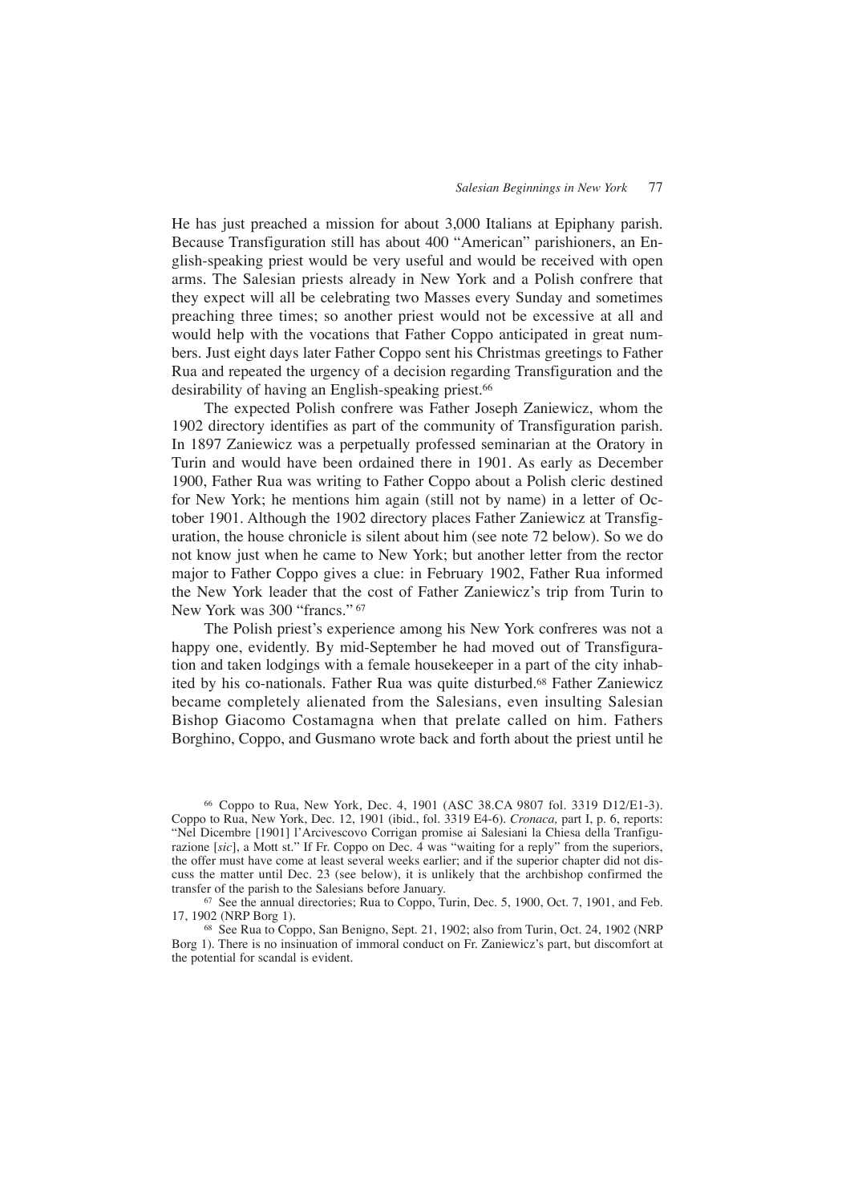He has just preached a mission for about 3,000 Italians at Epiphany parish. Because Transfiguration still has about 400 "American" parishioners, an English-speaking priest would be very useful and would be received with open arms. The Salesian priests already in New York and a Polish confrere that they expect will all be celebrating two Masses every Sunday and sometimes preaching three times; so another priest would not be excessive at all and would help with the vocations that Father Coppo anticipated in great numbers. Just eight days later Father Coppo sent his Christmas greetings to Father Rua and repeated the urgency of a decision regarding Transfiguration and the desirability of having an English-speaking priest.[66]

The expected Polish confrere was Father Joseph Zaniewicz, whom the 1902 directory identifies as part of the community of Transfiguration parish. In 1897 Zaniewicz was a perpetually professed seminarian at the Oratory in Turin and would have been ordained there in 1901. As early as December 1900, Father Rua was writing to Father Coppo about a Polish cleric destined for New York; he mentions him again (still not by name) in a letter of October 1901. Although the 1902 directory places Father Zaniewicz at Transfiguration, the house chronicle is silent about him (see note 72 below). So we do not know just when he came to New York; but another letter from the rector major to Father Coppo gives a clue: in February 1902, Father Rua informed the New York leader that the cost of Father Zaniewicz's trip from Turin to New York was 300 "francs."[67]

The Polish priest's experience among his New York confreres was not a happy one, evidently. By mid-September he had moved out of Transfiguration and taken lodgings with a female housekeeper in a part of the city inhabited by his co-nationals. Father Rua was quite disturbed.[68] Father Zaniewicz became completely alienated from the Salesians, even insulting Salesian Bishop Giacomo Costamagna when that prelate called on him. Fathers Borghino, Coppo, and Gusmano wrote back and forth about the priest until he

---

[66] Coppo to Rua, New York, Dec. 4, 1901 (ASC 38.CA 9807 fol. 3319 D12/E1-3). Coppo to Rua, New York, Dec. 12, 1901 (ibid., fol. 3319 E4-6). *Cronaca,* part I, p. 6, reports: "Nel Dicembre [1901] l'Arcivescovo Corrigan promise ai Salesiani la Chiesa della Tranfigurazione [*sic*], a Mott st." If Fr. Coppo on Dec. 4 was "waiting for a reply" from the superiors, the offer must have come at least several weeks earlier; and if the superior chapter did not discuss the matter until Dec. 23 (see below), it is unlikely that the archbishop confirmed the transfer of the parish to the Salesians before January.

[67] See the annual directories; Rua to Coppo, Turin, Dec. 5, 1900, Oct. 7, 1901, and Feb. 17, 1902 (NRP Borg 1).

[68] See Rua to Coppo, San Benigno, Sept. 21, 1902; also from Turin, Oct. 24, 1902 (NRP Borg 1). There is no insinuation of immoral conduct on Fr. Zaniewicz's part, but discomfort at the potential for scandal is evident.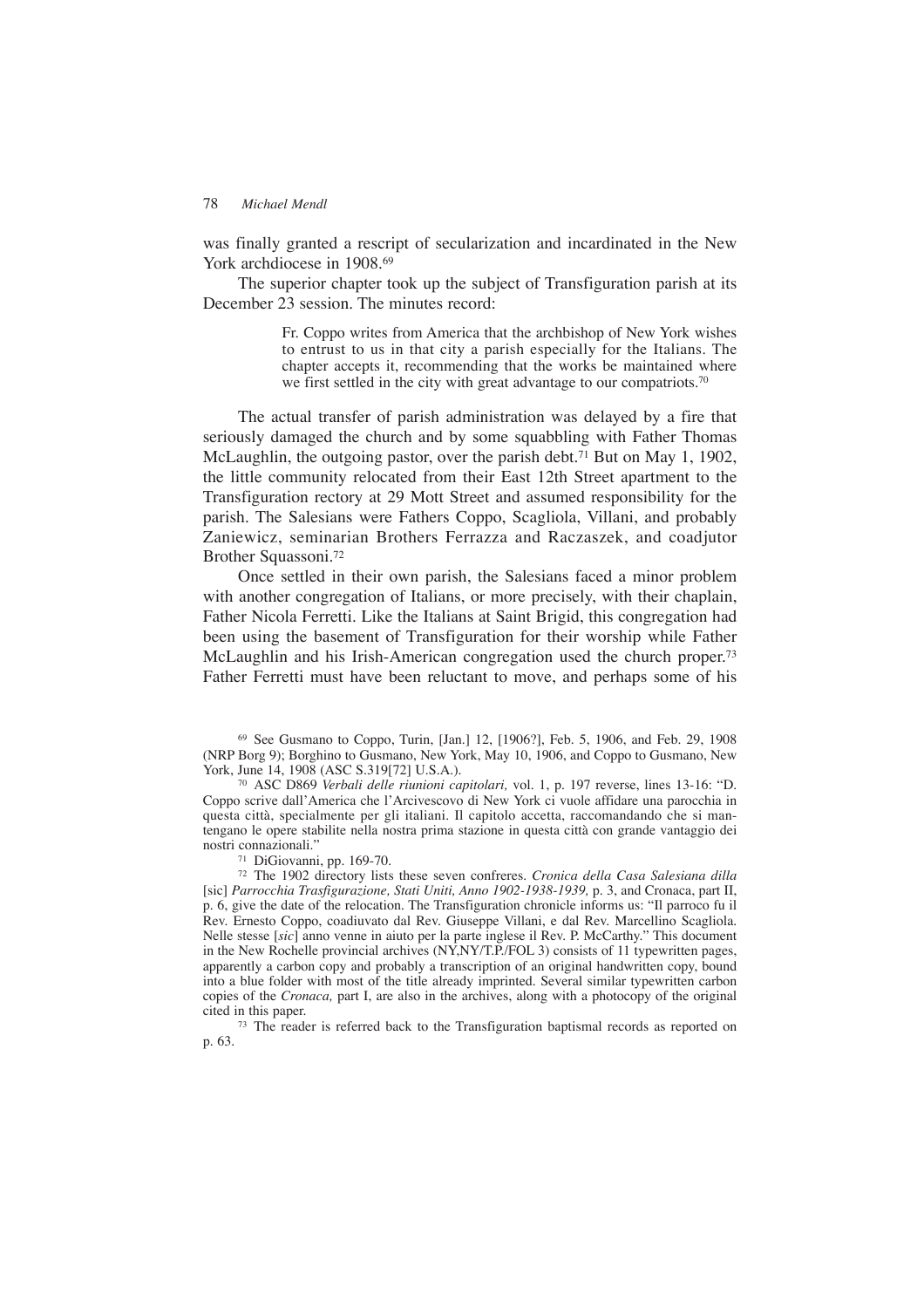was finally granted a rescript of secularization and incardinated in the New York archdiocese in 1908.[69]

The superior chapter took up the subject of Transfiguration parish at its December 23 session. The minutes record:

> Fr. Coppo writes from America that the archbishop of New York wishes to entrust to us in that city a parish especially for the Italians. The chapter accepts it, recommending that the works be maintained where we first settled in the city with great advantage to our compatriots.[70]

The actual transfer of parish administration was delayed by a fire that seriously damaged the church and by some squabbling with Father Thomas McLaughlin, the outgoing pastor, over the parish debt.[71] But on May 1, 1902, the little community relocated from their East 12th Street apartment to the Transfiguration rectory at 29 Mott Street and assumed responsibility for the parish. The Salesians were Fathers Coppo, Scagliola, Villani, and probably Zaniewicz, seminarian Brothers Ferrazza and Raczaszek, and coadjutor Brother Squassoni.[72]

Once settled in their own parish, the Salesians faced a minor problem with another congregation of Italians, or more precisely, with their chaplain, Father Nicola Ferretti. Like the Italians at Saint Brigid, this congregation had been using the basement of Transfiguration for their worship while Father McLaughlin and his Irish-American congregation used the church proper.[73] Father Ferretti must have been reluctant to move, and perhaps some of his

---

[69] See Gusmano to Coppo, Turin, [Jan.] 12, [1906?], Feb. 5, 1906, and Feb. 29, 1908 (NRP Borg 9); Borghino to Gusmano, New York, May 10, 1906, and Coppo to Gusmano, New York, June 14, 1908 (ASC S.319[72] U.S.A.).

[70] ASC D869 *Verbali delle riunioni capitolari,* vol. 1, p. 197 reverse, lines 13-16: "D. Coppo scrive dall'America che l'Arcivescovo di New York ci vuole affidare una parocchia in questa città, specialmente per gli italiani. Il capitolo accetta, raccomandando che si mantengano le opere stabilite nella nostra prima stazione in questa città con grande vantaggio dei nostri connazionali."

[71] DiGiovanni, pp. 169-70.

[72] The 1902 directory lists these seven confreres. *Cronica della Casa Salesiana dilla* [sic] *Parrocchia Trasfigurazione, Stati Uniti, Anno 1902-1938-1939,* p. 3, and Cronaca, part II, p. 6, give the date of the relocation. The Transfiguration chronicle informs us: "Il parroco fu il Rev. Ernesto Coppo, coadiuvato dal Rev. Giuseppe Villani, e dal Rev. Marcellino Scagliola. Nelle stesse [*sic*] anno venne in aiuto per la parte inglese il Rev. P. McCarthy." This document in the New Rochelle provincial archives (NY,NY/T.P./FOL 3) consists of 11 typewritten pages, apparently a carbon copy and probably a transcription of an original handwritten copy, bound into a blue folder with most of the title already imprinted. Several similar typewritten carbon copies of the *Cronaca,* part I, are also in the archives, along with a photocopy of the original cited in this paper.

[73] The reader is referred back to the Transfiguration baptismal records as reported on p. 63.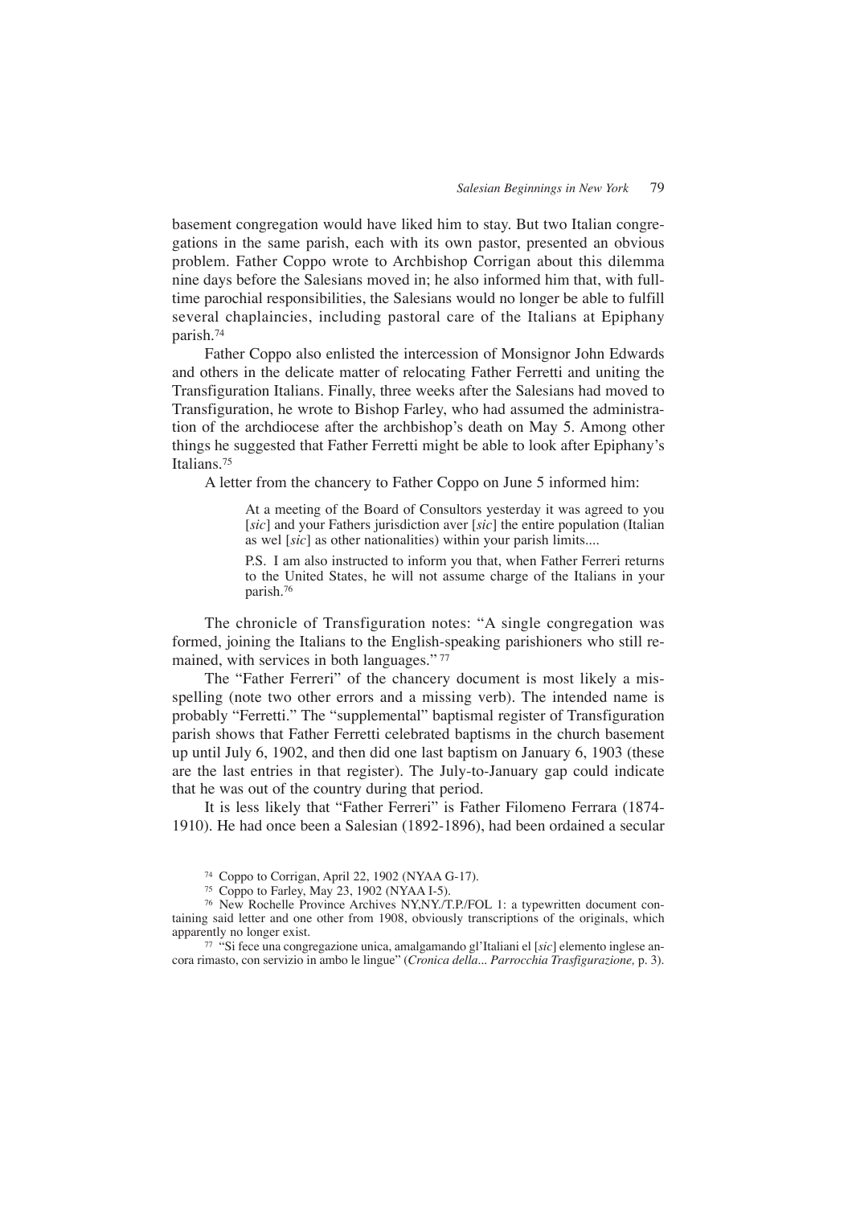basement congregation would have liked him to stay. But two Italian congregations in the same parish, each with its own pastor, presented an obvious problem. Father Coppo wrote to Archbishop Corrigan about this dilemma nine days before the Salesians moved in; he also informed him that, with full-time parochial responsibilities, the Salesians would no longer be able to fulfill several chaplaincies, including pastoral care of the Italians at Epiphany parish.[74]

Father Coppo also enlisted the intercession of Monsignor John Edwards and others in the delicate matter of relocating Father Ferretti and uniting the Transfiguration Italians. Finally, three weeks after the Salesians had moved to Transfiguration, he wrote to Bishop Farley, who had assumed the administration of the archdiocese after the archbishop's death on May 5. Among other things he suggested that Father Ferretti might be able to look after Epiphany's Italians.[75]

A letter from the chancery to Father Coppo on June 5 informed him:

> At a meeting of the Board of Consultors yesterday it was agreed to you [*sic*] and your Fathers jurisdiction aver [*sic*] the entire population (Italian as wel [*sic*] as other nationalities) within your parish limits....
>
> P.S. I am also instructed to inform you that, when Father Ferreri returns to the United States, he will not assume charge of the Italians in your parish.[76]

The chronicle of Transfiguration notes: "A single congregation was formed, joining the Italians to the English-speaking parishioners who still remained, with services in both languages." [77]

The "Father Ferreri" of the chancery document is most likely a misspelling (note two other errors and a missing verb). The intended name is probably "Ferretti." The "supplemental" baptismal register of Transfiguration parish shows that Father Ferretti celebrated baptisms in the church basement up until July 6, 1902, and then did one last baptism on January 6, 1903 (these are the last entries in that register). The July-to-January gap could indicate that he was out of the country during that period.

It is less likely that "Father Ferreri" is Father Filomeno Ferrara (1874-1910). He had once been a Salesian (1892-1896), had been ordained a secular

---

[74] Coppo to Corrigan, April 22, 1902 (NYAA G-17).

[75] Coppo to Farley, May 23, 1902 (NYAA I-5).

[76] New Rochelle Province Archives NY,NY./T.P./FOL 1: a typewritten document containing said letter and one other from 1908, obviously transcriptions of the originals, which apparently no longer exist.

[77] "Si fece una congregazione unica, amalgamando gl'Italiani el [*sic*] elemento inglese ancora rimasto, con servizio in ambo le lingue" (*Cronica della... Parrocchia Trasfigurazione,* p. 3).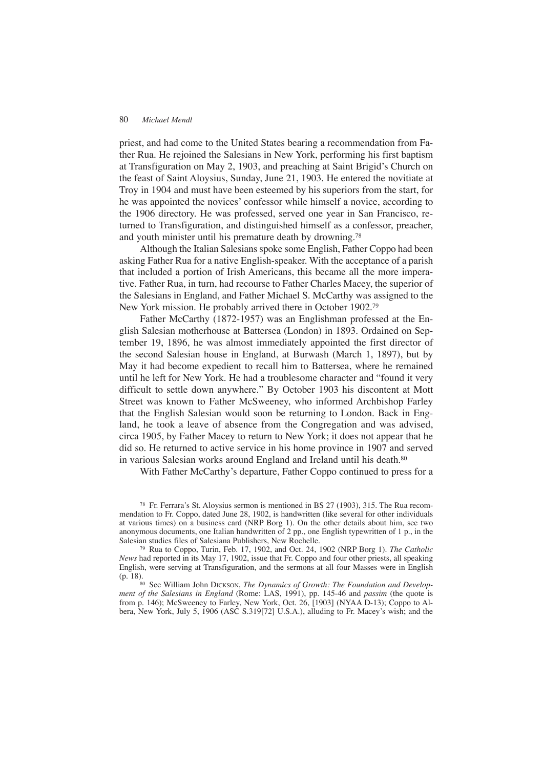priest, and had come to the United States bearing a recommendation from Father Rua. He rejoined the Salesians in New York, performing his first baptism at Transfiguration on May 2, 1903, and preaching at Saint Brigid's Church on the feast of Saint Aloysius, Sunday, June 21, 1903. He entered the novitiate at Troy in 1904 and must have been esteemed by his superiors from the start, for he was appointed the novices' confessor while himself a novice, according to the 1906 directory. He was professed, served one year in San Francisco, returned to Transfiguration, and distinguished himself as a confessor, preacher, and youth minister until his premature death by drowning.[78]

Although the Italian Salesians spoke some English, Father Coppo had been asking Father Rua for a native English-speaker. With the acceptance of a parish that included a portion of Irish Americans, this became all the more imperative. Father Rua, in turn, had recourse to Father Charles Macey, the superior of the Salesians in England, and Father Michael S. McCarthy was assigned to the New York mission. He probably arrived there in October 1902.[79]

Father McCarthy (1872-1957) was an Englishman professed at the English Salesian motherhouse at Battersea (London) in 1893. Ordained on September 19, 1896, he was almost immediately appointed the first director of the second Salesian house in England, at Burwash (March 1, 1897), but by May it had become expedient to recall him to Battersea, where he remained until he left for New York. He had a troublesome character and "found it very difficult to settle down anywhere." By October 1903 his discontent at Mott Street was known to Father McSweeney, who informed Archbishop Farley that the English Salesian would soon be returning to London. Back in England, he took a leave of absence from the Congregation and was advised, circa 1905, by Father Macey to return to New York; it does not appear that he did so. He returned to active service in his home province in 1907 and served in various Salesian works around England and Ireland until his death.[80]

With Father McCarthy's departure, Father Coppo continued to press for a

---

[78] Fr. Ferrara's St. Aloysius sermon is mentioned in BS 27 (1903), 315. The Rua recommendation to Fr. Coppo, dated June 28, 1902, is handwritten (like several for other individuals at various times) on a business card (NRP Borg 1). On the other details about him, see two anonymous documents, one Italian handwritten of 2 pp., one English typewritten of 1 p., in the Salesian studies files of Salesiana Publishers, New Rochelle.

[79] Rua to Coppo, Turin, Feb. 17, 1902, and Oct. 24, 1902 (NRP Borg 1). *The Catholic News* had reported in its May 17, 1902, issue that Fr. Coppo and four other priests, all speaking English, were serving at Transfiguration, and the sermons at all four Masses were in English (p. 18).

[80] See William John Dickson, *The Dynamics of Growth: The Foundation and Development of the Salesians in England* (Rome: LAS, 1991), pp. 145-46 and *passim* (the quote is from p. 146); McSweeney to Farley, New York, Oct. 26, [1903] (NYAA D-13); Coppo to Albera, New York, July 5, 1906 (ASC S.319[72] U.S.A.), alluding to Fr. Macey's wish; and the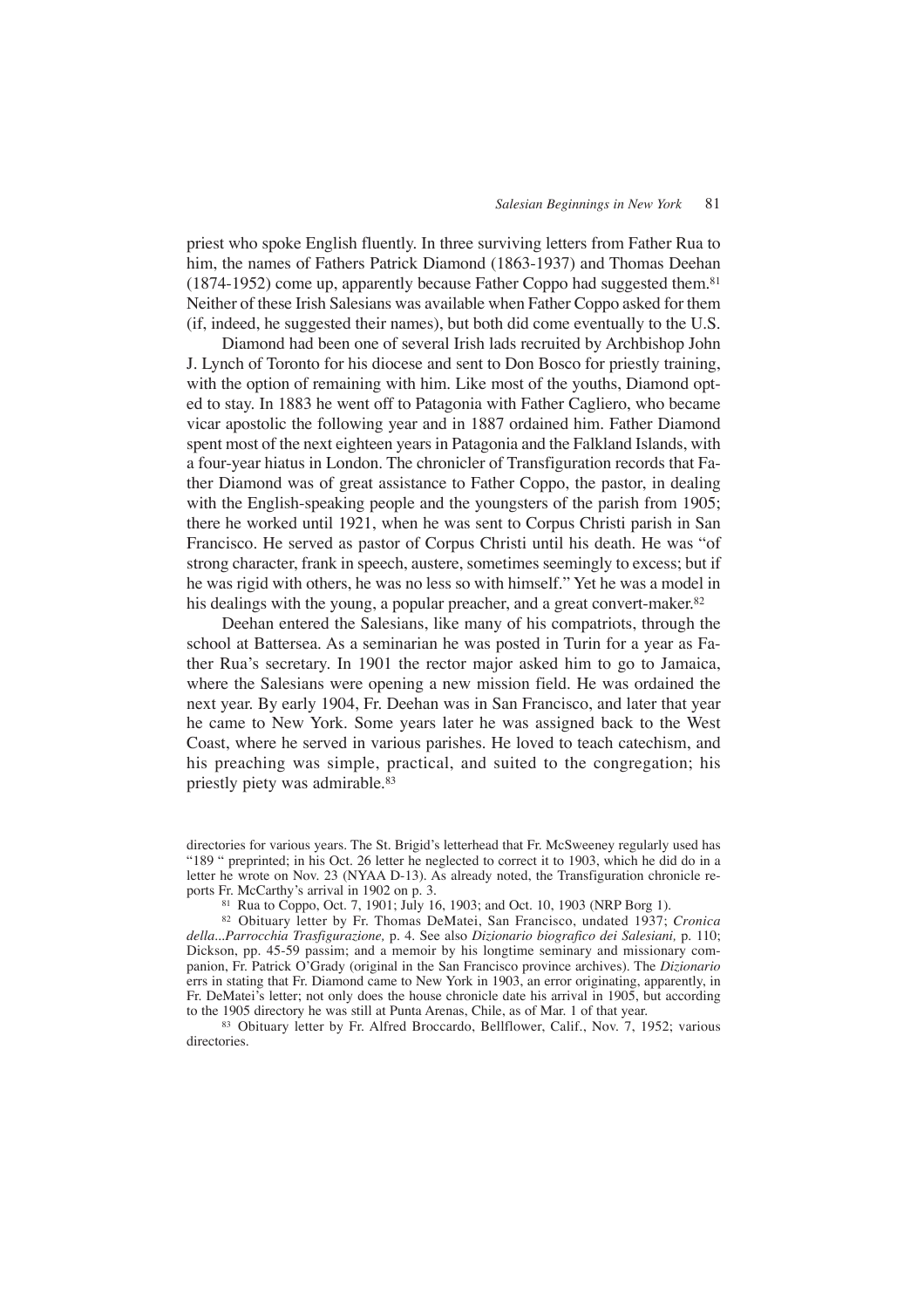priest who spoke English fluently. In three surviving letters from Father Rua to him, the names of Fathers Patrick Diamond (1863-1937) and Thomas Deehan (1874-1952) come up, apparently because Father Coppo had suggested them.[81] Neither of these Irish Salesians was available when Father Coppo asked for them (if, indeed, he suggested their names), but both did come eventually to the U.S.

Diamond had been one of several Irish lads recruited by Archbishop John J. Lynch of Toronto for his diocese and sent to Don Bosco for priestly training, with the option of remaining with him. Like most of the youths, Diamond opted to stay. In 1883 he went off to Patagonia with Father Cagliero, who became vicar apostolic the following year and in 1887 ordained him. Father Diamond spent most of the next eighteen years in Patagonia and the Falkland Islands, with a four-year hiatus in London. The chronicler of Transfiguration records that Father Diamond was of great assistance to Father Coppo, the pastor, in dealing with the English-speaking people and the youngsters of the parish from 1905; there he worked until 1921, when he was sent to Corpus Christi parish in San Francisco. He served as pastor of Corpus Christi until his death. He was "of strong character, frank in speech, austere, sometimes seemingly to excess; but if he was rigid with others, he was no less so with himself." Yet he was a model in his dealings with the young, a popular preacher, and a great convert-maker.[82]

Deehan entered the Salesians, like many of his compatriots, through the school at Battersea. As a seminarian he was posted in Turin for a year as Father Rua's secretary. In 1901 the rector major asked him to go to Jamaica, where the Salesians were opening a new mission field. He was ordained the next year. By early 1904, Fr. Deehan was in San Francisco, and later that year he came to New York. Some years later he was assigned back to the West Coast, where he served in various parishes. He loved to teach catechism, and his preaching was simple, practical, and suited to the congregation; his priestly piety was admirable.[83]

---

directories for various years. The St. Brigid's letterhead that Fr. McSweeney regularly used has "189 " preprinted; in his Oct. 26 letter he neglected to correct it to 1903, which he did do in a letter he wrote on Nov. 23 (NYAA D-13). As already noted, the Transfiguration chronicle reports Fr. McCarthy's arrival in 1902 on p. 3.

[81] Rua to Coppo, Oct. 7, 1901; July 16, 1903; and Oct. 10, 1903 (NRP Borg 1).

[82] Obituary letter by Fr. Thomas DeMatei, San Francisco, undated 1937; *Cronica della...Parrocchia Trasfigurazione,* p. 4. See also *Dizionario biografico dei Salesiani,* p. 110; Dickson, pp. 45-59 passim; and a memoir by his longtime seminary and missionary companion, Fr. Patrick O'Grady (original in the San Francisco province archives). The *Dizionario* errs in stating that Fr. Diamond came to New York in 1903, an error originating, apparently, in Fr. DeMatei's letter; not only does the house chronicle date his arrival in 1905, but according to the 1905 directory he was still at Punta Arenas, Chile, as of Mar. 1 of that year.

[83] Obituary letter by Fr. Alfred Broccardo, Bellflower, Calif., Nov. 7, 1952; various directories.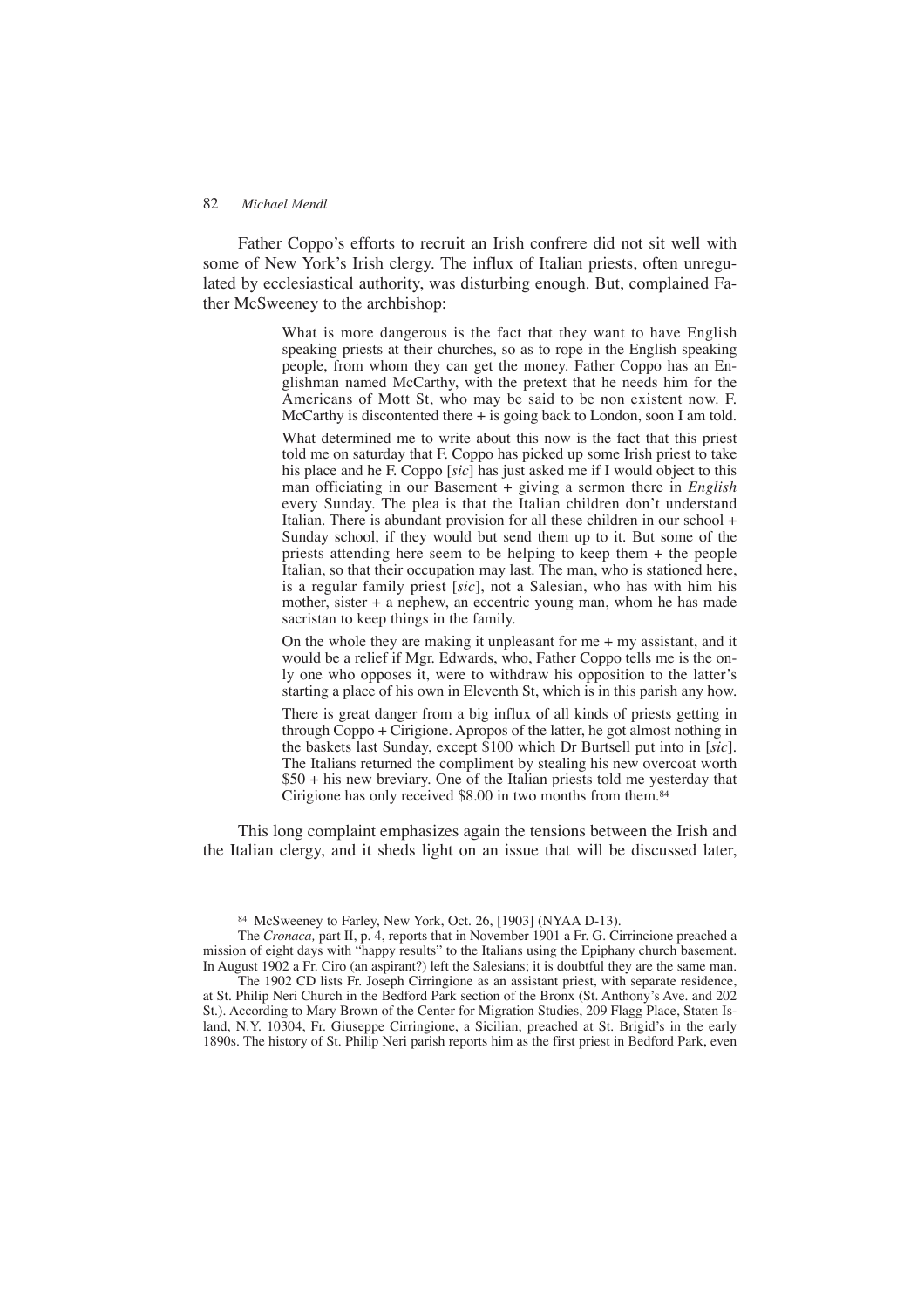Father Coppo's efforts to recruit an Irish confrere did not sit well with some of New York's Irish clergy. The influx of Italian priests, often unregulated by ecclesiastical authority, was disturbing enough. But, complained Father McSweeney to the archbishop:

> What is more dangerous is the fact that they want to have English speaking priests at their churches, so as to rope in the English speaking people, from whom they can get the money. Father Coppo has an Englishman named McCarthy, with the pretext that he needs him for the Americans of Mott St, who may be said to be non existent now. F. McCarthy is discontented there + is going back to London, soon I am told.
>
> What determined me to write about this now is the fact that this priest told me on saturday that F. Coppo has picked up some Irish priest to take his place and he F. Coppo [*sic*] has just asked me if I would object to this man officiating in our Basement + giving a sermon there in *English* every Sunday. The plea is that the Italian children don't understand Italian. There is abundant provision for all these children in our school + Sunday school, if they would but send them up to it. But some of the priests attending here seem to be helping to keep them + the people Italian, so that their occupation may last. The man, who is stationed here, is a regular family priest [*sic*], not a Salesian, who has with him his mother, sister + a nephew, an eccentric young man, whom he has made sacristan to keep things in the family.
>
> On the whole they are making it unpleasant for me + my assistant, and it would be a relief if Mgr. Edwards, who, Father Coppo tells me is the only one who opposes it, were to withdraw his opposition to the latter's starting a place of his own in Eleventh St, which is in this parish any how.
>
> There is great danger from a big influx of all kinds of priests getting in through Coppo + Cirigione. Apropos of the latter, he got almost nothing in the baskets last Sunday, except $100 which Dr Burtsell put into in [*sic*]. The Italians returned the compliment by stealing his new overcoat worth $50 + his new breviary. One of the Italian priests told me yesterday that Cirigione has only received $8.00 in two months from them.[84]

This long complaint emphasizes again the tensions between the Irish and the Italian clergy, and it sheds light on an issue that will be discussed later,

---

[84] McSweeney to Farley, New York, Oct. 26, [1903] (NYAA D-13).

The *Cronaca,* part II, p. 4, reports that in November 1901 a Fr. G. Cirrincione preached a mission of eight days with "happy results" to the Italians using the Epiphany church basement. In August 1902 a Fr. Ciro (an aspirant?) left the Salesians; it is doubtful they are the same man.

The 1902 CD lists Fr. Joseph Cirringione as an assistant priest, with separate residence, at St. Philip Neri Church in the Bedford Park section of the Bronx (St. Anthony's Ave. and 202 St.). According to Mary Brown of the Center for Migration Studies, 209 Flagg Place, Staten Island, N.Y. 10304, Fr. Giuseppe Cirringione, a Sicilian, preached at St. Brigid's in the early 1890s. The history of St. Philip Neri parish reports him as the first priest in Bedford Park, even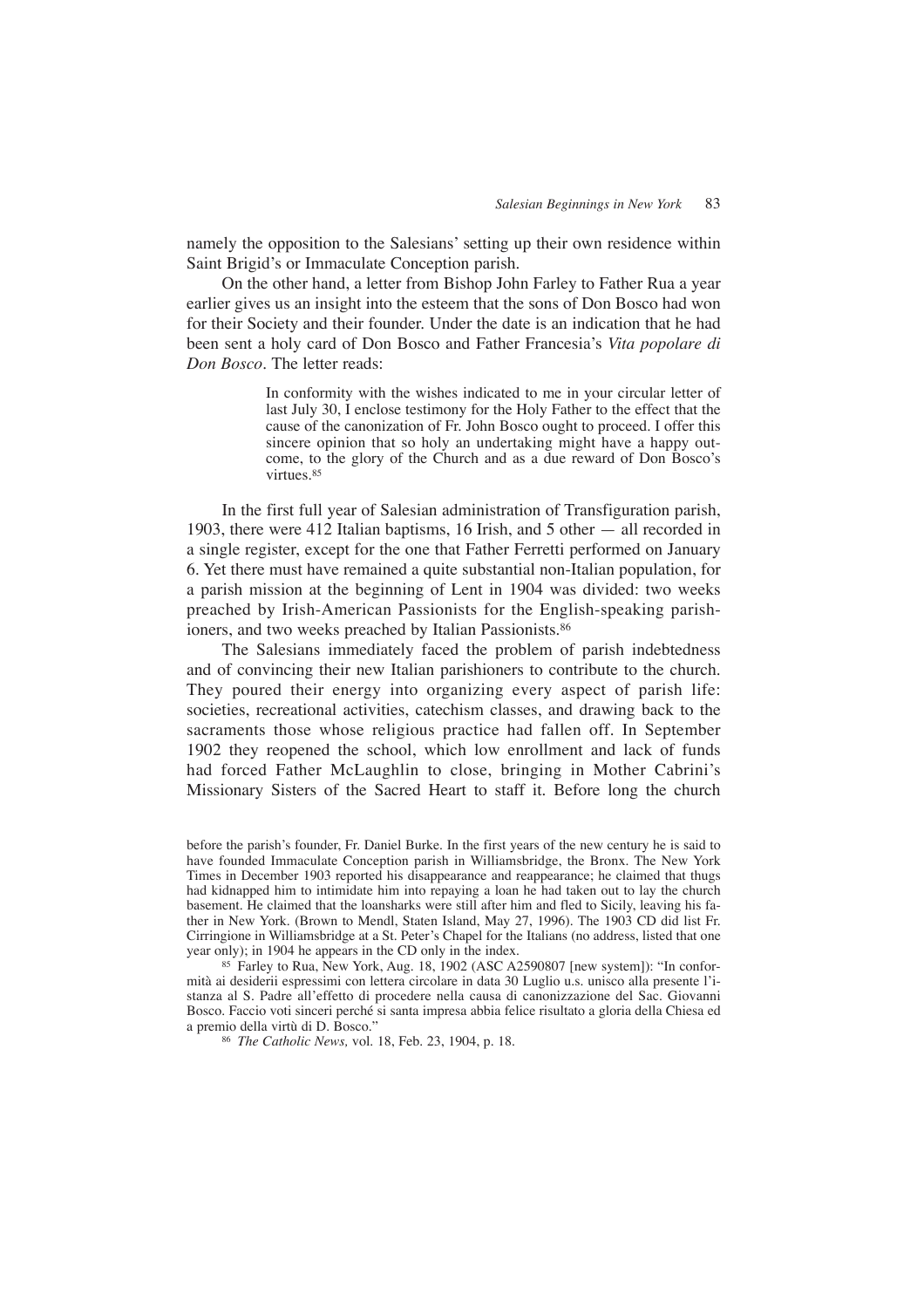namely the opposition to the Salesians' setting up their own residence within Saint Brigid's or Immaculate Conception parish.

On the other hand, a letter from Bishop John Farley to Father Rua a year earlier gives us an insight into the esteem that the sons of Don Bosco had won for their Society and their founder. Under the date is an indication that he had been sent a holy card of Don Bosco and Father Francesia's *Vita popolare di Don Bosco*. The letter reads:

> In conformity with the wishes indicated to me in your circular letter of last July 30, I enclose testimony for the Holy Father to the effect that the cause of the canonization of Fr. John Bosco ought to proceed. I offer this sincere opinion that so holy an undertaking might have a happy outcome, to the glory of the Church and as a due reward of Don Bosco's virtues.[85]

In the first full year of Salesian administration of Transfiguration parish, 1903, there were 412 Italian baptisms, 16 Irish, and 5 other — all recorded in a single register, except for the one that Father Ferretti performed on January 6. Yet there must have remained a quite substantial non-Italian population, for a parish mission at the beginning of Lent in 1904 was divided: two weeks preached by Irish-American Passionists for the English-speaking parishioners, and two weeks preached by Italian Passionists.[86]

The Salesians immediately faced the problem of parish indebtedness and of convincing their new Italian parishioners to contribute to the church. They poured their energy into organizing every aspect of parish life: societies, recreational activities, catechism classes, and drawing back to the sacraments those whose religious practice had fallen off. In September 1902 they reopened the school, which low enrollment and lack of funds had forced Father McLaughlin to close, bringing in Mother Cabrini's Missionary Sisters of the Sacred Heart to staff it. Before long the church

---

before the parish's founder, Fr. Daniel Burke. In the first years of the new century he is said to have founded Immaculate Conception parish in Williamsbridge, the Bronx. The New York Times in December 1903 reported his disappearance and reappearance; he claimed that thugs had kidnapped him to intimidate him into repaying a loan he had taken out to lay the church basement. He claimed that the loansharks were still after him and fled to Sicily, leaving his father in New York. (Brown to Mendl, Staten Island, May 27, 1996). The 1903 CD did list Fr. Cirringione in Williamsbridge at a St. Peter's Chapel for the Italians (no address, listed that one year only); in 1904 he appears in the CD only in the index.

[85] Farley to Rua, New York, Aug. 18, 1902 (ASC A2590807 [new system]): "In conformità ai desiderii espressimi con lettera circolare in data 30 Luglio u.s. unisco alla presente l'istanza al S. Padre all'effetto di procedere nella causa di canonizzazione del Sac. Giovanni Bosco. Faccio voti sinceri perché sì santa impresa abbia felice risultato a gloria della Chiesa ed a premio della virtù di D. Bosco."

[86] *The Catholic News,* vol. 18, Feb. 23, 1904, p. 18.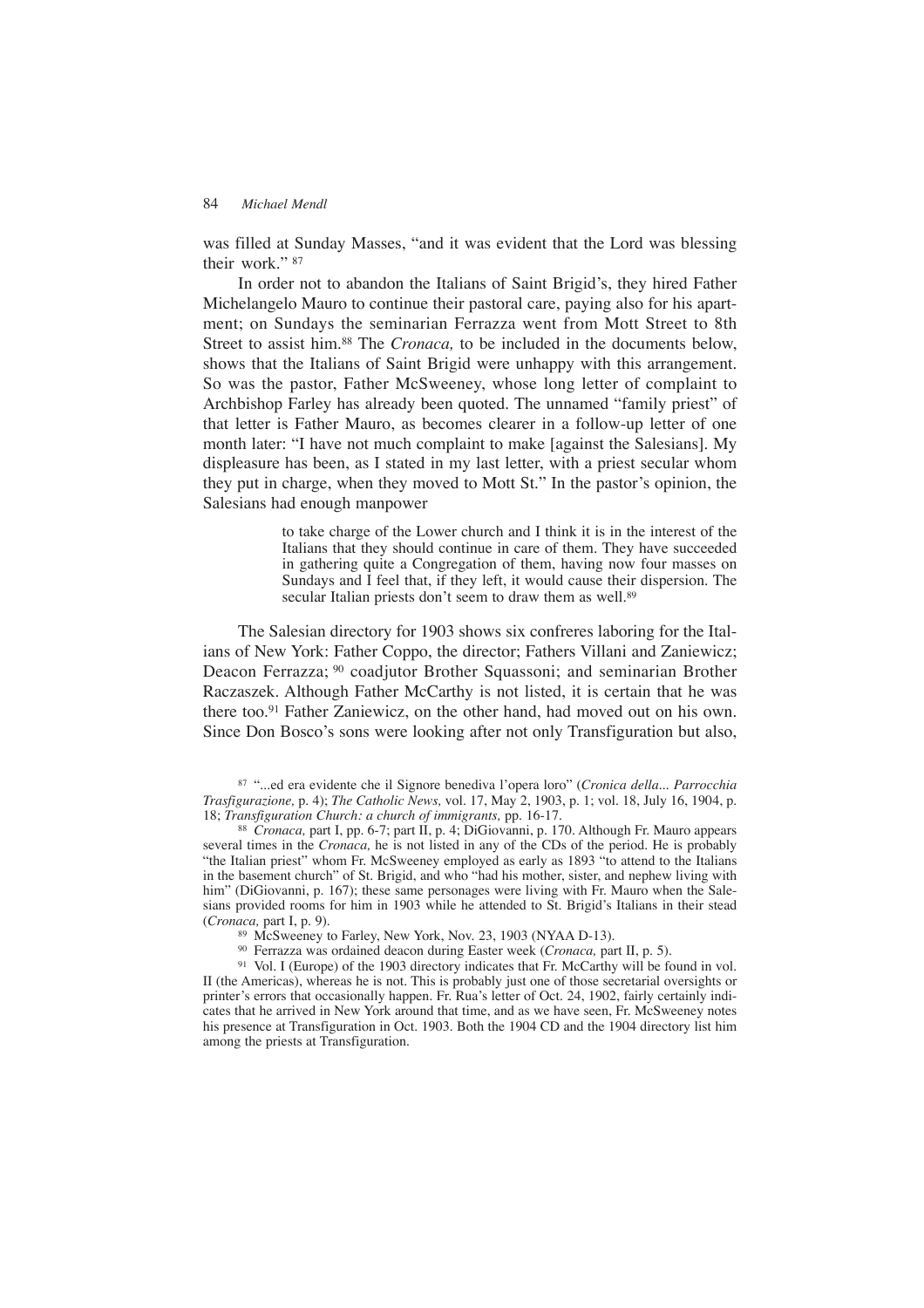was filled at Sunday Masses, "and it was evident that the Lord was blessing their work." [87]

In order not to abandon the Italians of Saint Brigid's, they hired Father Michelangelo Mauro to continue their pastoral care, paying also for his apartment; on Sundays the seminarian Ferrazza went from Mott Street to 8th Street to assist him.[88] The *Cronaca,* to be included in the documents below, shows that the Italians of Saint Brigid were unhappy with this arrangement. So was the pastor, Father McSweeney, whose long letter of complaint to Archbishop Farley has already been quoted. The unnamed "family priest" of that letter is Father Mauro, as becomes clearer in a follow-up letter of one month later: "I have not much complaint to make [against the Salesians]. My displeasure has been, as I stated in my last letter, with a priest secular whom they put in charge, when they moved to Mott St." In the pastor's opinion, the Salesians had enough manpower

> to take charge of the Lower church and I think it is in the interest of the Italians that they should continue in care of them. They have succeeded in gathering quite a Congregation of them, having now four masses on Sundays and I feel that, if they left, it would cause their dispersion. The secular Italian priests don't seem to draw them as well.[89]

The Salesian directory for 1903 shows six confreres laboring for the Italians of New York: Father Coppo, the director; Fathers Villani and Zaniewicz; Deacon Ferrazza; [90] coadjutor Brother Squassoni; and seminarian Brother Raczaszek. Although Father McCarthy is not listed, it is certain that he was there too.[91] Father Zaniewicz, on the other hand, had moved out on his own. Since Don Bosco's sons were looking after not only Transfiguration but also,

---

[87] "...ed era evidente che il Signore benediva l'opera loro" (*Cronica della... Parrocchia Trasfigurazione,* p. 4); *The Catholic News,* vol. 17, May 2, 1903, p. 1; vol. 18, July 16, 1904, p. 18; *Transfiguration Church: a church of immigrants,* pp. 16-17.

[88] *Cronaca,* part I, pp. 6-7; part II, p. 4; DiGiovanni, p. 170. Although Fr. Mauro appears several times in the *Cronaca,* he is not listed in any of the CDs of the period. He is probably "the Italian priest" whom Fr. McSweeney employed as early as 1893 "to attend to the Italians in the basement church" of St. Brigid, and who "had his mother, sister, and nephew living with him" (DiGiovanni, p. 167); these same personages were living with Fr. Mauro when the Salesians provided rooms for him in 1903 while he attended to St. Brigid's Italians in their stead (*Cronaca,* part I, p. 9).

[89] McSweeney to Farley, New York, Nov. 23, 1903 (NYAA D-13).

[90] Ferrazza was ordained deacon during Easter week (*Cronaca,* part II, p. 5).

[91] Vol. I (Europe) of the 1903 directory indicates that Fr. McCarthy will be found in vol. II (the Americas), whereas he is not. This is probably just one of those secretarial oversights or printer's errors that occasionally happen. Fr. Rua's letter of Oct. 24, 1902, fairly certainly indicates that he arrived in New York around that time, and as we have seen, Fr. McSweeney notes his presence at Transfiguration in Oct. 1903. Both the 1904 CD and the 1904 directory list him among the priests at Transfiguration.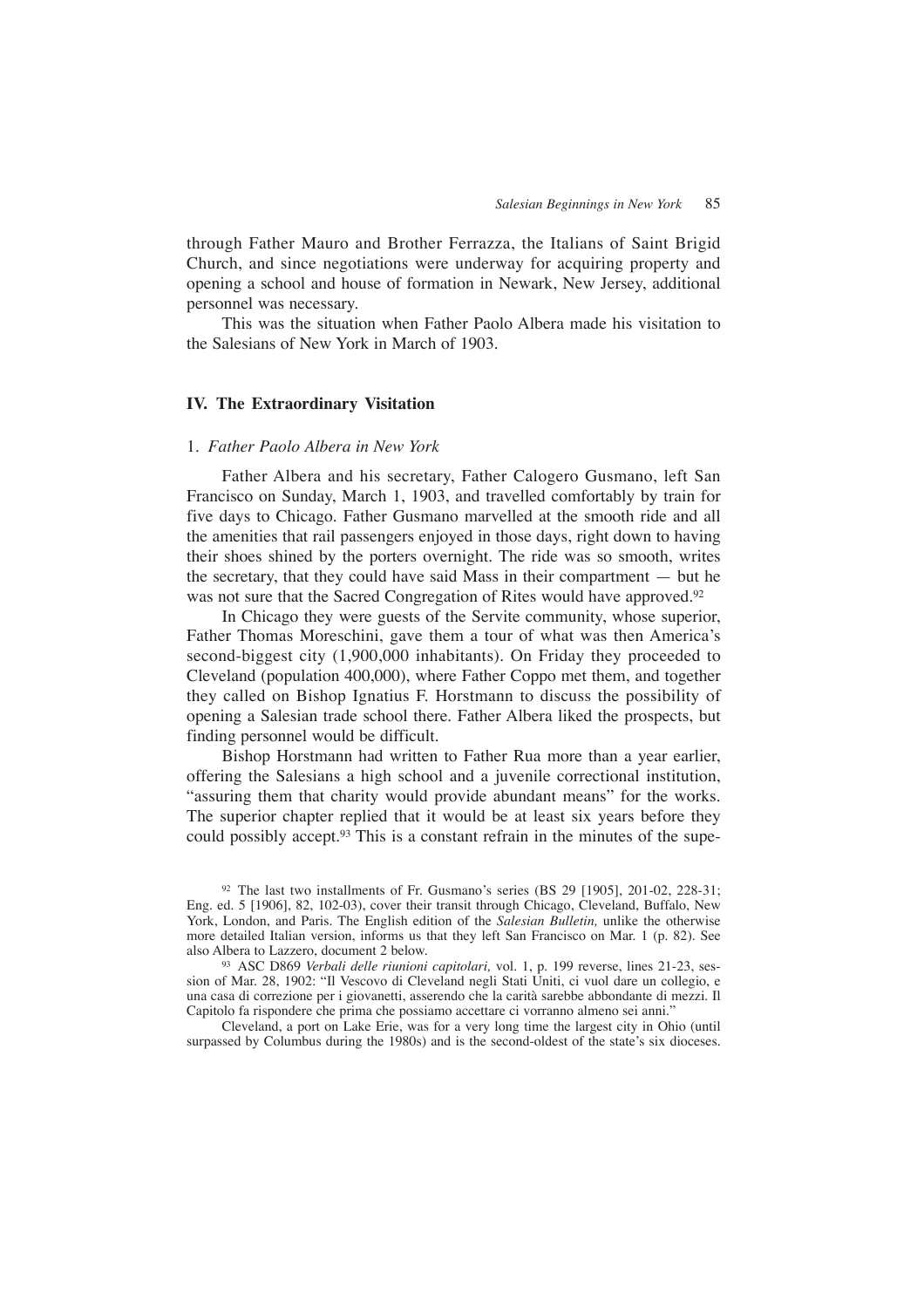through Father Mauro and Brother Ferrazza, the Italians of Saint Brigid Church, and since negotiations were underway for acquiring property and opening a school and house of formation in Newark, New Jersey, additional personnel was necessary.

This was the situation when Father Paolo Albera made his visitation to the Salesians of New York in March of 1903.

## IV. The Extraordinary Visitation

### 1. *Father Paolo Albera in New York*

Father Albera and his secretary, Father Calogero Gusmano, left San Francisco on Sunday, March 1, 1903, and travelled comfortably by train for five days to Chicago. Father Gusmano marvelled at the smooth ride and all the amenities that rail passengers enjoyed in those days, right down to having their shoes shined by the porters overnight. The ride was so smooth, writes the secretary, that they could have said Mass in their compartment — but he was not sure that the Sacred Congregation of Rites would have approved.[92]

In Chicago they were guests of the Servite community, whose superior, Father Thomas Moreschini, gave them a tour of what was then America's second-biggest city (1,900,000 inhabitants). On Friday they proceeded to Cleveland (population 400,000), where Father Coppo met them, and together they called on Bishop Ignatius F. Horstmann to discuss the possibility of opening a Salesian trade school there. Father Albera liked the prospects, but finding personnel would be difficult.

Bishop Horstmann had written to Father Rua more than a year earlier, offering the Salesians a high school and a juvenile correctional institution, "assuring them that charity would provide abundant means" for the works. The superior chapter replied that it would be at least six years before they could possibly accept.[93] This is a constant refrain in the minutes of the supe-

[92] The last two installments of Fr. Gusmano's series (BS 29 [1905], 201-02, 228-31; Eng. ed. 5 [1906], 82, 102-03), cover their transit through Chicago, Cleveland, Buffalo, New York, London, and Paris. The English edition of the *Salesian Bulletin,* unlike the otherwise more detailed Italian version, informs us that they left San Francisco on Mar. 1 (p. 82). See also Albera to Lazzero, document 2 below.

[93] ASC D869 *Verbali delle riunioni capitolari,* vol. 1, p. 199 reverse, lines 21-23, session of Mar. 28, 1902: "Il Vescovo di Cleveland negli Stati Uniti, ci vuol dare un collegio, e una casa di correzione per i giovanetti, asserendo che la carità sarebbe abbondante di mezzi. Il Capitolo fa rispondere che prima che possiamo accettare ci vorranno almeno sei anni."

Cleveland, a port on Lake Erie, was for a very long time the largest city in Ohio (until surpassed by Columbus during the 1980s) and is the second-oldest of the state's six dioceses.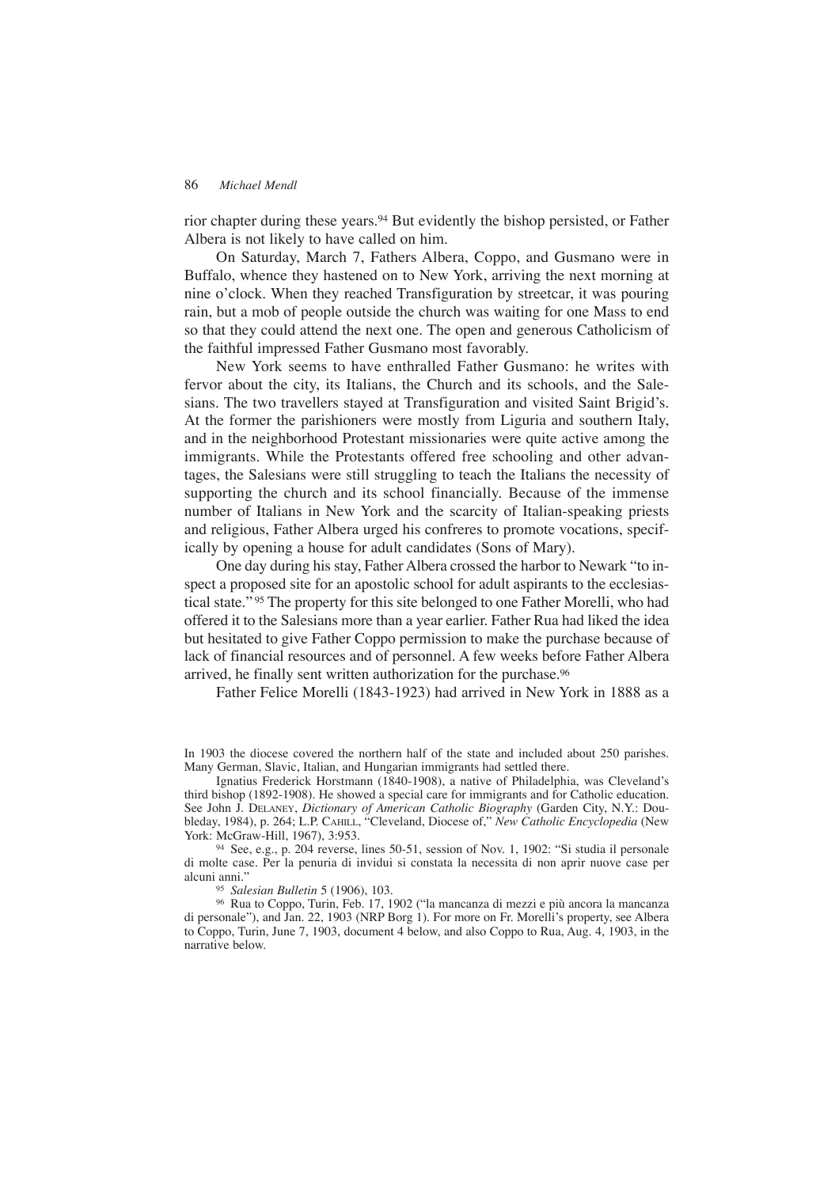rior chapter during these years.[94] But evidently the bishop persisted, or Father Albera is not likely to have called on him.

On Saturday, March 7, Fathers Albera, Coppo, and Gusmano were in Buffalo, whence they hastened on to New York, arriving the next morning at nine o'clock. When they reached Transfiguration by streetcar, it was pouring rain, but a mob of people outside the church was waiting for one Mass to end so that they could attend the next one. The open and generous Catholicism of the faithful impressed Father Gusmano most favorably.

New York seems to have enthralled Father Gusmano: he writes with fervor about the city, its Italians, the Church and its schools, and the Salesians. The two travellers stayed at Transfiguration and visited Saint Brigid's. At the former the parishioners were mostly from Liguria and southern Italy, and in the neighborhood Protestant missionaries were quite active among the immigrants. While the Protestants offered free schooling and other advantages, the Salesians were still struggling to teach the Italians the necessity of supporting the church and its school financially. Because of the immense number of Italians in New York and the scarcity of Italian-speaking priests and religious, Father Albera urged his confreres to promote vocations, specifically by opening a house for adult candidates (Sons of Mary).

One day during his stay, Father Albera crossed the harbor to Newark "to inspect a proposed site for an apostolic school for adult aspirants to the ecclesiastical state."[95] The property for this site belonged to one Father Morelli, who had offered it to the Salesians more than a year earlier. Father Rua had liked the idea but hesitated to give Father Coppo permission to make the purchase because of lack of financial resources and of personnel. A few weeks before Father Albera arrived, he finally sent written authorization for the purchase.[96]

Father Felice Morelli (1843-1923) had arrived in New York in 1888 as a

---

In 1903 the diocese covered the northern half of the state and included about 250 parishes. Many German, Slavic, Italian, and Hungarian immigrants had settled there.

Ignatius Frederick Horstmann (1840-1908), a native of Philadelphia, was Cleveland's third bishop (1892-1908). He showed a special care for immigrants and for Catholic education. See John J. DELANEY, *Dictionary of American Catholic Biography* (Garden City, N.Y.: Doubleday, 1984), p. 264; L.P. CAHILL, "Cleveland, Diocese of," *New Catholic Encyclopedia* (New York: McGraw-Hill, 1967), 3:953.

[94] See, e.g., p. 204 reverse, lines 50-51, session of Nov. 1, 1902: "Si studia il personale di molte case. Per la penuria di invidui si constata la necessita di non aprir nuove case per alcuni anni."

[95] *Salesian Bulletin* 5 (1906), 103.

[96] Rua to Coppo, Turin, Feb. 17, 1902 ("la mancanza di mezzi e più ancora la mancanza di personale"), and Jan. 22, 1903 (NRP Borg 1). For more on Fr. Morelli's property, see Albera to Coppo, Turin, June 7, 1903, document 4 below, and also Coppo to Rua, Aug. 4, 1903, in the narrative below.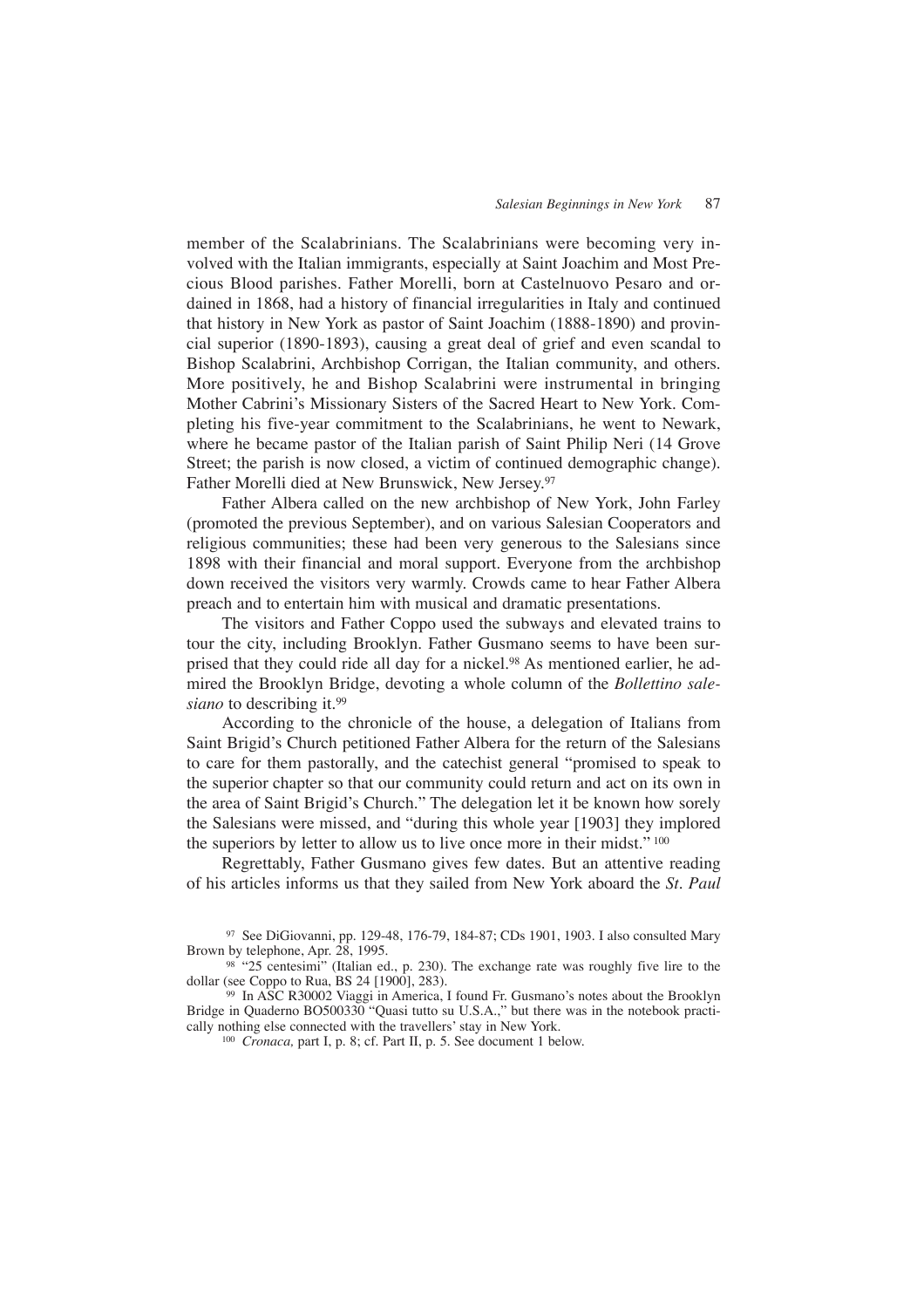member of the Scalabrinians. The Scalabrinians were becoming very involved with the Italian immigrants, especially at Saint Joachim and Most Precious Blood parishes. Father Morelli, born at Castelnuovo Pesaro and ordained in 1868, had a history of financial irregularities in Italy and continued that history in New York as pastor of Saint Joachim (1888-1890) and provincial superior (1890-1893), causing a great deal of grief and even scandal to Bishop Scalabrini, Archbishop Corrigan, the Italian community, and others. More positively, he and Bishop Scalabrini were instrumental in bringing Mother Cabrini's Missionary Sisters of the Sacred Heart to New York. Completing his five-year commitment to the Scalabrinians, he went to Newark, where he became pastor of the Italian parish of Saint Philip Neri (14 Grove Street; the parish is now closed, a victim of continued demographic change). Father Morelli died at New Brunswick, New Jersey.[97]

Father Albera called on the new archbishop of New York, John Farley (promoted the previous September), and on various Salesian Cooperators and religious communities; these had been very generous to the Salesians since 1898 with their financial and moral support. Everyone from the archbishop down received the visitors very warmly. Crowds came to hear Father Albera preach and to entertain him with musical and dramatic presentations.

The visitors and Father Coppo used the subways and elevated trains to tour the city, including Brooklyn. Father Gusmano seems to have been surprised that they could ride all day for a nickel.[98] As mentioned earlier, he admired the Brooklyn Bridge, devoting a whole column of the *Bollettino salesiano* to describing it.[99]

According to the chronicle of the house, a delegation of Italians from Saint Brigid's Church petitioned Father Albera for the return of the Salesians to care for them pastorally, and the catechist general "promised to speak to the superior chapter so that our community could return and act on its own in the area of Saint Brigid's Church." The delegation let it be known how sorely the Salesians were missed, and "during this whole year [1903] they implored the superiors by letter to allow us to live once more in their midst." [100]

Regrettably, Father Gusmano gives few dates. But an attentive reading of his articles informs us that they sailed from New York aboard the *St. Paul*

---

[97] See DiGiovanni, pp. 129-48, 176-79, 184-87; CDs 1901, 1903. I also consulted Mary Brown by telephone, Apr. 28, 1995.

[98] "25 centesimi" (Italian ed., p. 230). The exchange rate was roughly five lire to the dollar (see Coppo to Rua, BS 24 [1900], 283).

[99] In ASC R30002 Viaggi in America, I found Fr. Gusmano's notes about the Brooklyn Bridge in Quaderno BO500330 "Quasi tutto su U.S.A.," but there was in the notebook practically nothing else connected with the travellers' stay in New York.

[100] *Cronaca,* part I, p. 8; cf. Part II, p. 5. See document 1 below.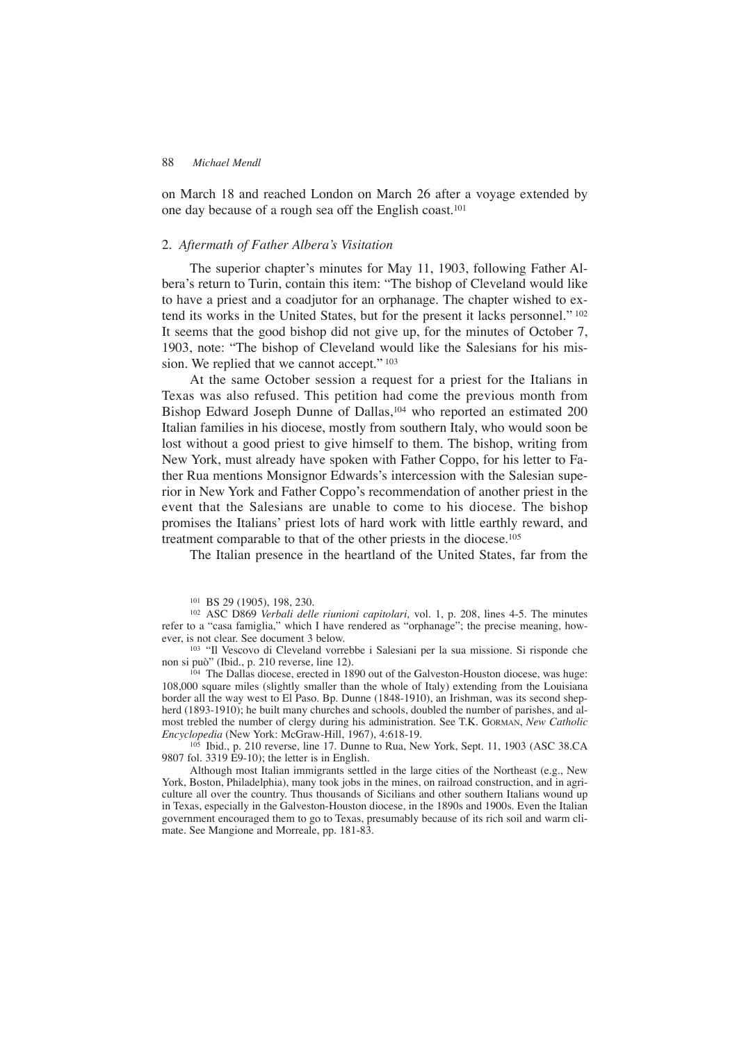on March 18 and reached London on March 26 after a voyage extended by one day because of a rough sea off the English coast.[101]

## 2. *Aftermath of Father Albera's Visitation*

The superior chapter's minutes for May 11, 1903, following Father Albera's return to Turin, contain this item: "The bishop of Cleveland would like to have a priest and a coadjutor for an orphanage. The chapter wished to extend its works in the United States, but for the present it lacks personnel."[102] It seems that the good bishop did not give up, for the minutes of October 7, 1903, note: "The bishop of Cleveland would like the Salesians for his mission. We replied that we cannot accept."[103]

At the same October session a request for a priest for the Italians in Texas was also refused. This petition had come the previous month from Bishop Edward Joseph Dunne of Dallas,[104] who reported an estimated 200 Italian families in his diocese, mostly from southern Italy, who would soon be lost without a good priest to give himself to them. The bishop, writing from New York, must already have spoken with Father Coppo, for his letter to Father Rua mentions Monsignor Edwards's intercession with the Salesian superior in New York and Father Coppo's recommendation of another priest in the event that the Salesians are unable to come to his diocese. The bishop promises the Italians' priest lots of hard work with little earthly reward, and treatment comparable to that of the other priests in the diocese.[105]

The Italian presence in the heartland of the United States, far from the

---

[101] BS 29 (1905), 198, 230.

[102] ASC D869 *Verbali delle riunioni capitolari,* vol. 1, p. 208, lines 4-5. The minutes refer to a "casa famiglia," which I have rendered as "orphanage"; the precise meaning, however, is not clear. See document 3 below.

[103] "Il Vescovo di Cleveland vorrebbe i Salesiani per la sua missione. Si risponde che non si può" (Ibid., p. 210 reverse, line 12).

[104] The Dallas diocese, erected in 1890 out of the Galveston-Houston diocese, was huge: 108,000 square miles (slightly smaller than the whole of Italy) extending from the Louisiana border all the way west to El Paso. Bp. Dunne (1848-1910), an Irishman, was its second shepherd (1893-1910); he built many churches and schools, doubled the number of parishes, and almost trebled the number of clergy during his administration. See T.K. Gorman, *New Catholic Encyclopedia* (New York: McGraw-Hill, 1967), 4:618-19.

[105] Ibid., p. 210 reverse, line 17. Dunne to Rua, New York, Sept. 11, 1903 (ASC 38.CA 9807 fol. 3319 E9-10); the letter is in English.

Although most Italian immigrants settled in the large cities of the Northeast (e.g., New York, Boston, Philadelphia), many took jobs in the mines, on railroad construction, and in agriculture all over the country. Thus thousands of Sicilians and other southern Italians wound up in Texas, especially in the Galveston-Houston diocese, in the 1890s and 1900s. Even the Italian government encouraged them to go to Texas, presumably because of its rich soil and warm climate. See Mangione and Morreale, pp. 181-83.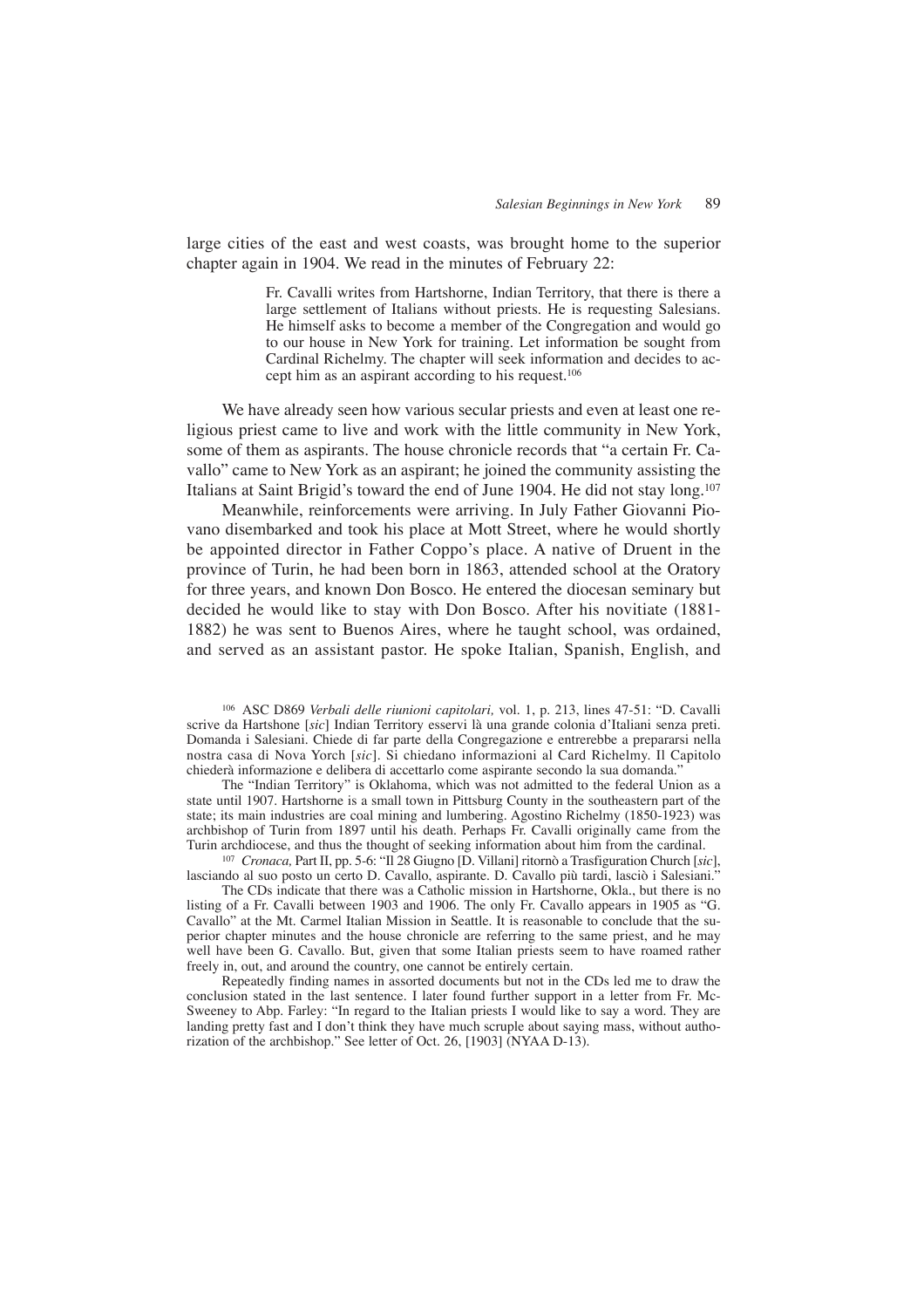large cities of the east and west coasts, was brought home to the superior chapter again in 1904. We read in the minutes of February 22:

> Fr. Cavalli writes from Hartshorne, Indian Territory, that there is there a large settlement of Italians without priests. He is requesting Salesians. He himself asks to become a member of the Congregation and would go to our house in New York for training. Let information be sought from Cardinal Richelmy. The chapter will seek information and decides to accept him as an aspirant according to his request.[106]

We have already seen how various secular priests and even at least one religious priest came to live and work with the little community in New York, some of them as aspirants. The house chronicle records that "a certain Fr. Cavallo" came to New York as an aspirant; he joined the community assisting the Italians at Saint Brigid's toward the end of June 1904. He did not stay long.[107]

Meanwhile, reinforcements were arriving. In July Father Giovanni Piovano disembarked and took his place at Mott Street, where he would shortly be appointed director in Father Coppo's place. A native of Druent in the province of Turin, he had been born in 1863, attended school at the Oratory for three years, and known Don Bosco. He entered the diocesan seminary but decided he would like to stay with Don Bosco. After his novitiate (1881-1882) he was sent to Buenos Aires, where he taught school, was ordained, and served as an assistant pastor. He spoke Italian, Spanish, English, and

---

[106] ASC D869 *Verbali delle riunioni capitolari,* vol. 1, p. 213, lines 47-51: "D. Cavalli scrive da Hartshone [*sic*] Indian Territory esservi là una grande colonia d'Italiani senza preti. Domanda i Salesiani. Chiede di far parte della Congregazione e entrerebbe a prepararsi nella nostra casa di Nova Yorch [*sic*]. Si chiedano informazioni al Card Richelmy. Il Capitolo chiederà informazione e delibera di accettarlo come aspirante secondo la sua domanda."

The "Indian Territory" is Oklahoma, which was not admitted to the federal Union as a state until 1907. Hartshorne is a small town in Pittsburg County in the southeastern part of the state; its main industries are coal mining and lumbering. Agostino Richelmy (1850-1923) was archbishop of Turin from 1897 until his death. Perhaps Fr. Cavalli originally came from the Turin archdiocese, and thus the thought of seeking information about him from the cardinal.

[107] *Cronaca,* Part II, pp. 5-6: "Il 28 Giugno [D. Villani] ritornò a Trasfiguration Church [*sic*], lasciando al suo posto un certo D. Cavallo, aspirante. D. Cavallo più tardi, lasciò i Salesiani."

The CDs indicate that there was a Catholic mission in Hartshorne, Okla., but there is no listing of a Fr. Cavalli between 1903 and 1906. The only Fr. Cavallo appears in 1905 as "G. Cavallo" at the Mt. Carmel Italian Mission in Seattle. It is reasonable to conclude that the superior chapter minutes and the house chronicle are referring to the same priest, and he may well have been G. Cavallo. But, given that some Italian priests seem to have roamed rather freely in, out, and around the country, one cannot be entirely certain.

Repeatedly finding names in assorted documents but not in the CDs led me to draw the conclusion stated in the last sentence. I later found further support in a letter from Fr. McSweeney to Abp. Farley: "In regard to the Italian priests I would like to say a word. They are landing pretty fast and I don't think they have much scruple about saying mass, without authorization of the archbishop." See letter of Oct. 26, [1903] (NYAA D-13).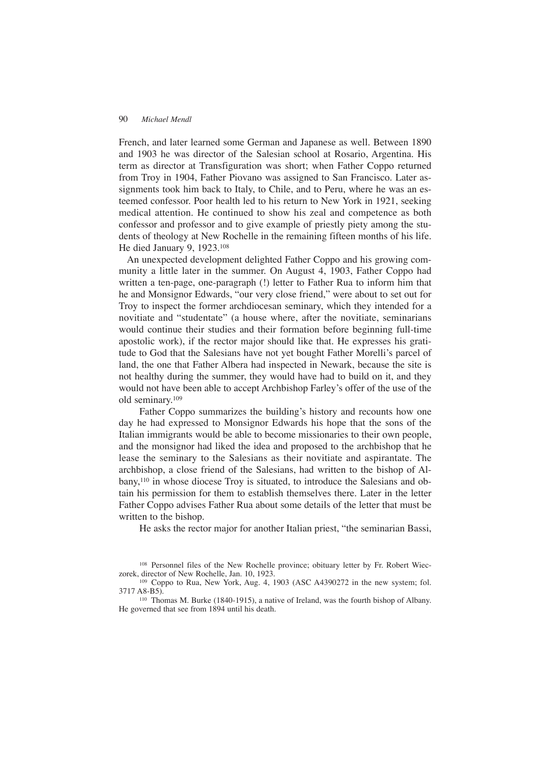French, and later learned some German and Japanese as well. Between 1890 and 1903 he was director of the Salesian school at Rosario, Argentina. His term as director at Transfiguration was short; when Father Coppo returned from Troy in 1904, Father Piovano was assigned to San Francisco. Later assignments took him back to Italy, to Chile, and to Peru, where he was an esteemed confessor. Poor health led to his return to New York in 1921, seeking medical attention. He continued to show his zeal and competence as both confessor and professor and to give example of priestly piety among the students of theology at New Rochelle in the remaining fifteen months of his life. He died January 9, 1923.[108]

An unexpected development delighted Father Coppo and his growing community a little later in the summer. On August 4, 1903, Father Coppo had written a ten-page, one-paragraph (!) letter to Father Rua to inform him that he and Monsignor Edwards, "our very close friend," were about to set out for Troy to inspect the former archdiocesan seminary, which they intended for a novitiate and "studentate" (a house where, after the novitiate, seminarians would continue their studies and their formation before beginning full-time apostolic work), if the rector major should like that. He expresses his gratitude to God that the Salesians have not yet bought Father Morelli's parcel of land, the one that Father Albera had inspected in Newark, because the site is not healthy during the summer, they would have had to build on it, and they would not have been able to accept Archbishop Farley's offer of the use of the old seminary.[109]

Father Coppo summarizes the building's history and recounts how one day he had expressed to Monsignor Edwards his hope that the sons of the Italian immigrants would be able to become missionaries to their own people, and the monsignor had liked the idea and proposed to the archbishop that he lease the seminary to the Salesians as their novitiate and aspirantate. The archbishop, a close friend of the Salesians, had written to the bishop of Albany,[110] in whose diocese Troy is situated, to introduce the Salesians and obtain his permission for them to establish themselves there. Later in the letter Father Coppo advises Father Rua about some details of the letter that must be written to the bishop.

He asks the rector major for another Italian priest, "the seminarian Bassi,

---

[108] Personnel files of the New Rochelle province; obituary letter by Fr. Robert Wieczorek, director of New Rochelle, Jan. 10, 1923.

[109] Coppo to Rua, New York, Aug. 4, 1903 (ASC A4390272 in the new system; fol. 3717 A8-B5).

[110] Thomas M. Burke (1840-1915), a native of Ireland, was the fourth bishop of Albany. He governed that see from 1894 until his death.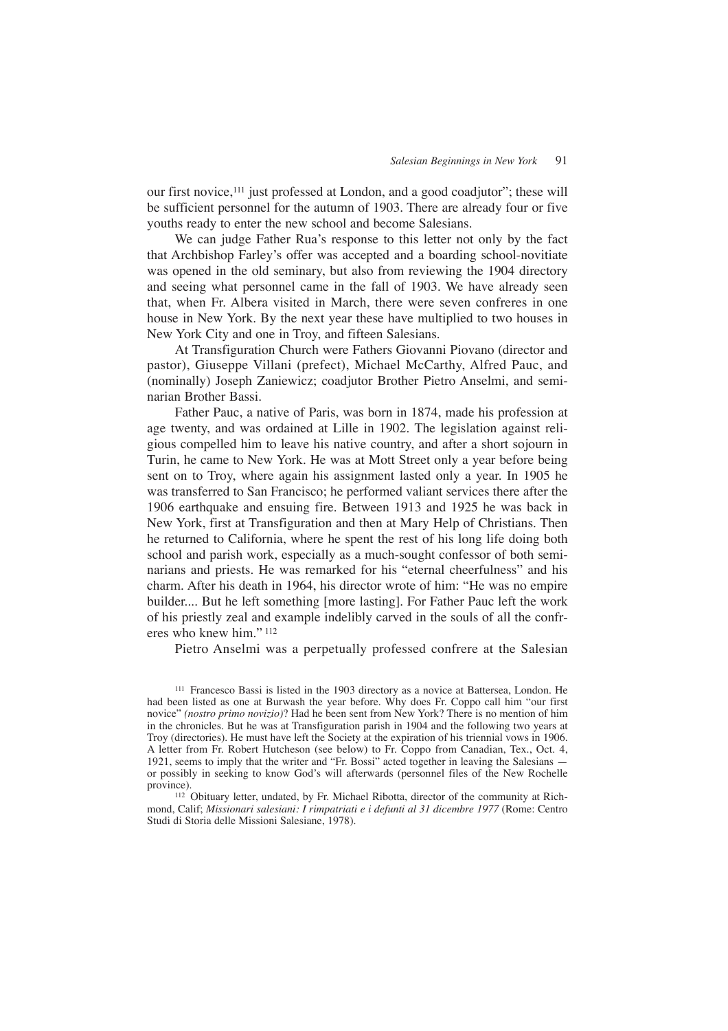our first novice,[111] just professed at London, and a good coadjutor"; these will be sufficient personnel for the autumn of 1903. There are already four or five youths ready to enter the new school and become Salesians.

We can judge Father Rua's response to this letter not only by the fact that Archbishop Farley's offer was accepted and a boarding school-novitiate was opened in the old seminary, but also from reviewing the 1904 directory and seeing what personnel came in the fall of 1903. We have already seen that, when Fr. Albera visited in March, there were seven confreres in one house in New York. By the next year these have multiplied to two houses in New York City and one in Troy, and fifteen Salesians.

At Transfiguration Church were Fathers Giovanni Piovano (director and pastor), Giuseppe Villani (prefect), Michael McCarthy, Alfred Pauc, and (nominally) Joseph Zaniewicz; coadjutor Brother Pietro Anselmi, and seminarian Brother Bassi.

Father Pauc, a native of Paris, was born in 1874, made his profession at age twenty, and was ordained at Lille in 1902. The legislation against religious compelled him to leave his native country, and after a short sojourn in Turin, he came to New York. He was at Mott Street only a year before being sent on to Troy, where again his assignment lasted only a year. In 1905 he was transferred to San Francisco; he performed valiant services there after the 1906 earthquake and ensuing fire. Between 1913 and 1925 he was back in New York, first at Transfiguration and then at Mary Help of Christians. Then he returned to California, where he spent the rest of his long life doing both school and parish work, especially as a much-sought confessor of both seminarians and priests. He was remarked for his "eternal cheerfulness" and his charm. After his death in 1964, his director wrote of him: "He was no empire builder.... But he left something [more lasting]. For Father Pauc left the work of his priestly zeal and example indelibly carved in the souls of all the confreres who knew him."[112]

Pietro Anselmi was a perpetually professed confrere at the Salesian

---

[111] Francesco Bassi is listed in the 1903 directory as a novice at Battersea, London. He had been listed as one at Burwash the year before. Why does Fr. Coppo call him "our first novice" *(nostro primo novizio)*? Had he been sent from New York? There is no mention of him in the chronicles. But he was at Transfiguration parish in 1904 and the following two years at Troy (directories). He must have left the Society at the expiration of his triennial vows in 1906. A letter from Fr. Robert Hutcheson (see below) to Fr. Coppo from Canadian, Tex., Oct. 4, 1921, seems to imply that the writer and "Fr. Bossi" acted together in leaving the Salesians — or possibly in seeking to know God's will afterwards (personnel files of the New Rochelle province).

[112] Obituary letter, undated, by Fr. Michael Ribotta, director of the community at Richmond, Calif; *Missionari salesiani: I rimpatriati e i defunti al 31 dicembre 1977* (Rome: Centro Studi di Storia delle Missioni Salesiane, 1978).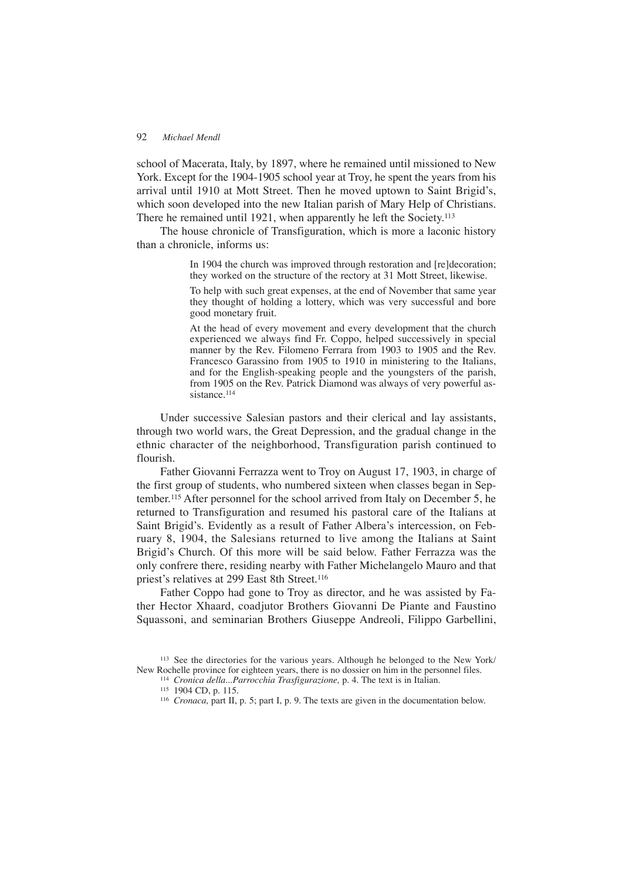school of Macerata, Italy, by 1897, where he remained until missioned to New York. Except for the 1904-1905 school year at Troy, he spent the years from his arrival until 1910 at Mott Street. Then he moved uptown to Saint Brigid's, which soon developed into the new Italian parish of Mary Help of Christians. There he remained until 1921, when apparently he left the Society.[113]

The house chronicle of Transfiguration, which is more a laconic history than a chronicle, informs us:

> In 1904 the church was improved through restoration and [re]decoration; they worked on the structure of the rectory at 31 Mott Street, likewise.
>
> To help with such great expenses, at the end of November that same year they thought of holding a lottery, which was very successful and bore good monetary fruit.
>
> At the head of every movement and every development that the church experienced we always find Fr. Coppo, helped successively in special manner by the Rev. Filomeno Ferrara from 1903 to 1905 and the Rev. Francesco Garassino from 1905 to 1910 in ministering to the Italians, and for the English-speaking people and the youngsters of the parish, from 1905 on the Rev. Patrick Diamond was always of very powerful assistance.[114]

Under successive Salesian pastors and their clerical and lay assistants, through two world wars, the Great Depression, and the gradual change in the ethnic character of the neighborhood, Transfiguration parish continued to flourish.

Father Giovanni Ferrazza went to Troy on August 17, 1903, in charge of the first group of students, who numbered sixteen when classes began in September.[115] After personnel for the school arrived from Italy on December 5, he returned to Transfiguration and resumed his pastoral care of the Italians at Saint Brigid's. Evidently as a result of Father Albera's intercession, on February 8, 1904, the Salesians returned to live among the Italians at Saint Brigid's Church. Of this more will be said below. Father Ferrazza was the only confrere there, residing nearby with Father Michelangelo Mauro and that priest's relatives at 299 East 8th Street.[116]

Father Coppo had gone to Troy as director, and he was assisted by Father Hector Xhaard, coadjutor Brothers Giovanni De Piante and Faustino Squassoni, and seminarian Brothers Giuseppe Andreoli, Filippo Garbellini,

---

[113] See the directories for the various years. Although he belonged to the New York/New Rochelle province for eighteen years, there is no dossier on him in the personnel files.

[114] *Cronica della...Parrocchia Trasfigurazione,* p. 4. The text is in Italian.

[115] 1904 CD, p. 115.

[116] *Cronaca,* part II, p. 5; part I, p. 9. The texts are given in the documentation below.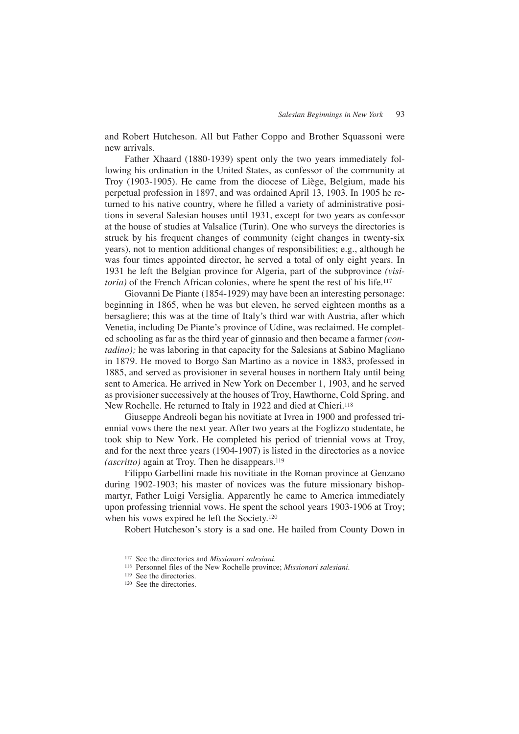and Robert Hutcheson. All but Father Coppo and Brother Squassoni were new arrivals.

Father Xhaard (1880-1939) spent only the two years immediately following his ordination in the United States, as confessor of the community at Troy (1903-1905). He came from the diocese of Liège, Belgium, made his perpetual profession in 1897, and was ordained April 13, 1903. In 1905 he returned to his native country, where he filled a variety of administrative positions in several Salesian houses until 1931, except for two years as confessor at the house of studies at Valsalice (Turin). One who surveys the directories is struck by his frequent changes of community (eight changes in twenty-six years), not to mention additional changes of responsibilities; e.g., although he was four times appointed director, he served a total of only eight years. In 1931 he left the Belgian province for Algeria, part of the subprovince *(visitoria)* of the French African colonies, where he spent the rest of his life.[117]

Giovanni De Piante (1854-1929) may have been an interesting personage: beginning in 1865, when he was but eleven, he served eighteen months as a bersagliere; this was at the time of Italy's third war with Austria, after which Venetia, including De Piante's province of Udine, was reclaimed. He completed schooling as far as the third year of ginnasio and then became a farmer *(contadino);* he was laboring in that capacity for the Salesians at Sabino Magliano in 1879. He moved to Borgo San Martino as a novice in 1883, professed in 1885, and served as provisioner in several houses in northern Italy until being sent to America. He arrived in New York on December 1, 1903, and he served as provisioner successively at the houses of Troy, Hawthorne, Cold Spring, and New Rochelle. He returned to Italy in 1922 and died at Chieri.[118]

Giuseppe Andreoli began his novitiate at Ivrea in 1900 and professed triennial vows there the next year. After two years at the Foglizzo studentate, he took ship to New York. He completed his period of triennial vows at Troy, and for the next three years (1904-1907) is listed in the directories as a novice *(ascritto)* again at Troy. Then he disappears.[119]

Filippo Garbellini made his novitiate in the Roman province at Genzano during 1902-1903; his master of novices was the future missionary bishop-martyr, Father Luigi Versiglia. Apparently he came to America immediately upon professing triennial vows. He spent the school years 1903-1906 at Troy; when his vows expired he left the Society.[120]

Robert Hutcheson's story is a sad one. He hailed from County Down in

[117] See the directories and *Missionari salesiani*.

[118] Personnel files of the New Rochelle province; *Missionari salesiani*.

[119] See the directories.

[120] See the directories.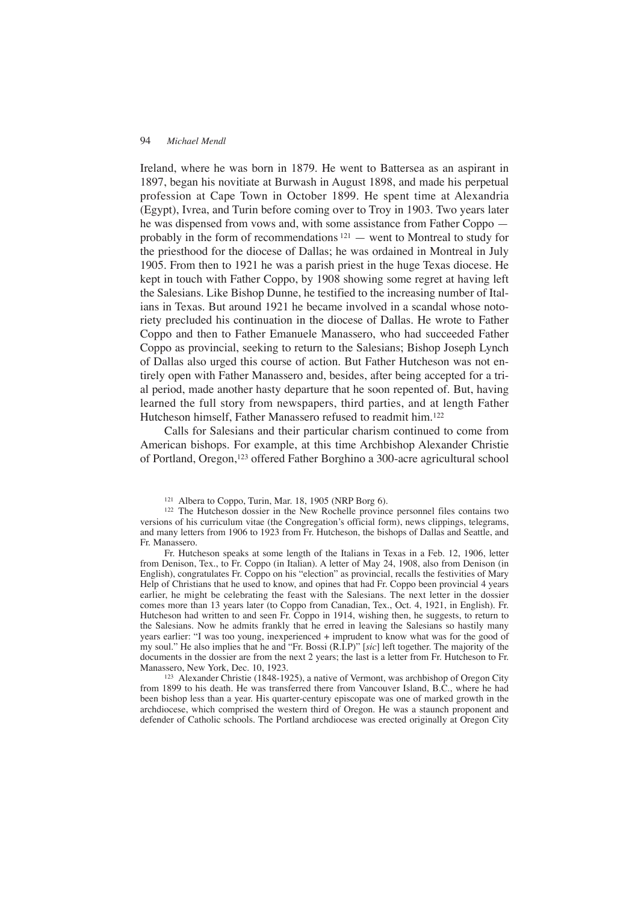Ireland, where he was born in 1879. He went to Battersea as an aspirant in 1897, began his novitiate at Burwash in August 1898, and made his perpetual profession at Cape Town in October 1899. He spent time at Alexandria (Egypt), Ivrea, and Turin before coming over to Troy in 1903. Two years later he was dispensed from vows and, with some assistance from Father Coppo — probably in the form of recommendations[121] — went to Montreal to study for the priesthood for the diocese of Dallas; he was ordained in Montreal in July 1905. From then to 1921 he was a parish priest in the huge Texas diocese. He kept in touch with Father Coppo, by 1908 showing some regret at having left the Salesians. Like Bishop Dunne, he testified to the increasing number of Italians in Texas. But around 1921 he became involved in a scandal whose notoriety precluded his continuation in the diocese of Dallas. He wrote to Father Coppo and then to Father Emanuele Manassero, who had succeeded Father Coppo as provincial, seeking to return to the Salesians; Bishop Joseph Lynch of Dallas also urged this course of action. But Father Hutcheson was not entirely open with Father Manassero and, besides, after being accepted for a trial period, made another hasty departure that he soon repented of. But, having learned the full story from newspapers, third parties, and at length Father Hutcheson himself, Father Manassero refused to readmit him.[122]

Calls for Salesians and their particular charism continued to come from American bishops. For example, at this time Archbishop Alexander Christie of Portland, Oregon,[123] offered Father Borghino a 300-acre agricultural school

[121] Albera to Coppo, Turin, Mar. 18, 1905 (NRP Borg 6).

[122] The Hutcheson dossier in the New Rochelle province personnel files contains two versions of his curriculum vitae (the Congregation's official form), news clippings, telegrams, and many letters from 1906 to 1923 from Fr. Hutcheson, the bishops of Dallas and Seattle, and Fr. Manassero.

Fr. Hutcheson speaks at some length of the Italians in Texas in a Feb. 12, 1906, letter from Denison, Tex., to Fr. Coppo (in Italian). A letter of May 24, 1908, also from Denison (in English), congratulates Fr. Coppo on his "election" as provincial, recalls the festivities of Mary Help of Christians that he used to know, and opines that had Fr. Coppo been provincial 4 years earlier, he might be celebrating the feast with the Salesians. The next letter in the dossier comes more than 13 years later (to Coppo from Canadian, Tex., Oct. 4, 1921, in English). Fr. Hutcheson had written to and seen Fr. Coppo in 1914, wishing then, he suggests, to return to the Salesians. Now he admits frankly that he erred in leaving the Salesians so hastily many years earlier: "I was too young, inexperienced + imprudent to know what was for the good of my soul." He also implies that he and "Fr. Bossi (R.I.P)" [*sic*] left together. The majority of the documents in the dossier are from the next 2 years; the last is a letter from Fr. Hutcheson to Fr. Manassero, New York, Dec. 10, 1923.

[123] Alexander Christie (1848-1925), a native of Vermont, was archbishop of Oregon City from 1899 to his death. He was transferred there from Vancouver Island, B.C., where he had been bishop less than a year. His quarter-century episcopate was one of marked growth in the archdiocese, which comprised the western third of Oregon. He was a staunch proponent and defender of Catholic schools. The Portland archdiocese was erected originally at Oregon City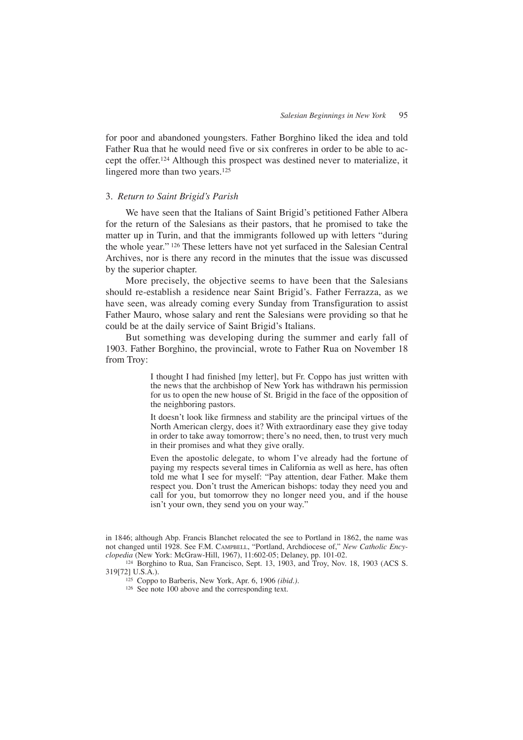for poor and abandoned youngsters. Father Borghino liked the idea and told Father Rua that he would need five or six confreres in order to be able to accept the offer.[124] Although this prospect was destined never to materialize, it lingered more than two years.[125]

### 3. *Return to Saint Brigid's Parish*

We have seen that the Italians of Saint Brigid's petitioned Father Albera for the return of the Salesians as their pastors, that he promised to take the matter up in Turin, and that the immigrants followed up with letters "during the whole year." [126] These letters have not yet surfaced in the Salesian Central Archives, nor is there any record in the minutes that the issue was discussed by the superior chapter.

More precisely, the objective seems to have been that the Salesians should re-establish a residence near Saint Brigid's. Father Ferrazza, as we have seen, was already coming every Sunday from Transfiguration to assist Father Mauro, whose salary and rent the Salesians were providing so that he could be at the daily service of Saint Brigid's Italians.

But something was developing during the summer and early fall of 1903. Father Borghino, the provincial, wrote to Father Rua on November 18 from Troy:

> I thought I had finished [my letter], but Fr. Coppo has just written with the news that the archbishop of New York has withdrawn his permission for us to open the new house of St. Brigid in the face of the opposition of the neighboring pastors.
>
> It doesn't look like firmness and stability are the principal virtues of the North American clergy, does it? With extraordinary ease they give today in order to take away tomorrow; there's no need, then, to trust very much in their promises and what they give orally.
>
> Even the apostolic delegate, to whom I've already had the fortune of paying my respects several times in California as well as here, has often told me what I see for myself: "Pay attention, dear Father. Make them respect you. Don't trust the American bishops: today they need you and call for you, but tomorrow they no longer need you, and if the house isn't your own, they send you on your way."

in 1846; although Abp. Francis Blanchet relocated the see to Portland in 1862, the name was not changed until 1928. See F.M. CAMPBELL, "Portland, Archdiocese of," *New Catholic Encyclopedia* (New York: McGraw-Hill, 1967), 11:602-05; Delaney, pp. 101-02.

[124] Borghino to Rua, San Francisco, Sept. 13, 1903, and Troy, Nov. 18, 1903 (ACS S. 319[72] U.S.A.).

[125] Coppo to Barberis, New York, Apr. 6, 1906 *(ibid.)*.

[126] See note 100 above and the corresponding text.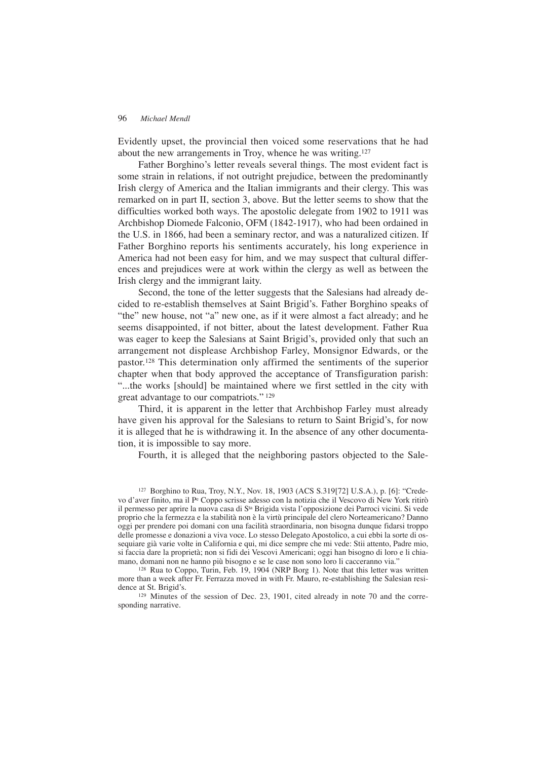Evidently upset, the provincial then voiced some reservations that he had about the new arrangements in Troy, whence he was writing.[127]

Father Borghino's letter reveals several things. The most evident fact is some strain in relations, if not outright prejudice, between the predominantly Irish clergy of America and the Italian immigrants and their clergy. This was remarked on in part II, section 3, above. But the letter seems to show that the difficulties worked both ways. The apostolic delegate from 1902 to 1911 was Archbishop Diomede Falconio, OFM (1842-1917), who had been ordained in the U.S. in 1866, had been a seminary rector, and was a naturalized citizen. If Father Borghino reports his sentiments accurately, his long experience in America had not been easy for him, and we may suspect that cultural differences and prejudices were at work within the clergy as well as between the Irish clergy and the immigrant laity.

Second, the tone of the letter suggests that the Salesians had already decided to re-establish themselves at Saint Brigid's. Father Borghino speaks of "the" new house, not "a" new one, as if it were almost a fact already; and he seems disappointed, if not bitter, about the latest development. Father Rua was eager to keep the Salesians at Saint Brigid's, provided only that such an arrangement not displease Archbishop Farley, Monsignor Edwards, or the pastor.[128] This determination only affirmed the sentiments of the superior chapter when that body approved the acceptance of Transfiguration parish: "...the works [should] be maintained where we first settled in the city with great advantage to our compatriots." [129]

Third, it is apparent in the letter that Archbishop Farley must already have given his approval for the Salesians to return to Saint Brigid's, for now it is alleged that he is withdrawing it. In the absence of any other documentation, it is impossible to say more.

Fourth, it is alleged that the neighboring pastors objected to the Sale-

---

[127] Borghino to Rua, Troy, N.Y., Nov. 18, 1903 (ACS S.319[72] U.S.A.), p. [6]: "Credevo d'aver finito, ma il Pe Coppo scrisse adesso con la notizia che il Vescovo di New York ritirò il permesso per aprire la nuova casa di Sta Brigida vista l'opposizione dei Parroci vicini. Si vede proprio che la fermezza e la stabilità non è la virtù principale del clero Norteamericano? Danno oggi per prendere poi domani con una facilità straordinaria, non bisogna dunque fidarsi troppo delle promesse e donazioni a viva voce. Lo stesso Delegato Apostolico, a cui ebbi la sorte di ossequiare già varie volte in California e qui, mi dice sempre che mi vede: Stii attento, Padre mio, si faccia dare la proprietà; non si fidi dei Vescovi Americani; oggi han bisogno di loro e li chiamano, domani non ne hanno più bisogno e se le case non sono loro li cacceranno via."

[128] Rua to Coppo, Turin, Feb. 19, 1904 (NRP Borg 1). Note that this letter was written more than a week after Fr. Ferrazza moved in with Fr. Mauro, re-establishing the Salesian residence at St. Brigid's.

[129] Minutes of the session of Dec. 23, 1901, cited already in note 70 and the corresponding narrative.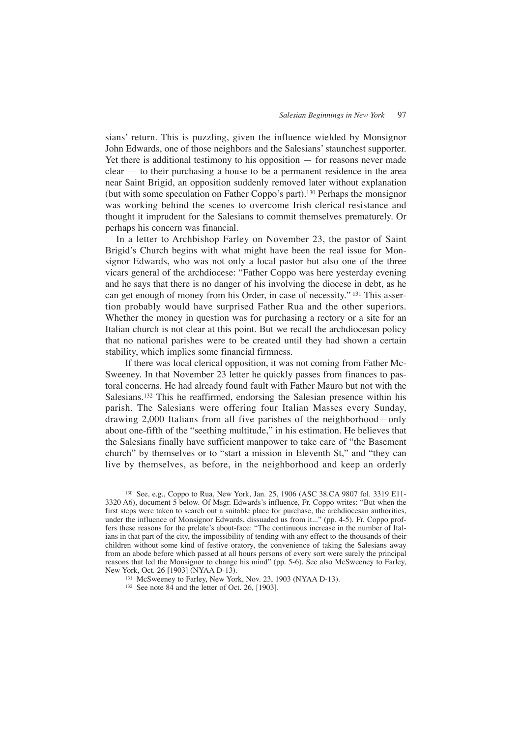sians' return. This is puzzling, given the influence wielded by Monsignor John Edwards, one of those neighbors and the Salesians' staunchest supporter. Yet there is additional testimony to his opposition — for reasons never made clear — to their purchasing a house to be a permanent residence in the area near Saint Brigid, an opposition suddenly removed later without explanation (but with some speculation on Father Coppo's part).[130] Perhaps the monsignor was working behind the scenes to overcome Irish clerical resistance and thought it imprudent for the Salesians to commit themselves prematurely. Or perhaps his concern was financial.

In a letter to Archbishop Farley on November 23, the pastor of Saint Brigid's Church begins with what might have been the real issue for Monsignor Edwards, who was not only a local pastor but also one of the three vicars general of the archdiocese: "Father Coppo was here yesterday evening and he says that there is no danger of his involving the diocese in debt, as he can get enough of money from his Order, in case of necessity." [131] This assertion probably would have surprised Father Rua and the other superiors. Whether the money in question was for purchasing a rectory or a site for an Italian church is not clear at this point. But we recall the archdiocesan policy that no national parishes were to be created until they had shown a certain stability, which implies some financial firmness.

If there was local clerical opposition, it was not coming from Father McSweeney. In that November 23 letter he quickly passes from finances to pastoral concerns. He had already found fault with Father Mauro but not with the Salesians.[132] This he reaffirmed, endorsing the Salesian presence within his parish. The Salesians were offering four Italian Masses every Sunday, drawing 2,000 Italians from all five parishes of the neighborhood—only about one-fifth of the "seething multitude," in his estimation. He believes that the Salesians finally have sufficient manpower to take care of "the Basement church" by themselves or to "start a mission in Eleventh St," and "they can live by themselves, as before, in the neighborhood and keep an orderly

[130] See, e.g., Coppo to Rua, New York, Jan. 25, 1906 (ASC 38.CA 9807 fol. 3319 E11-3320 A6), document 5 below. Of Msgr. Edwards's influence, Fr. Coppo writes: "But when the first steps were taken to search out a suitable place for purchase, the archdiocesan authorities, under the influence of Monsignor Edwards, dissuaded us from it..." (pp. 4-5). Fr. Coppo proffers these reasons for the prelate's about-face: "The continuous increase in the number of Italians in that part of the city, the impossibility of tending with any effect to the thousands of their children without some kind of festive oratory, the convenience of taking the Salesians away from an abode before which passed at all hours persons of every sort were surely the principal reasons that led the Monsignor to change his mind" (pp. 5-6). See also McSweeney to Farley, New York, Oct. 26 [1903] (NYAA D-13).

[131] McSweeney to Farley, New York, Nov. 23, 1903 (NYAA D-13).

[132] See note 84 and the letter of Oct. 26, [1903].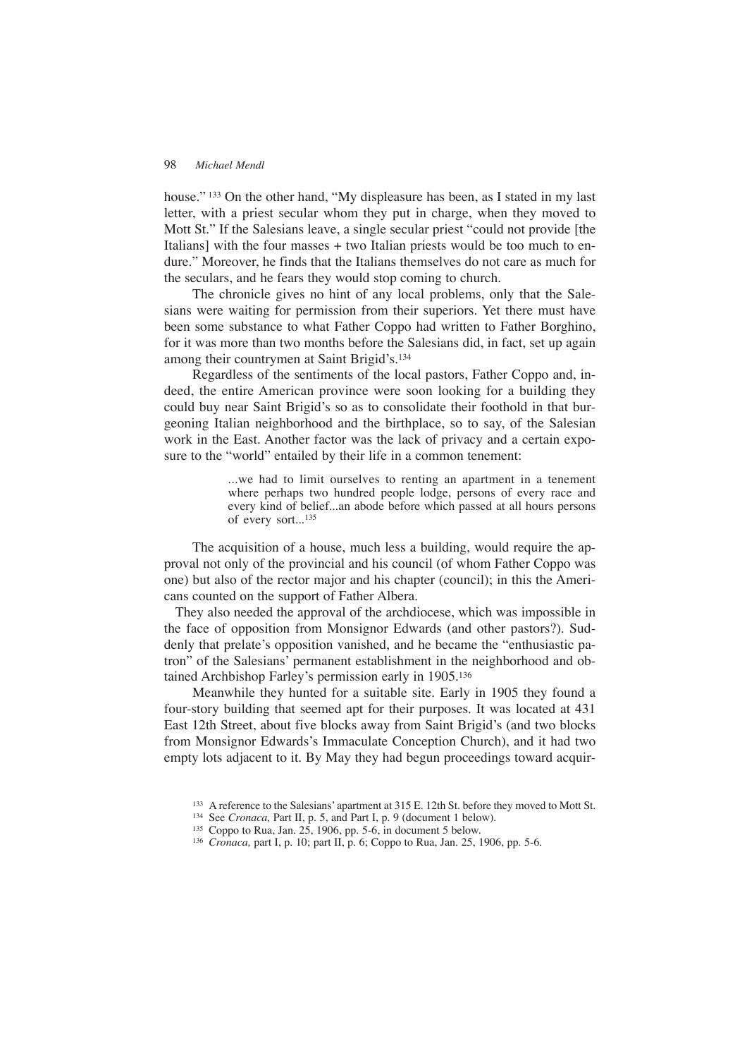house." [133] On the other hand, "My displeasure has been, as I stated in my last letter, with a priest secular whom they put in charge, when they moved to Mott St." If the Salesians leave, a single secular priest "could not provide [the Italians] with the four masses + two Italian priests would be too much to endure." Moreover, he finds that the Italians themselves do not care as much for the seculars, and he fears they would stop coming to church.

The chronicle gives no hint of any local problems, only that the Salesians were waiting for permission from their superiors. Yet there must have been some substance to what Father Coppo had written to Father Borghino, for it was more than two months before the Salesians did, in fact, set up again among their countrymen at Saint Brigid's.[134]

Regardless of the sentiments of the local pastors, Father Coppo and, indeed, the entire American province were soon looking for a building they could buy near Saint Brigid's so as to consolidate their foothold in that burgeoning Italian neighborhood and the birthplace, so to say, of the Salesian work in the East. Another factor was the lack of privacy and a certain exposure to the "world" entailed by their life in a common tenement:

> ...we had to limit ourselves to renting an apartment in a tenement where perhaps two hundred people lodge, persons of every race and every kind of belief...an abode before which passed at all hours persons of every sort...[135]

The acquisition of a house, much less a building, would require the approval not only of the provincial and his council (of whom Father Coppo was one) but also of the rector major and his chapter (council); in this the Americans counted on the support of Father Albera.

They also needed the approval of the archdiocese, which was impossible in the face of opposition from Monsignor Edwards (and other pastors?). Suddenly that prelate's opposition vanished, and he became the "enthusiastic patron" of the Salesians' permanent establishment in the neighborhood and obtained Archbishop Farley's permission early in 1905.[136]

Meanwhile they hunted for a suitable site. Early in 1905 they found a four-story building that seemed apt for their purposes. It was located at 431 East 12th Street, about five blocks away from Saint Brigid's (and two blocks from Monsignor Edwards's Immaculate Conception Church), and it had two empty lots adjacent to it. By May they had begun proceedings toward acquir-

[133] A reference to the Salesians' apartment at 315 E. 12th St. before they moved to Mott St.

[134] See *Cronaca,* Part II, p. 5, and Part I, p. 9 (document 1 below).

[135] Coppo to Rua, Jan. 25, 1906, pp. 5-6, in document 5 below.

[136] *Cronaca,* part I, p. 10; part II, p. 6; Coppo to Rua, Jan. 25, 1906, pp. 5-6.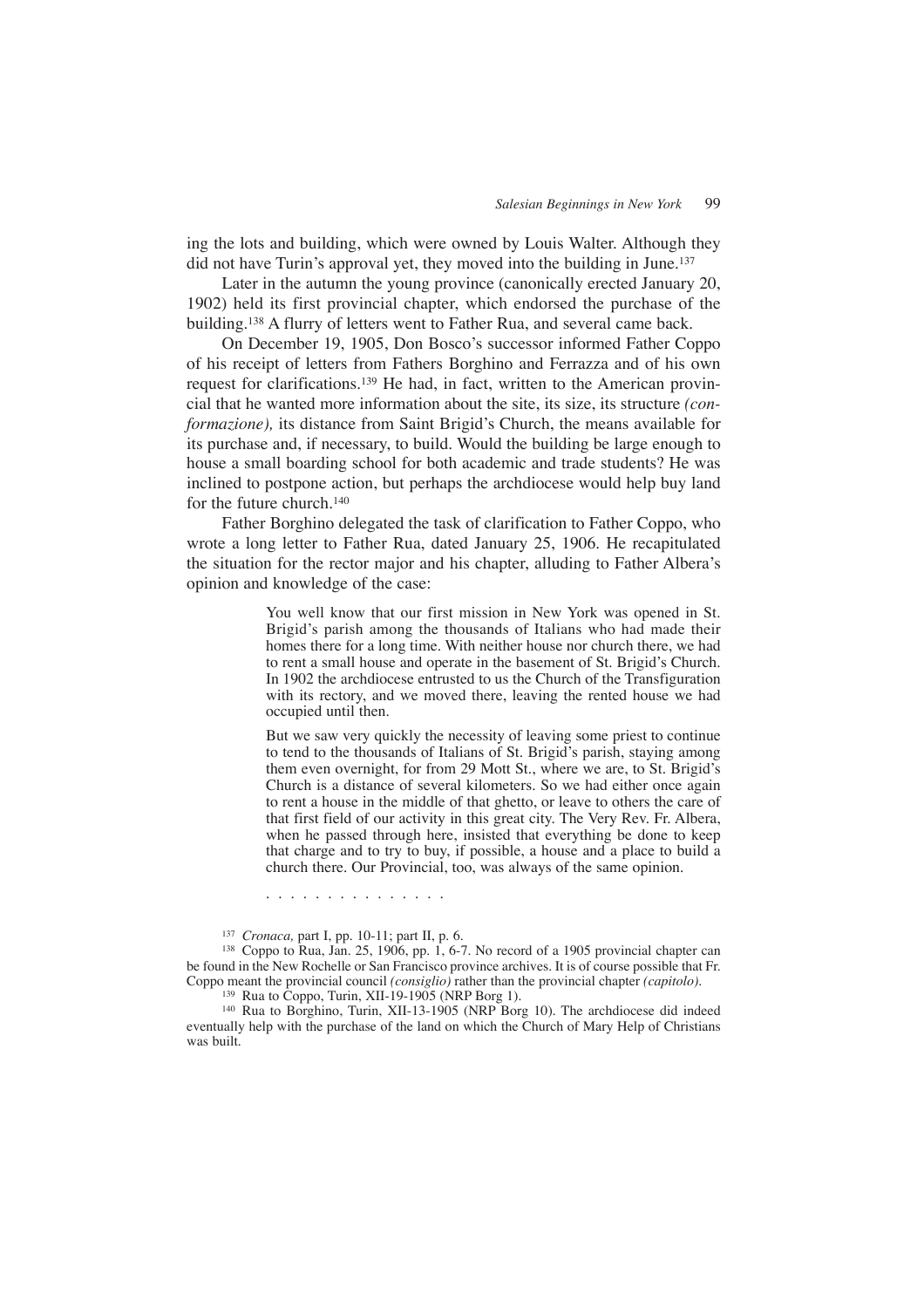ing the lots and building, which were owned by Louis Walter. Although they did not have Turin's approval yet, they moved into the building in June.[137]

Later in the autumn the young province (canonically erected January 20, 1902) held its first provincial chapter, which endorsed the purchase of the building.[138] A flurry of letters went to Father Rua, and several came back.

On December 19, 1905, Don Bosco's successor informed Father Coppo of his receipt of letters from Fathers Borghino and Ferrazza and of his own request for clarifications.[139] He had, in fact, written to the American provincial that he wanted more information about the site, its size, its structure *(conformazione),* its distance from Saint Brigid's Church, the means available for its purchase and, if necessary, to build. Would the building be large enough to house a small boarding school for both academic and trade students? He was inclined to postpone action, but perhaps the archdiocese would help buy land for the future church.[140]

Father Borghino delegated the task of clarification to Father Coppo, who wrote a long letter to Father Rua, dated January 25, 1906. He recapitulated the situation for the rector major and his chapter, alluding to Father Albera's opinion and knowledge of the case:

> You well know that our first mission in New York was opened in St. Brigid's parish among the thousands of Italians who had made their homes there for a long time. With neither house nor church there, we had to rent a small house and operate in the basement of St. Brigid's Church. In 1902 the archdiocese entrusted to us the Church of the Transfiguration with its rectory, and we moved there, leaving the rented house we had occupied until then.
>
> But we saw very quickly the necessity of leaving some priest to continue to tend to the thousands of Italians of St. Brigid's parish, staying among them even overnight, for from 29 Mott St., where we are, to St. Brigid's Church is a distance of several kilometers. So we had either once again to rent a house in the middle of that ghetto, or leave to others the care of that first field of our activity in this great city. The Very Rev. Fr. Albera, when he passed through here, insisted that everything be done to keep that charge and to try to buy, if possible, a house and a place to build a church there. Our Provincial, too, was always of the same opinion.
>
> . . . . . . . . . . . . . . .

[137] *Cronaca,* part I, pp. 10-11; part II, p. 6.

[138] Coppo to Rua, Jan. 25, 1906, pp. 1, 6-7. No record of a 1905 provincial chapter can be found in the New Rochelle or San Francisco province archives. It is of course possible that Fr. Coppo meant the provincial council *(consiglio)* rather than the provincial chapter *(capitolo).*

[139] Rua to Coppo, Turin, XII-19-1905 (NRP Borg 1).

[140] Rua to Borghino, Turin, XII-13-1905 (NRP Borg 10). The archdiocese did indeed eventually help with the purchase of the land on which the Church of Mary Help of Christians was built.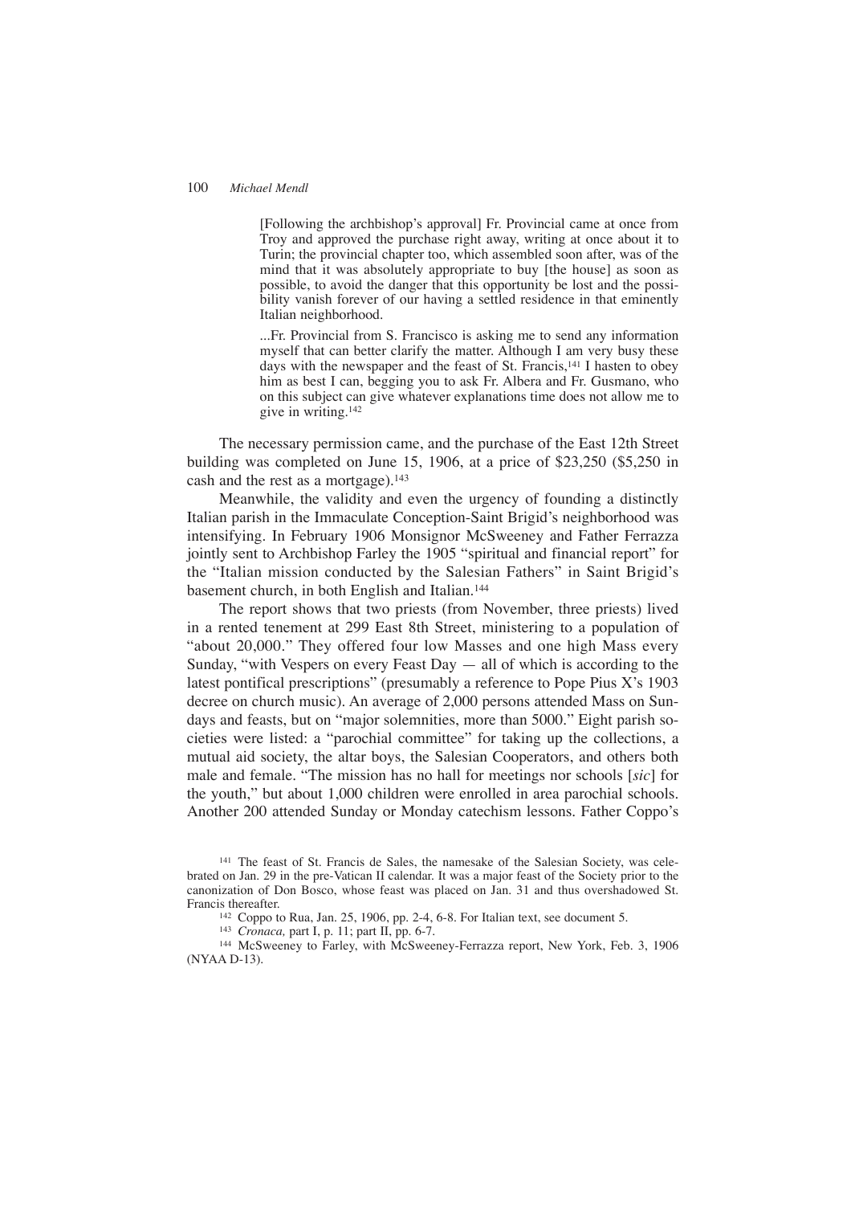> [Following the archbishop's approval] Fr. Provincial came at once from Troy and approved the purchase right away, writing at once about it to Turin; the provincial chapter too, which assembled soon after, was of the mind that it was absolutely appropriate to buy [the house] as soon as possible, to avoid the danger that this opportunity be lost and the possibility vanish forever of our having a settled residence in that eminently Italian neighborhood.
>
> ...Fr. Provincial from S. Francisco is asking me to send any information myself that can better clarify the matter. Although I am very busy these days with the newspaper and the feast of St. Francis,[141] I hasten to obey him as best I can, begging you to ask Fr. Albera and Fr. Gusmano, who on this subject can give whatever explanations time does not allow me to give in writing.[142]

The necessary permission came, and the purchase of the East 12th Street building was completed on June 15, 1906, at a price of $23,250 ($5,250 in cash and the rest as a mortgage).[143]

Meanwhile, the validity and even the urgency of founding a distinctly Italian parish in the Immaculate Conception-Saint Brigid's neighborhood was intensifying. In February 1906 Monsignor McSweeney and Father Ferrazza jointly sent to Archbishop Farley the 1905 "spiritual and financial report" for the "Italian mission conducted by the Salesian Fathers" in Saint Brigid's basement church, in both English and Italian.[144]

The report shows that two priests (from November, three priests) lived in a rented tenement at 299 East 8th Street, ministering to a population of "about 20,000." They offered four low Masses and one high Mass every Sunday, "with Vespers on every Feast Day — all of which is according to the latest pontifical prescriptions" (presumably a reference to Pope Pius X's 1903 decree on church music). An average of 2,000 persons attended Mass on Sundays and feasts, but on "major solemnities, more than 5000." Eight parish societies were listed: a "parochial committee" for taking up the collections, a mutual aid society, the altar boys, the Salesian Cooperators, and others both male and female. "The mission has no hall for meetings nor schools [*sic*] for the youth," but about 1,000 children were enrolled in area parochial schools. Another 200 attended Sunday or Monday catechism lessons. Father Coppo's

---

[141] The feast of St. Francis de Sales, the namesake of the Salesian Society, was celebrated on Jan. 29 in the pre-Vatican II calendar. It was a major feast of the Society prior to the canonization of Don Bosco, whose feast was placed on Jan. 31 and thus overshadowed St. Francis thereafter.

[142] Coppo to Rua, Jan. 25, 1906, pp. 2-4, 6-8. For Italian text, see document 5.

[143] *Cronaca,* part I, p. 11; part II, pp. 6-7.

[144] McSweeney to Farley, with McSweeney-Ferrazza report, New York, Feb. 3, 1906 (NYAA D-13).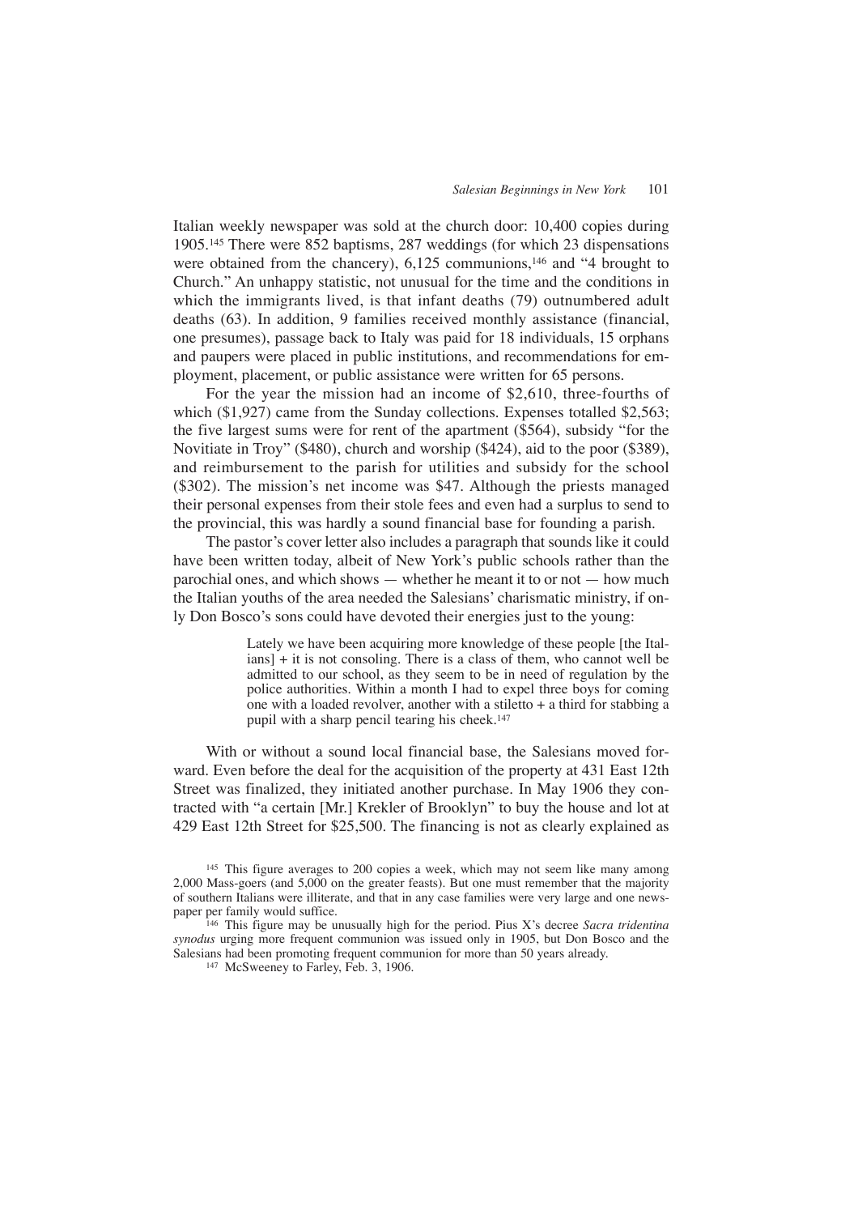Italian weekly newspaper was sold at the church door: 10,400 copies during 1905.[145] There were 852 baptisms, 287 weddings (for which 23 dispensations were obtained from the chancery), 6,125 communions,[146] and "4 brought to Church." An unhappy statistic, not unusual for the time and the conditions in which the immigrants lived, is that infant deaths (79) outnumbered adult deaths (63). In addition, 9 families received monthly assistance (financial, one presumes), passage back to Italy was paid for 18 individuals, 15 orphans and paupers were placed in public institutions, and recommendations for employment, placement, or public assistance were written for 65 persons.

For the year the mission had an income of $2,610, three-fourths of which ($1,927) came from the Sunday collections. Expenses totalled $2,563; the five largest sums were for rent of the apartment ($564), subsidy "for the Novitiate in Troy" ($480), church and worship ($424), aid to the poor ($389), and reimbursement to the parish for utilities and subsidy for the school ($302). The mission's net income was $47. Although the priests managed their personal expenses from their stole fees and even had a surplus to send to the provincial, this was hardly a sound financial base for founding a parish.

The pastor's cover letter also includes a paragraph that sounds like it could have been written today, albeit of New York's public schools rather than the parochial ones, and which shows — whether he meant it to or not — how much the Italian youths of the area needed the Salesians' charismatic ministry, if only Don Bosco's sons could have devoted their energies just to the young:

> Lately we have been acquiring more knowledge of these people [the Italians] + it is not consoling. There is a class of them, who cannot well be admitted to our school, as they seem to be in need of regulation by the police authorities. Within a month I had to expel three boys for coming one with a loaded revolver, another with a stiletto + a third for stabbing a pupil with a sharp pencil tearing his cheek.[147]

With or without a sound local financial base, the Salesians moved forward. Even before the deal for the acquisition of the property at 431 East 12th Street was finalized, they initiated another purchase. In May 1906 they contracted with "a certain [Mr.] Krekler of Brooklyn" to buy the house and lot at 429 East 12th Street for $25,500. The financing is not as clearly explained as

---

[145] This figure averages to 200 copies a week, which may not seem like many among 2,000 Mass-goers (and 5,000 on the greater feasts). But one must remember that the majority of southern Italians were illiterate, and that in any case families were very large and one newspaper per family would suffice.

[146] This figure may be unusually high for the period. Pius X's decree *Sacra tridentina synodus* urging more frequent communion was issued only in 1905, but Don Bosco and the Salesians had been promoting frequent communion for more than 50 years already.

[147] McSweeney to Farley, Feb. 3, 1906.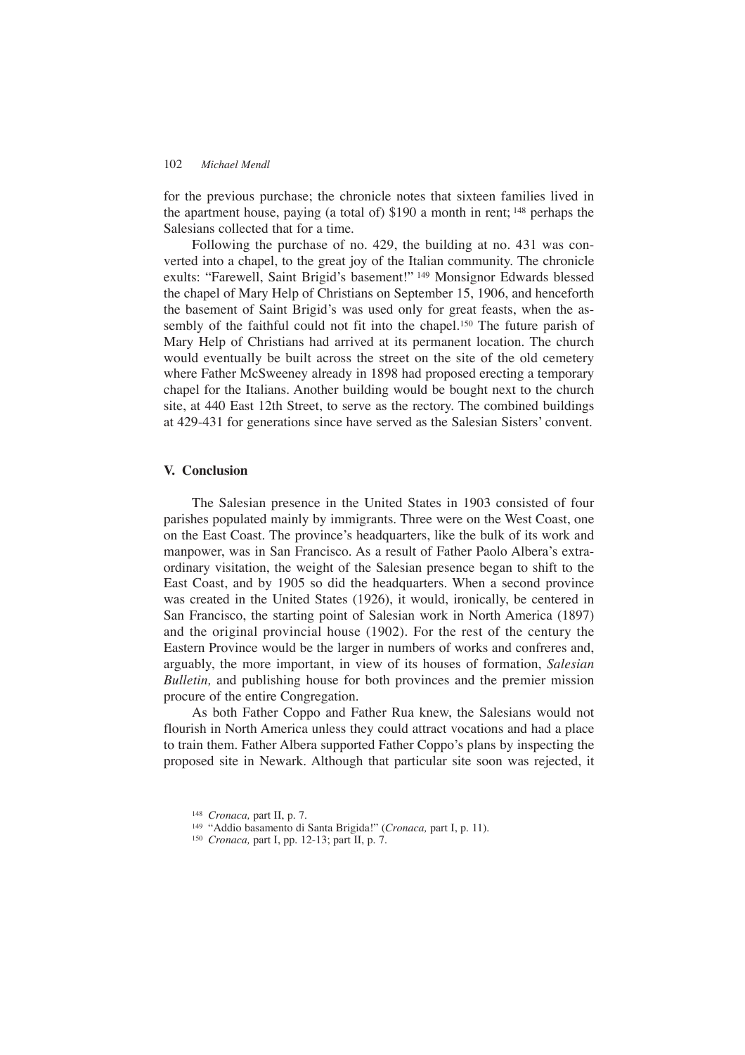for the previous purchase; the chronicle notes that sixteen families lived in the apartment house, paying (a total of) $190 a month in rent; [148] perhaps the Salesians collected that for a time.

Following the purchase of no. 429, the building at no. 431 was converted into a chapel, to the great joy of the Italian community. The chronicle exults: "Farewell, Saint Brigid's basement!" [149] Monsignor Edwards blessed the chapel of Mary Help of Christians on September 15, 1906, and henceforth the basement of Saint Brigid's was used only for great feasts, when the assembly of the faithful could not fit into the chapel.[150] The future parish of Mary Help of Christians had arrived at its permanent location. The church would eventually be built across the street on the site of the old cemetery where Father McSweeney already in 1898 had proposed erecting a temporary chapel for the Italians. Another building would be bought next to the church site, at 440 East 12th Street, to serve as the rectory. The combined buildings at 429-431 for generations since have served as the Salesian Sisters' convent.

## V. Conclusion

The Salesian presence in the United States in 1903 consisted of four parishes populated mainly by immigrants. Three were on the West Coast, one on the East Coast. The province's headquarters, like the bulk of its work and manpower, was in San Francisco. As a result of Father Paolo Albera's extraordinary visitation, the weight of the Salesian presence began to shift to the East Coast, and by 1905 so did the headquarters. When a second province was created in the United States (1926), it would, ironically, be centered in San Francisco, the starting point of Salesian work in North America (1897) and the original provincial house (1902). For the rest of the century the Eastern Province would be the larger in numbers of works and confreres and, arguably, the more important, in view of its houses of formation, *Salesian Bulletin,* and publishing house for both provinces and the premier mission procure of the entire Congregation.

As both Father Coppo and Father Rua knew, the Salesians would not flourish in North America unless they could attract vocations and had a place to train them. Father Albera supported Father Coppo's plans by inspecting the proposed site in Newark. Although that particular site soon was rejected, it

[148] *Cronaca,* part II, p. 7.

[149] "Addio basamento di Santa Brigida!" (*Cronaca,* part I, p. 11).

[150] *Cronaca,* part I, pp. 12-13; part II, p. 7.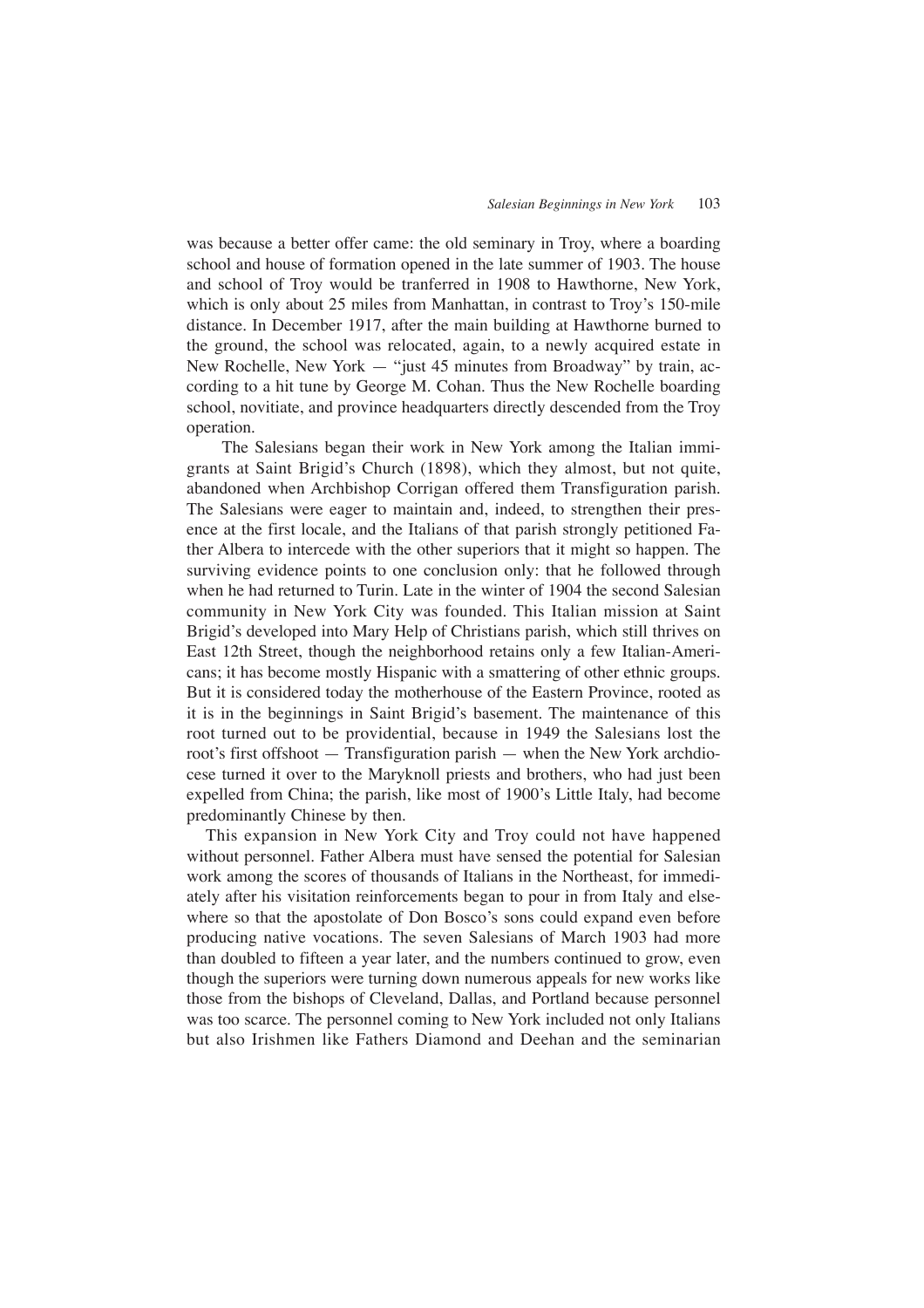was because a better offer came: the old seminary in Troy, where a boarding school and house of formation opened in the late summer of 1903. The house and school of Troy would be tranferred in 1908 to Hawthorne, New York, which is only about 25 miles from Manhattan, in contrast to Troy's 150-mile distance. In December 1917, after the main building at Hawthorne burned to the ground, the school was relocated, again, to a newly acquired estate in New Rochelle, New York — "just 45 minutes from Broadway" by train, according to a hit tune by George M. Cohan. Thus the New Rochelle boarding school, novitiate, and province headquarters directly descended from the Troy operation.

The Salesians began their work in New York among the Italian immigrants at Saint Brigid's Church (1898), which they almost, but not quite, abandoned when Archbishop Corrigan offered them Transfiguration parish. The Salesians were eager to maintain and, indeed, to strengthen their presence at the first locale, and the Italians of that parish strongly petitioned Father Albera to intercede with the other superiors that it might so happen. The surviving evidence points to one conclusion only: that he followed through when he had returned to Turin. Late in the winter of 1904 the second Salesian community in New York City was founded. This Italian mission at Saint Brigid's developed into Mary Help of Christians parish, which still thrives on East 12th Street, though the neighborhood retains only a few Italian-Americans; it has become mostly Hispanic with a smattering of other ethnic groups. But it is considered today the motherhouse of the Eastern Province, rooted as it is in the beginnings in Saint Brigid's basement. The maintenance of this root turned out to be providential, because in 1949 the Salesians lost the root's first offshoot — Transfiguration parish — when the New York archdiocese turned it over to the Maryknoll priests and brothers, who had just been expelled from China; the parish, like most of 1900's Little Italy, had become predominantly Chinese by then.

This expansion in New York City and Troy could not have happened without personnel. Father Albera must have sensed the potential for Salesian work among the scores of thousands of Italians in the Northeast, for immediately after his visitation reinforcements began to pour in from Italy and elsewhere so that the apostolate of Don Bosco's sons could expand even before producing native vocations. The seven Salesians of March 1903 had more than doubled to fifteen a year later, and the numbers continued to grow, even though the superiors were turning down numerous appeals for new works like those from the bishops of Cleveland, Dallas, and Portland because personnel was too scarce. The personnel coming to New York included not only Italians but also Irishmen like Fathers Diamond and Deehan and the seminarian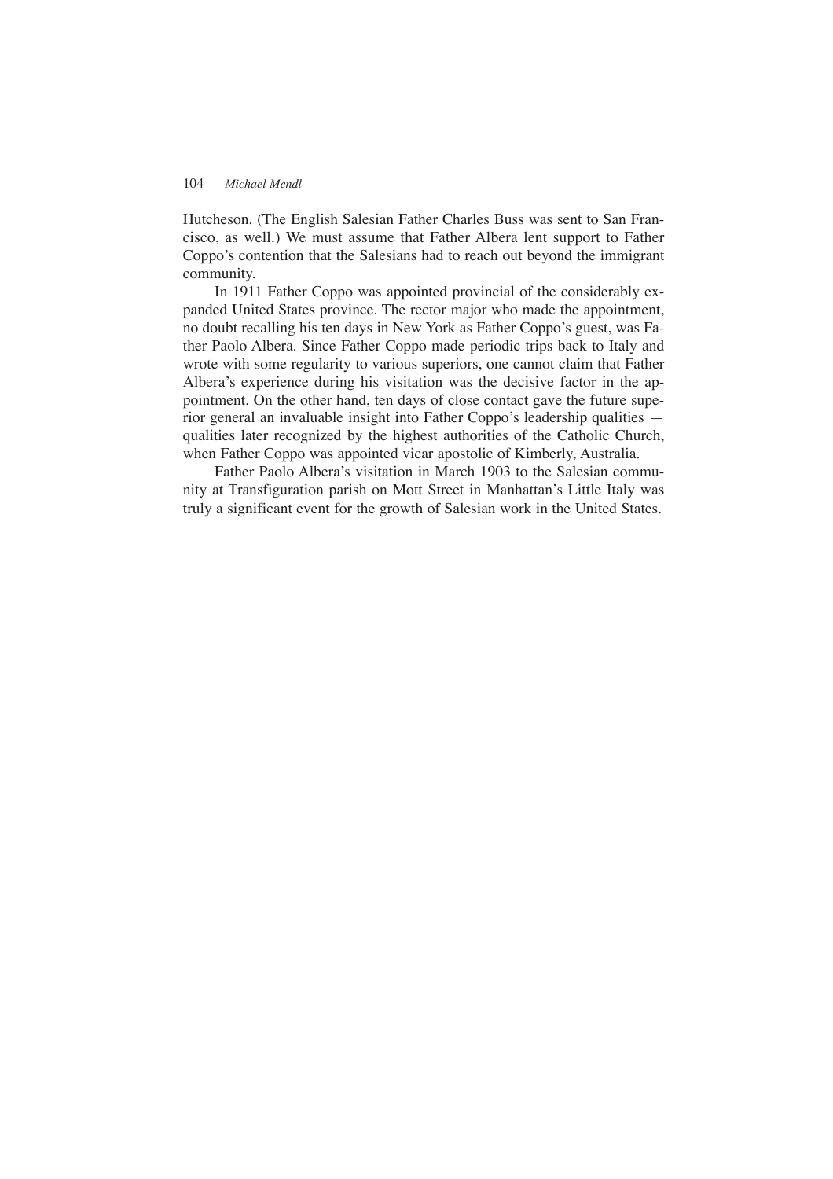Hutcheson. (The English Salesian Father Charles Buss was sent to San Francisco, as well.) We must assume that Father Albera lent support to Father Coppo's contention that the Salesians had to reach out beyond the immigrant community.

In 1911 Father Coppo was appointed provincial of the considerably expanded United States province. The rector major who made the appointment, no doubt recalling his ten days in New York as Father Coppo's guest, was Father Paolo Albera. Since Father Coppo made periodic trips back to Italy and wrote with some regularity to various superiors, one cannot claim that Father Albera's experience during his visitation was the decisive factor in the appointment. On the other hand, ten days of close contact gave the future superior general an invaluable insight into Father Coppo's leadership qualities — qualities later recognized by the highest authorities of the Catholic Church, when Father Coppo was appointed vicar apostolic of Kimberly, Australia.

Father Paolo Albera's visitation in March 1903 to the Salesian community at Transfiguration parish on Mott Street in Manhattan's Little Italy was truly a significant event for the growth of Salesian work in the United States.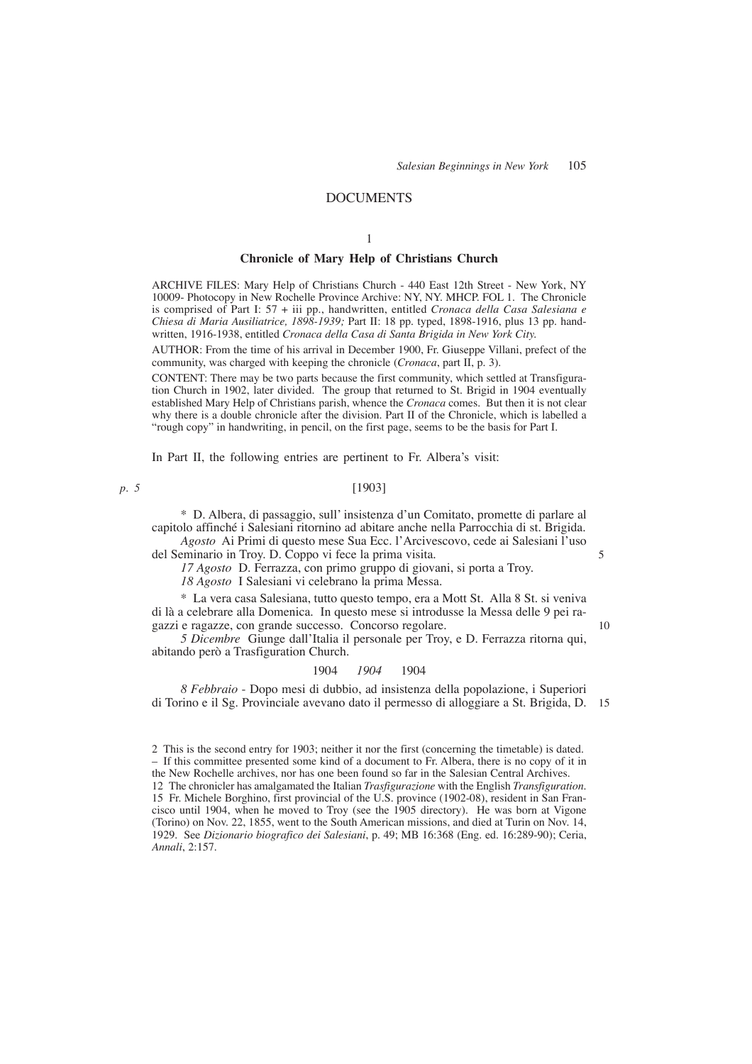## DOCUMENTS

1

### Chronicle of Mary Help of Christians Church

ARCHIVE FILES: Mary Help of Christians Church - 440 East 12th Street - New York, NY 10009- Photocopy in New Rochelle Province Archive: NY, NY. MHCP. FOL 1. The Chronicle is comprised of Part I: 57 + iii pp., handwritten, entitled *Cronaca della Casa Salesiana e Chiesa di Maria Ausiliatrice, 1898-1939;* Part II: 18 pp. typed, 1898-1916, plus 13 pp. handwritten, 1916-1938, entitled *Cronaca della Casa di Santa Brigida in New York City.*

AUTHOR: From the time of his arrival in December 1900, Fr. Giuseppe Villani, prefect of the community, was charged with keeping the chronicle (*Cronaca*, part II, p. 3).

CONTENT: There may be two parts because the first community, which settled at Transfiguration Church in 1902, later divided. The group that returned to St. Brigid in 1904 eventually established Mary Help of Christians parish, whence the *Cronaca* comes. But then it is not clear why there is a double chronicle after the division. Part II of the Chronicle, which is labelled a "rough copy" in handwriting, in pencil, on the first page, seems to be the basis for Part I.

In Part II, the following entries are pertinent to Fr. Albera's visit:

*p. 5* [1903]

\* D. Albera, di passaggio, sull' insistenza d'un Comitato, promette di parlare al capitolo affinché i Salesiani ritornino ad abitare anche nella Parrocchia di st. Brigida.

*Agosto* Ai Primi di questo mese Sua Ecc. l'Arcivescovo, cede ai Salesiani l'uso del Seminario in Troy. D. Coppo vi fece la prima visita. 5

*17 Agosto* D. Ferrazza, con primo gruppo di giovani, si porta a Troy.

*18 Agosto* I Salesiani vi celebrano la prima Messa.

\* La vera casa Salesiana, tutto questo tempo, era a Mott St. Alla 8 St. si veniva di là a celebrare alla Domenica. In questo mese si introdusse la Messa delle 9 pei ragazzi e ragazze, con grande successo. Concorso regolare. 10

*5 Dicembre* Giunge dall'Italia il personale per Troy, e D. Ferrazza ritorna qui, abitando però a Trasfiguration Church.

1904 *1904* 1904

*8 Febbraio* - Dopo mesi di dubbio, ad insistenza della popolazione, i Superiori di Torino e il Sg. Provinciale avevano dato il permesso di alloggiare a St. Brigida, D. 15

---

2 This is the second entry for 1903; neither it nor the first (concerning the timetable) is dated. – If this committee presented some kind of a document to Fr. Albera, there is no copy of it in the New Rochelle archives, nor has one been found so far in the Salesian Central Archives.

12 The chronicler has amalgamated the Italian *Trasfigurazione* with the English *Transfiguration.*

15 Fr. Michele Borghino, first provincial of the U.S. province (1902-08), resident in San Francisco until 1904, when he moved to Troy (see the 1905 directory). He was born at Vigone (Torino) on Nov. 22, 1855, went to the South American missions, and died at Turin on Nov. 14, 1929. See *Dizionario biografico dei Salesiani*, p. 49; MB 16:368 (Eng. ed. 16:289-90); Ceria, *Annali*, 2:157.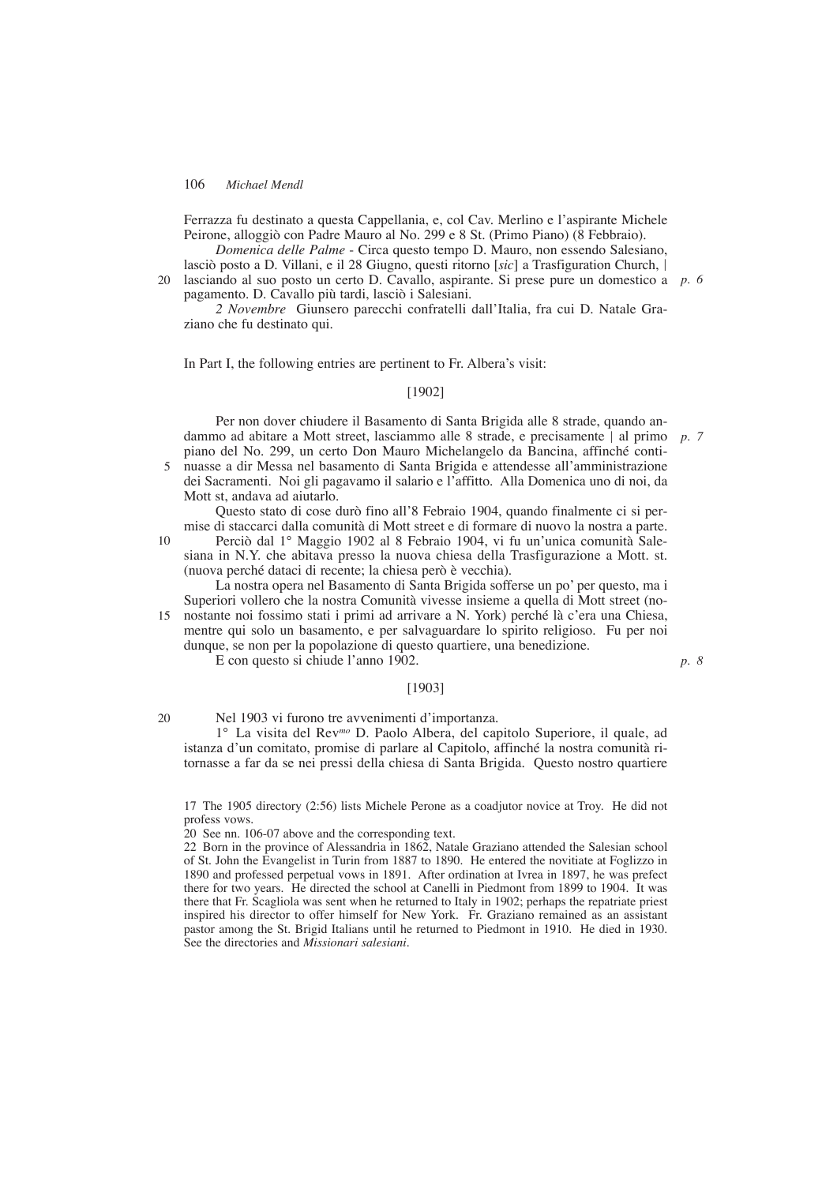Ferrazza fu destinato a questa Cappellania, e, col Cav. Merlino e l'aspirante Michele Peirone, alloggiò con Padre Mauro al No. 299 e 8 St. (Primo Piano) (8 Febbraio).

*Domenica delle Palme* - Circa questo tempo D. Mauro, non essendo Salesiano, lasciò posto a D. Villani, e il 28 Giugno, questi ritorno [*sic*] a Trasfiguration Church, | lasciando al suo posto un certo D. Cavallo, aspirante. Si prese pure un domestico a pagamento. D. Cavallo più tardi, lasciò i Salesiani. *p. 6*

*2 Novembre* Giunsero parecchi confratelli dall'Italia, fra cui D. Natale Graziano che fu destinato qui.

In Part I, the following entries are pertinent to Fr. Albera's visit:

[1902]

Per non dover chiudere il Basamento di Santa Brigida alle 8 strade, quando andammo ad abitare a Mott street, lasciammo alle 8 strade, e precisamente | al primo piano del No. 299, un certo Don Mauro Michelangelo da Bancina, affinché continuasse a dir Messa nel basamento di Santa Brigida e attendesse all'amministrazione dei Sacramenti. Noi gli pagavamo il salario e l'affitto. Alla Domenica uno di noi, da Mott st, andava ad aiutarlo. *p. 7*

Questo stato di cose durò fino all'8 Febraio 1904, quando finalmente ci si permise di staccarci dalla comunità di Mott street e di formare di nuovo la nostra a parte.

Perciò dal 1° Maggio 1902 al 8 Febraio 1904, vi fu un'unica comunità Salesiana in N.Y. che abitava presso la nuova chiesa della Trasfigurazione a Mott. st. (nuova perché dataci di recente; la chiesa però è vecchia).

La nostra opera nel Basamento di Santa Brigida sofferse un po' per questo, ma i Superiori vollero che la nostra Comunità vivesse insieme a quella di Mott street (nonostante noi fossimo stati i primi ad arrivare a N. York) perché là c'era una Chiesa, mentre qui solo un basamento, e per salvaguardare lo spirito religioso. Fu per noi dunque, se non per la popolazione di questo quartiere, una benedizione.

E con questo si chiude l'anno 1902. *p. 8*

[1903]

Nel 1903 vi furono tre avvenimenti d'importanza.

1° La visita del Rev$^{mo}$ D. Paolo Albera, del capitolo Superiore, il quale, ad istanza d'un comitato, promise di parlare al Capitolo, affinché la nostra comunità ritornasse a far da se nei pressi della chiesa di Santa Brigida. Questo nostro quartiere

---

17 The 1905 directory (2:56) lists Michele Perone as a coadjutor novice at Troy. He did not profess vows.

20 See nn. 106-07 above and the corresponding text.

22 Born in the province of Alessandria in 1862, Natale Graziano attended the Salesian school of St. John the Evangelist in Turin from 1887 to 1890. He entered the novitiate at Foglizzo in 1890 and professed perpetual vows in 1891. After ordination at Ivrea in 1897, he was prefect there for two years. He directed the school at Canelli in Piedmont from 1899 to 1904. It was there that Fr. Scagliola was sent when he returned to Italy in 1902; perhaps the repatriate priest inspired his director to offer himself for New York. Fr. Graziano remained as an assistant pastor among the St. Brigid Italians until he returned to Piedmont in 1910. He died in 1930. See the directories and *Missionari salesiani*.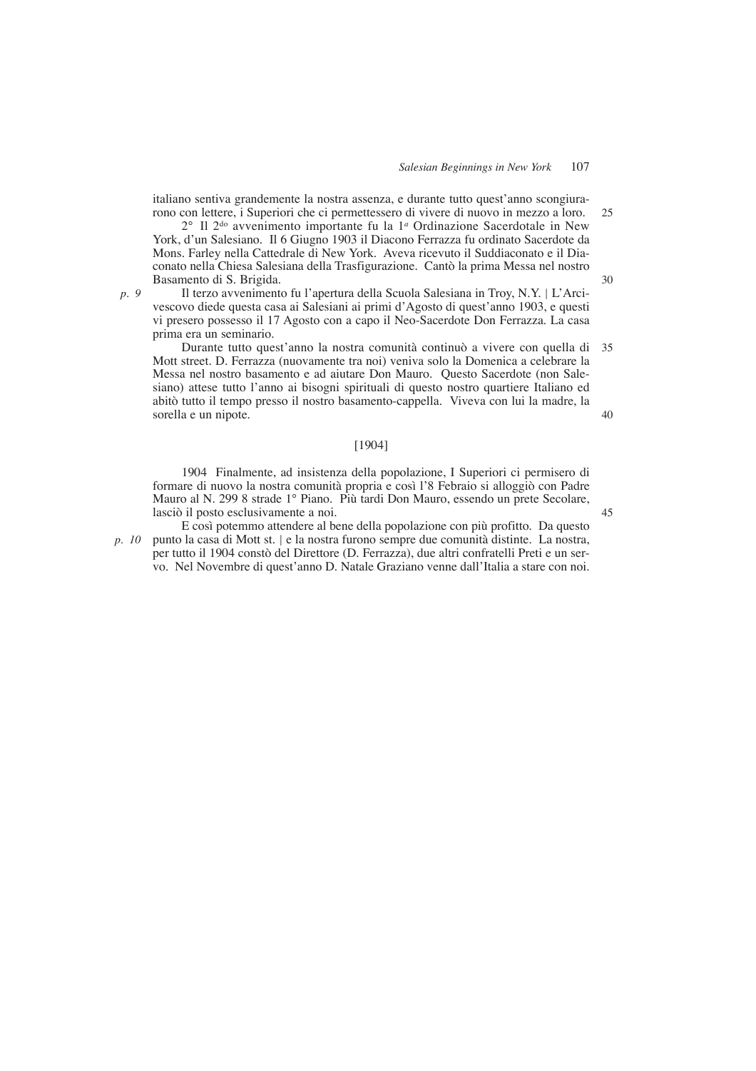italiano sentiva grandemente la nostra assenza, e durante tutto quest'anno scongiurarono con lettere, i Superiori che ci permettessero di vivere di nuovo in mezzo a loro.

2° Il 2do avvenimento importante fu la 1a Ordinazione Sacerdotale in New York, d'un Salesiano. Il 6 Giugno 1903 il Diacono Ferrazza fu ordinato Sacerdote da Mons. Farley nella Cattedrale di New York. Aveva ricevuto il Suddiaconato e il Diaconato nella Chiesa Salesiana della Trasfigurazione. Cantò la prima Messa nel nostro Basamento di S. Brigida.

*p. 9* Il terzo avvenimento fu l'apertura della Scuola Salesiana in Troy, N.Y. | L'Arcivescovo diede questa casa ai Salesiani ai primi d'Agosto di quest'anno 1903, e questi vi presero possesso il 17 Agosto con a capo il Neo-Sacerdote Don Ferrazza. La casa prima era un seminario.

Durante tutto quest'anno la nostra comunità continuò a vivere con quella di Mott street. D. Ferrazza (nuovamente tra noi) veniva solo la Domenica a celebrare la Messa nel nostro basamento e ad aiutare Don Mauro. Questo Sacerdote (non Salesiano) attese tutto l'anno ai bisogni spirituali di questo nostro quartiere Italiano ed abitò tutto il tempo presso il nostro basamento-cappella. Viveva con lui la madre, la sorella e un nipote.

[1904]

1904 Finalmente, ad insistenza della popolazione, I Superiori ci permisero di formare di nuovo la nostra comunità propria e così l'8 Febraio si alloggiò con Padre Mauro al N. 299 8 strade 1° Piano. Più tardi Don Mauro, essendo un prete Secolare, lasciò il posto esclusivamente a noi.

E così potemmo attendere al bene della popolazione con più profitto. Da questo punto la casa di Mott st. | *p. 10* e la nostra furono sempre due comunità distinte. La nostra, per tutto il 1904 constò del Direttore (D. Ferrazza), due altri confratelli Preti e un servo. Nel Novembre di quest'anno D. Natale Graziano venne dall'Italia a stare con noi.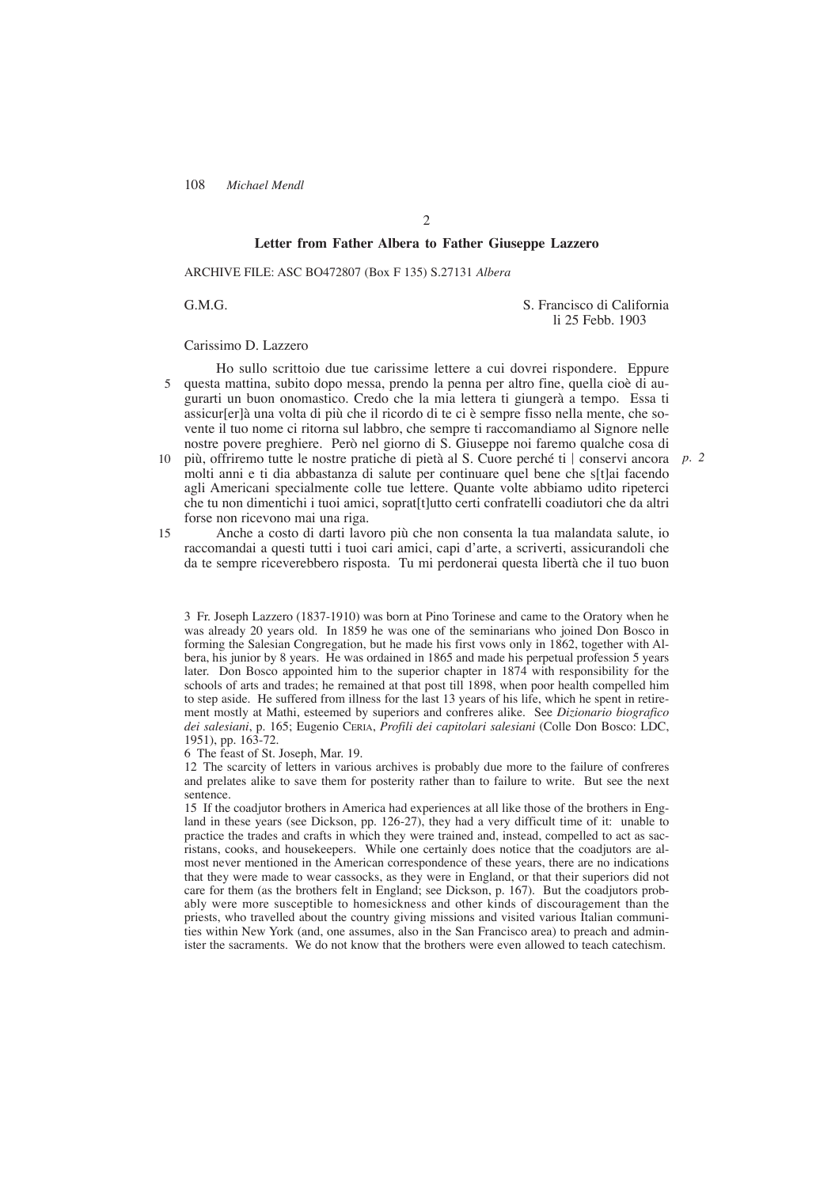2

### Letter from Father Albera to Father Giuseppe Lazzero

ARCHIVE FILE: ASC BO472807 (Box F 135) S.27131 *Albera*

G.M.G. S. Francisco di California
li 25 Febb. 1903

Carissimo D. Lazzero

Ho sullo scrittoio due tue carissime lettere a cui dovrei rispondere. Eppure questa mattina, subito dopo messa, prendo la penna per altro fine, quella cioè di augurarti un buon onomastico. Credo che la mia lettera ti giungerà a tempo. Essa ti assicur[er]à una volta di più che il ricordo di te ci è sempre fisso nella mente, che sovente il tuo nome ci ritorna sul labbro, che sempre ti raccomandiamo al Signore nelle nostre povere preghiere. Però nel giorno di S. Giuseppe noi faremo qualche cosa di più, offriremo tutte le nostre pratiche di pietà al S. Cuore perché ti | conservi ancora molti anni e ti dia abbastanza di salute per continuare quel bene che s[t]ai facendo agli Americani specialmente colle tue lettere. Quante volte abbiamo udito ripeterci che tu non dimentichi i tuoi amici, soprat[t]utto certi confratelli coadiutori che da altri forse non ricevono mai una riga. *p. 2*

Anche a costo di darti lavoro più che non consenta la tua malandata salute, io raccomandai a questi tutti i tuoi cari amici, capi d'arte, a scriverti, assicurandoli che da te sempre riceverebbero risposta. Tu mi perdonerai questa libertà che il tuo buon

---

3 Fr. Joseph Lazzero (1837-1910) was born at Pino Torinese and came to the Oratory when he was already 20 years old. In 1859 he was one of the seminarians who joined Don Bosco in forming the Salesian Congregation, but he made his first vows only in 1862, together with Albera, his junior by 8 years. He was ordained in 1865 and made his perpetual profession 5 years later. Don Bosco appointed him to the superior chapter in 1874 with responsibility for the schools of arts and trades; he remained at that post till 1898, when poor health compelled him to step aside. He suffered from illness for the last 13 years of his life, which he spent in retirement mostly at Mathi, esteemed by superiors and confreres alike. See *Dizionario biografico dei salesiani*, p. 165; Eugenio Ceria, *Profili dei capitolari salesiani* (Colle Don Bosco: LDC, 1951), pp. 163-72.

6 The feast of St. Joseph, Mar. 19.

12 The scarcity of letters in various archives is probably due more to the failure of confreres and prelates alike to save them for posterity rather than to failure to write. But see the next sentence.

15 If the coadjutor brothers in America had experiences at all like those of the brothers in England in these years (see Dickson, pp. 126-27), they had a very difficult time of it: unable to practice the trades and crafts in which they were trained and, instead, compelled to act as sacristans, cooks, and housekeepers. While one certainly does notice that the coadjutors are almost never mentioned in the American correspondence of these years, there are no indications that they were made to wear cassocks, as they were in England, or that their superiors did not care for them (as the brothers felt in England; see Dickson, p. 167). But the coadjutors probably were more susceptible to homesickness and other kinds of discouragement than the priests, who travelled about the country giving missions and visited various Italian communities within New York (and, one assumes, also in the San Francisco area) to preach and administer the sacraments. We do not know that the brothers were even allowed to teach catechism.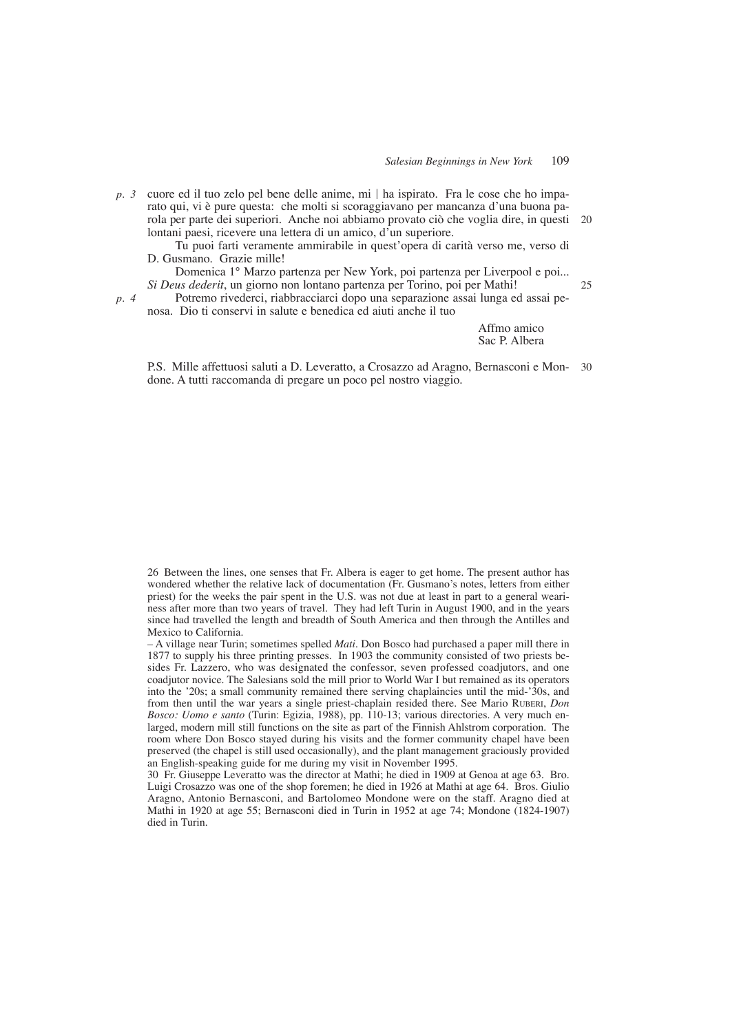*p. 3* cuore ed il tuo zelo pel bene delle anime, mi | ha ispirato. Fra le cose che ho imparato qui, vi è pure questa: che molti si scoraggiavano per mancanza d'una buona parola per parte dei superiori. Anche noi abbiamo provato ciò che voglia dire, in questi lontani paesi, ricevere una lettera di un amico, d'un superiore.

Tu puoi farti veramente ammirabile in quest'opera di carità verso me, verso di D. Gusmano. Grazie mille!

Domenica 1° Marzo partenza per New York, poi partenza per Liverpool e poi... *Si Deus dederit*, un giorno non lontano partenza per Torino, poi per Mathi!

*p. 4* Potremo rivederci, riabbracciarci dopo una separazione assai lunga ed assai penosa. Dio ti conservi in salute e benedica ed aiuti anche il tuo

Affmo amico
Sac P. Albera

P.S. Mille affettuosi saluti a D. Leveratto, a Crosazzo ad Aragno, Bernasconi e Mondone. A tutti raccomanda di pregare un poco pel nostro viaggio.

---

26 Between the lines, one senses that Fr. Albera is eager to get home. The present author has wondered whether the relative lack of documentation (Fr. Gusmano's notes, letters from either priest) for the weeks the pair spent in the U.S. was not due at least in part to a general weariness after more than two years of travel. They had left Turin in August 1900, and in the years since had travelled the length and breadth of South America and then through the Antilles and Mexico to California.

– A village near Turin; sometimes spelled *Mati*. Don Bosco had purchased a paper mill there in 1877 to supply his three printing presses. In 1903 the community consisted of two priests besides Fr. Lazzero, who was designated the confessor, seven professed coadjutors, and one coadjutor novice. The Salesians sold the mill prior to World War I but remained as its operators into the '20s; a small community remained there serving chaplaincies until the mid-'30s, and from then until the war years a single priest-chaplain resided there. See Mario RUBERI, *Don Bosco: Uomo e santo* (Turin: Egizia, 1988), pp. 110-13; various directories. A very much enlarged, modern mill still functions on the site as part of the Finnish Ahlstrom corporation. The room where Don Bosco stayed during his visits and the former community chapel have been preserved (the chapel is still used occasionally), and the plant management graciously provided an English-speaking guide for me during my visit in November 1995.

30 Fr. Giuseppe Leveratto was the director at Mathi; he died in 1909 at Genoa at age 63. Bro. Luigi Crosazzo was one of the shop foremen; he died in 1926 at Mathi at age 64. Bros. Giulio Aragno, Antonio Bernasconi, and Bartolomeo Mondone were on the staff. Aragno died at Mathi in 1920 at age 55; Bernasconi died in Turin in 1952 at age 74; Mondone (1824-1907) died in Turin.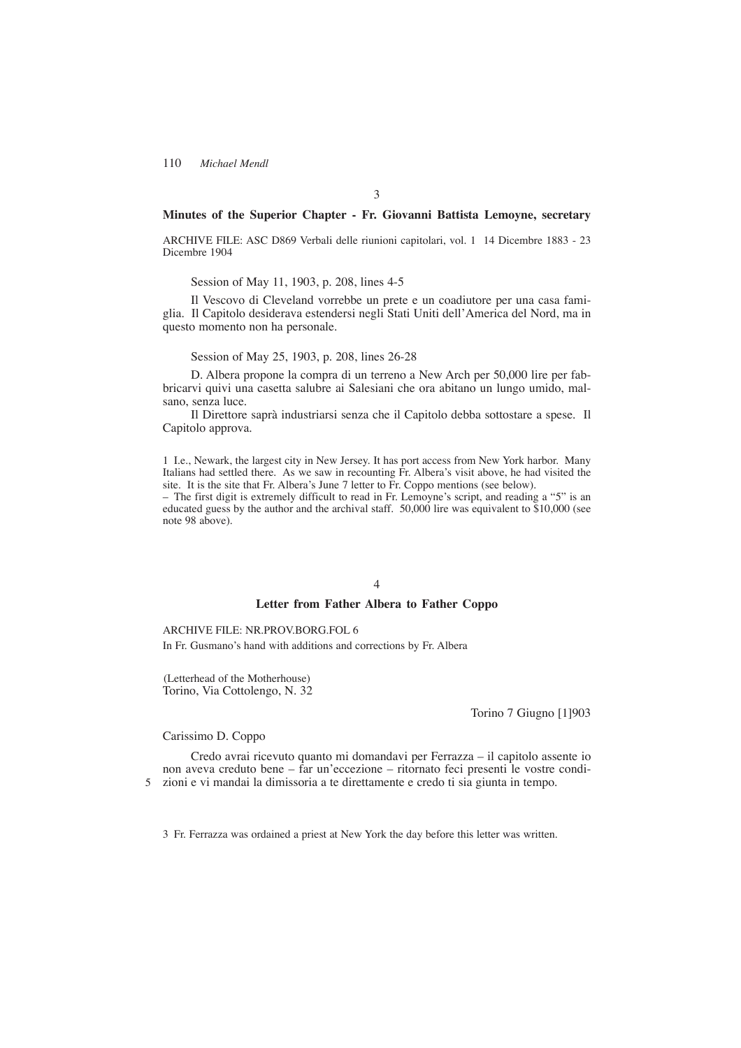3

### Minutes of the Superior Chapter - Fr. Giovanni Battista Lemoyne, secretary

ARCHIVE FILE: ASC D869 Verbali delle riunioni capitolari, vol. 1 14 Dicembre 1883 - 23 Dicembre 1904

Session of May 11, 1903, p. 208, lines 4-5

Il Vescovo di Cleveland vorrebbe un prete e un coadiutore per una casa famiglia. Il Capitolo desiderava estendersi negli Stati Uniti dell'America del Nord, ma in questo momento non ha personale.

Session of May 25, 1903, p. 208, lines 26-28

D. Albera propone la compra di un terreno a New Arch per 50,000 lire per fabbricarvi quivi una casetta salubre ai Salesiani che ora abitano un lungo umido, malsano, senza luce.

Il Direttore saprà industriarsi senza che il Capitolo debba sottostare a spese. Il Capitolo approva.

1 I.e., Newark, the largest city in New Jersey. It has port access from New York harbor. Many Italians had settled there. As we saw in recounting Fr. Albera's visit above, he had visited the site. It is the site that Fr. Albera's June 7 letter to Fr. Coppo mentions (see below).
– The first digit is extremely difficult to read in Fr. Lemoyne's script, and reading a "5" is an educated guess by the author and the archival staff. 50,000 lire was equivalent to $10,000 (see note 98 above).

4

### Letter from Father Albera to Father Coppo

ARCHIVE FILE: NR.PROV.BORG.FOL 6

In Fr. Gusmano's hand with additions and corrections by Fr. Albera

(Letterhead of the Motherhouse)
Torino, Via Cottolengo, N. 32

Torino 7 Giugno [1]903

Carissimo D. Coppo

Credo avrai ricevuto quanto mi domandavi per Ferrazza – il capitolo assente io non aveva creduto bene – far un'eccezione – ritornato feci presenti le vostre condi-
5 zioni e vi mandai la dimissoria a te direttamente e credo ti sia giunta in tempo.

3 Fr. Ferrazza was ordained a priest at New York the day before this letter was written.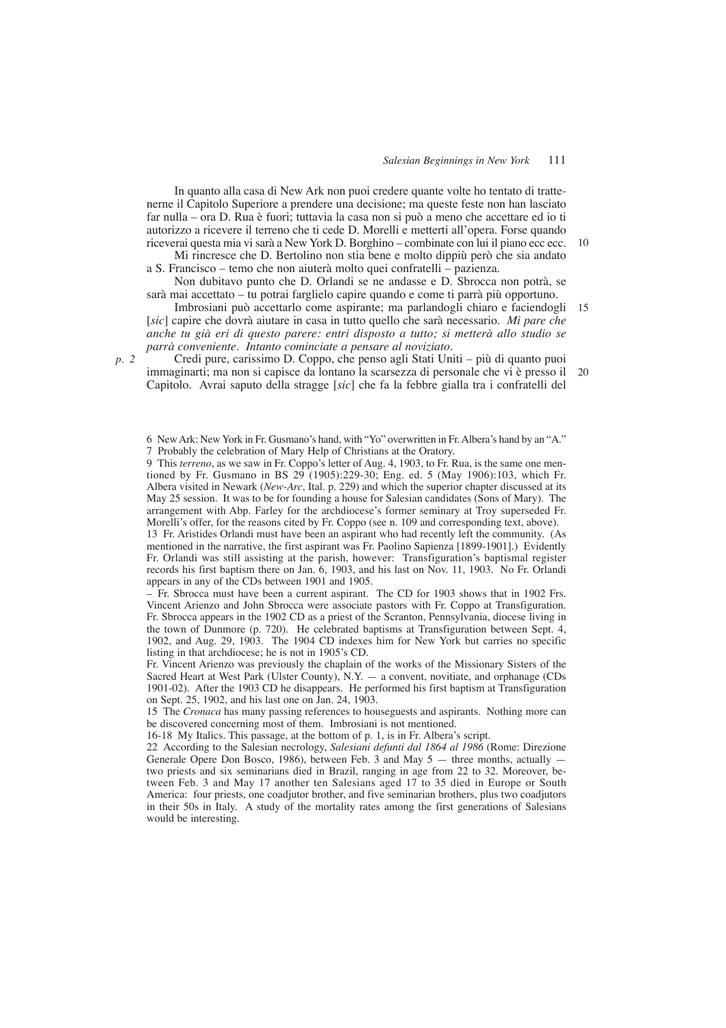In quanto alla casa di New Ark non puoi credere quante volte ho tentato di trattenerne il Capitolo Superiore a prendere una decisione; ma queste feste non han lasciato far nulla – ora D. Rua è fuori; tuttavia la casa non si può a meno che accettare ed io ti autorizzo a ricevere il terreno che ti cede D. Morelli e metterti all'opera. Forse quando riceverai questa mia vi sarà a New York D. Borghino – combinate con lui il piano ecc ecc.

Mi rincresce che D. Bertolino non stia bene e molto dippiù però che sia andato a S. Francisco – temo che non aiuterà molto quei confratelli – pazienza.

Non dubitavo punto che D. Orlandi se ne andasse e D. Sbrocca non potrà, se sarà mai accettato – tu potrai farglielo capire quando e come ti parrà più opportuno.

Imbrosiani può accettarlo come aspirante; ma parlandogli chiaro e faciendogli [*sic*] capire che dovrà aiutare in casa in tutto quello che sarà necessario. *Mi pare che anche tu già eri di questo parere: entri disposto a tutto; si metterà allo studio se parrà conveniente. Intanto cominciate a pensare al noviziato.*

*p. 2* Credi pure, carissimo D. Coppo, che penso agli Stati Uniti – più di quanto puoi immaginarti; ma non si capisce da lontano la scarsezza di personale che vi è presso il Capitolo. Avrai saputo della stragge [*sic*] che fa la febbre gialla tra i confratelli del

---

6 New Ark: New York in Fr. Gusmano's hand, with "Yo" overwritten in Fr. Albera's hand by an "A."

7 Probably the celebration of Mary Help of Christians at the Oratory.

9 This *terreno*, as we saw in Fr. Coppo's letter of Aug. 4, 1903, to Fr. Rua, is the same one mentioned by Fr. Gusmano in BS 29 (1905):229-30; Eng. ed. 5 (May 1906):103, which Fr. Albera visited in Newark (*New-Arc*, Ital. p. 229) and which the superior chapter discussed at its May 25 session. It was to be for founding a house for Salesian candidates (Sons of Mary). The arrangement with Abp. Farley for the archdiocese's former seminary at Troy superseded Fr. Morelli's offer, for the reasons cited by Fr. Coppo (see n. 109 and corresponding text, above).

13 Fr. Aristides Orlandi must have been an aspirant who had recently left the community. (As mentioned in the narrative, the first aspirant was Fr. Paolino Sapienza [1899-1901].) Evidently Fr. Orlandi was still assisting at the parish, however: Transfiguration's baptismal register records his first baptism there on Jan. 6, 1903, and his last on Nov. 11, 1903. No Fr. Orlandi appears in any of the CDs between 1901 and 1905.

– Fr. Sbrocca must have been a current aspirant. The CD for 1903 shows that in 1902 Frs. Vincent Arienzo and John Sbrocca were associate pastors with Fr. Coppo at Transfiguration. Fr. Sbrocca appears in the 1902 CD as a priest of the Scranton, Pennsylvania, diocese living in the town of Dunmore (p. 720). He celebrated baptisms at Transfiguration between Sept. 4, 1902, and Aug. 29, 1903. The 1904 CD indexes him for New York but carries no specific listing in that archdiocese; he is not in 1905's CD.

Fr. Vincent Arienzo was previously the chaplain of the works of the Missionary Sisters of the Sacred Heart at West Park (Ulster County), N.Y. — a convent, novitiate, and orphanage (CDs 1901-02). After the 1903 CD he disappears. He performed his first baptism at Transfiguration on Sept. 25, 1902, and his last one on Jan. 24, 1903.

15 The *Cronaca* has many passing references to houseguests and aspirants. Nothing more can be discovered concerning most of them. Imbrosiani is not mentioned.

16-18 My Italics. This passage, at the bottom of p. 1, is in Fr. Albera's script.

22 According to the Salesian necrology, *Salesiani defunti dal 1864 al 1986* (Rome: Direzione Generale Opere Don Bosco, 1986), between Feb. 3 and May 5 — three months, actually — two priests and six seminarians died in Brazil, ranging in age from 22 to 32. Moreover, between Feb. 3 and May 17 another ten Salesians aged 17 to 35 died in Europe or South America: four priests, one coadjutor brother, and five seminarian brothers, plus two coadjutors in their 50s in Italy. A study of the mortality rates among the first generations of Salesians would be interesting.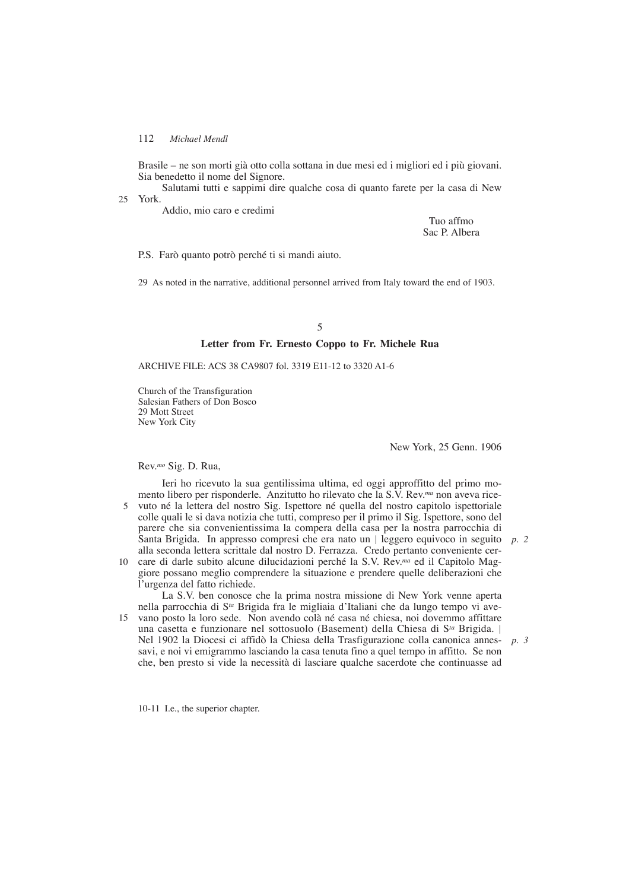Brasile – ne son morti già otto colla sottana in due mesi ed i migliori ed i più giovani. Sia benedetto il nome del Signore.

Salutami tutti e sappimi dire qualche cosa di quanto farete per la casa di New York.

Addio, mio caro e credimi

Tuo affmo
Sac P. Albera

P.S. Farò quanto potrò perché ti si mandi aiuto.

29 As noted in the narrative, additional personnel arrived from Italy toward the end of 1903.

5

**Letter from Fr. Ernesto Coppo to Fr. Michele Rua**

ARCHIVE FILE: ACS 38 CA9807 fol. 3319 E11-12 to 3320 A1-6

Church of the Transfiguration
Salesian Fathers of Don Bosco
29 Mott Street
New York City

New York, 25 Genn. 1906

Rev.*mo* Sig. D. Rua,

Ieri ho ricevuto la sua gentilissima ultima, ed oggi approffitto del primo momento libero per risponderle. Anzitutto ho rilevato che la S.V. Rev.*ma* non aveva ricevuto né la lettera del nostro Sig. Ispettore né quella del nostro capitolo ispettoriale colle quali le si dava notizia che tutti, compreso per il primo il Sig. Ispettore, sono del parere che sia convenientissima la compera della casa per la nostra parrocchia di Santa Brigida. In appresso compresi che era nato un | leggero equivoco in seguito alla seconda lettera scrittale dal nostro D. Ferrazza. Credo pertanto conveniente cercare di darle subito alcune dilucidazioni perché la S.V. Rev.*ma* ed il Capitolo Maggiore possano meglio comprendere la situazione e prendere quelle deliberazioni che l'urgenza del fatto richiede. *p. 2*

La S.V. ben conosce che la prima nostra missione di New York venne aperta nella parrocchia di S*ta* Brigida fra le migliaia d'Italiani che da lungo tempo vi avevano posto la loro sede. Non avendo colà né casa né chiesa, noi dovemmo affittare una casetta e funzionare nel sottosuolo (Basement) della Chiesa di S*ta* Brigida. | Nel 1902 la Diocesi ci affidò la Chiesa della Trasfigurazione colla canonica annessavi, e noi vi emigrammo lasciando la casa tenuta fino a quel tempo in affitto. Se non che, ben presto si vide la necessità di lasciare qualche sacerdote che continuasse ad *p. 3*

10-11 I.e., the superior chapter.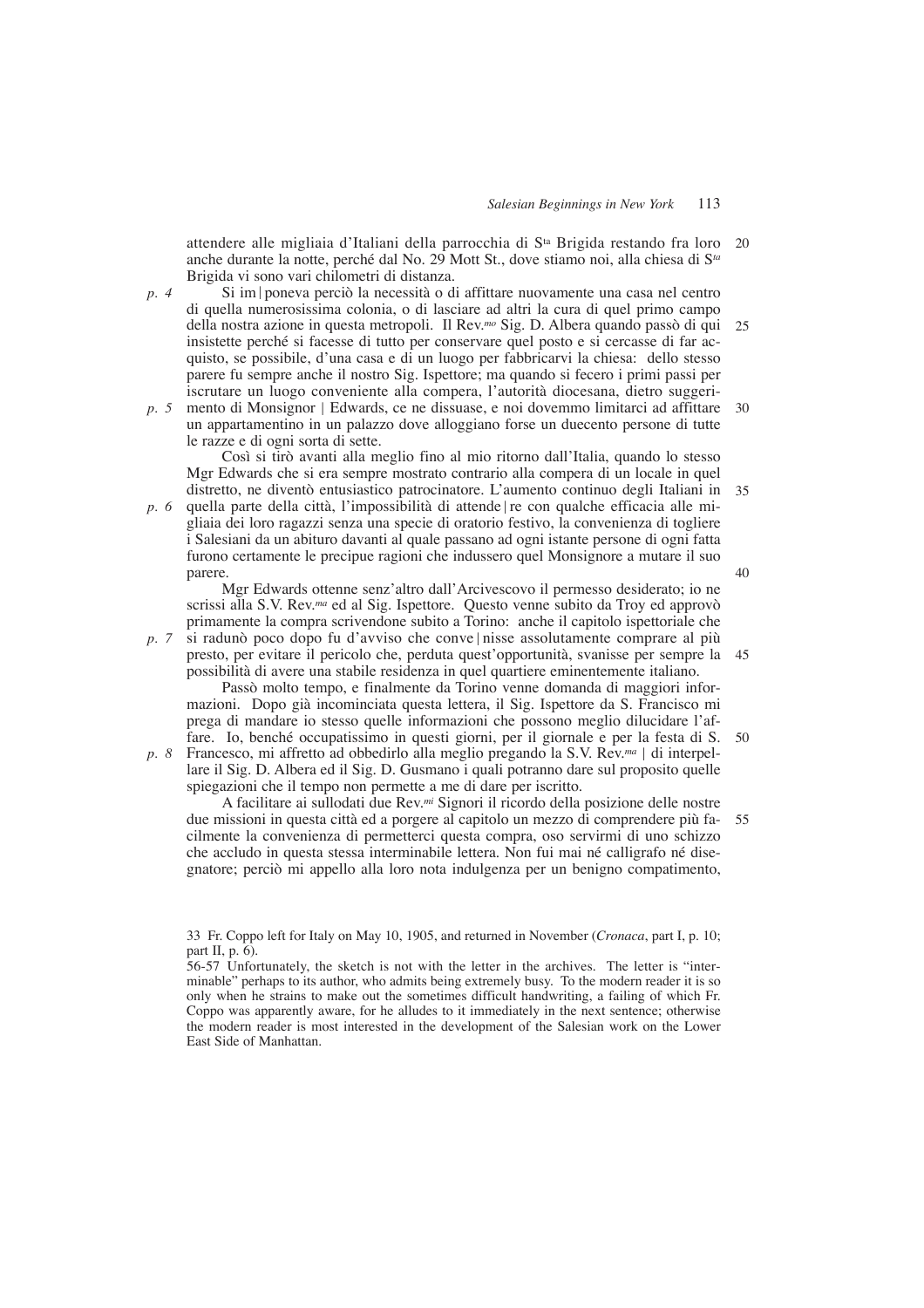attendere alle migliaia d'Italiani della parrocchia di S[ta] Brigida restando fra loro anche durante la notte, perché dal No. 29 Mott St., dove stiamo noi, alla chiesa di S*ta* Brigida vi sono vari chilometri di distanza.

*p. 4* Si im|poneva perciò la necessità o di affittare nuovamente una casa nel centro di quella numerosissima colonia, o di lasciare ad altri la cura di quel primo campo della nostra azione in questa metropoli. Il Rev.*mo* Sig. D. Albera quando passò di qui insistette perché si facesse di tutto per conservare quel posto e si cercasse di far acquisto, se possibile, d'una casa e di un luogo per fabbricarvi la chiesa: dello stesso parere fu sempre anche il nostro Sig. Ispettore; ma quando si fecero i primi passi per iscrutare un luogo conveniente alla compera, l'autorità diocesana, dietro suggeri-*p. 5* mento di Monsignor | Edwards, ce ne dissuase, e noi dovemmo limitarci ad affittare un appartamentino in un palazzo dove alloggiano forse un duecento persone di tutte le razze e di ogni sorta di sette.

Così si tirò avanti alla meglio fino al mio ritorno dall'Italia, quando lo stesso Mgr Edwards che si era sempre mostrato contrario alla compera di un locale in quel distretto, ne diventò entusiastico patrocinatore. L'aumento continuo degli Italiani in *p. 6* quella parte della città, l'impossibilità di attende|re con qualche efficacia alle migliaia dei loro ragazzi senza una specie di oratorio festivo, la convenienza di togliere i Salesiani da un abituro davanti al quale passano ad ogni istante persone di ogni fatta furono certamente le precipue ragioni che indussero quel Monsignore a mutare il suo parere.

Mgr Edwards ottenne senz'altro dall'Arcivescovo il permesso desiderato; io ne scrissi alla S.V. Rev.*ma* ed al Sig. Ispettore. Questo venne subito da Troy ed approvò primamente la compra scrivendone subito a Torino: anche il capitolo ispettoriale che *p. 7* si radunò poco dopo fu d'avviso che conve|nisse assolutamente comprare al più presto, per evitare il pericolo che, perduta quest'opportunità, svanisse per sempre la possibilità di avere una stabile residenza in quel quartiere eminentemente italiano.

Passò molto tempo, e finalmente da Torino venne domanda di maggiori informazioni. Dopo già incominciata questa lettera, il Sig. Ispettore da S. Francisco mi prega di mandare io stesso quelle informazioni che possono meglio dilucidare l'affare. Io, benché occupatissimo in questi giorni, per il giornale e per la festa di S. *p. 8* Francesco, mi affretto ad obbedirlo alla meglio pregando la S.V. Rev.*ma* | di interpellare il Sig. D. Albera ed il Sig. D. Gusmano i quali potranno dare sul proposito quelle spiegazioni che il tempo non permette a me di dare per iscritto.

A facilitare ai sullodati due Rev.*mi* Signori il ricordo della posizione delle nostre due missioni in questa città ed a porgere al capitolo un mezzo di comprendere più facilmente la convenienza di permetterci questa compra, oso servirmi di uno schizzo che accludo in questa stessa interminabile lettera. Non fui mai né calligrafo né disegnatore; perciò mi appello alla loro nota indulgenza per un benigno compatimento,

---

33 Fr. Coppo left for Italy on May 10, 1905, and returned in November (*Cronaca*, part I, p. 10; part II, p. 6).

56-57 Unfortunately, the sketch is not with the letter in the archives. The letter is "interminable" perhaps to its author, who admits being extremely busy. To the modern reader it is so only when he strains to make out the sometimes difficult handwriting, a failing of which Fr. Coppo was apparently aware, for he alludes to it immediately in the next sentence; otherwise the modern reader is most interested in the development of the Salesian work on the Lower East Side of Manhattan.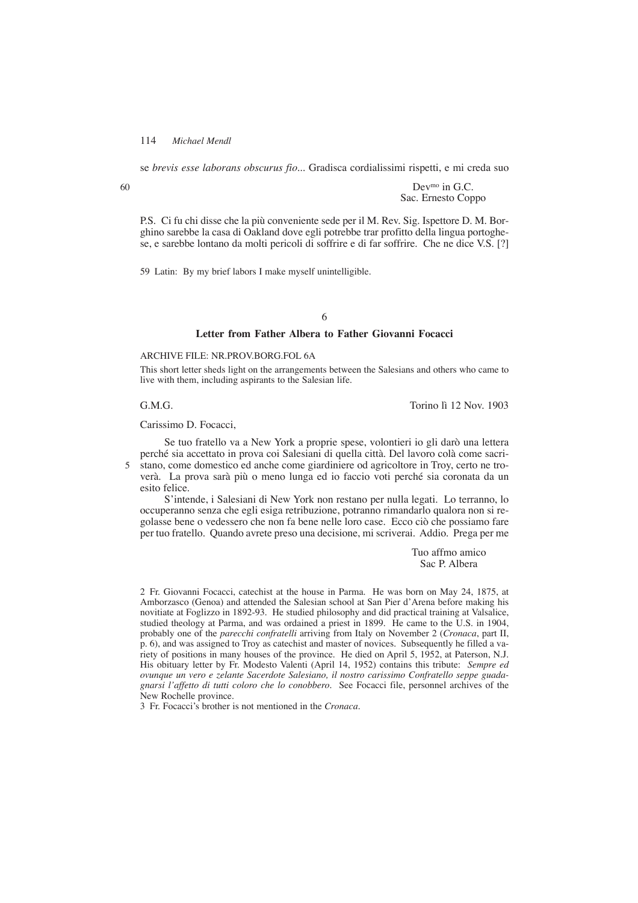se *brevis esse laborans obscurus fio*... Gradisca cordialissimi rispetti, e mi creda suo

Dev[mo] in G.C.
Sac. Ernesto Coppo

P.S. Ci fu chi disse che la più conveniente sede per il M. Rev. Sig. Ispettore D. M. Borghino sarebbe la casa di Oakland dove egli potrebbe trar profitto della lingua portoghese, e sarebbe lontano da molti pericoli di soffrire e di far soffrire. Che ne dice V.S. [?]

59 Latin: By my brief labors I make myself unintelligible.

## 6

### Letter from Father Albera to Father Giovanni Focacci

ARCHIVE FILE: NR.PROV.BORG.FOL 6A

This short letter sheds light on the arrangements between the Salesians and others who came to live with them, including aspirants to the Salesian life.

G.M.G. Torino lì 12 Nov. 1903

Carissimo D. Focacci,

Se tuo fratello va a New York a proprie spese, volontieri io gli darò una lettera perché sia accettato in prova coi Salesiani di quella città. Del lavoro colà come sacristano, come domestico ed anche come giardiniere od agricoltore in Troy, certo ne troverà. La prova sarà più o meno lunga ed io faccio voti perché sia coronata da un esito felice.

S'intende, i Salesiani di New York non restano per nulla legati. Lo terranno, lo occuperanno senza che egli esiga retribuzione, potranno rimandarlo qualora non si regolasse bene o vedessero che non fa bene nelle loro case. Ecco ciò che possiamo fare per tuo fratello. Quando avrete preso una decisione, mi scriverai. Addio. Prega per me

Tuo affmo amico
Sac P. Albera

2 Fr. Giovanni Focacci, catechist at the house in Parma. He was born on May 24, 1875, at Amborzasco (Genoa) and attended the Salesian school at San Pier d'Arena before making his novitiate at Foglizzo in 1892-93. He studied philosophy and did practical training at Valsalice, studied theology at Parma, and was ordained a priest in 1899. He came to the U.S. in 1904, probably one of the *parecchi confratelli* arriving from Italy on November 2 (*Cronaca*, part II, p. 6), and was assigned to Troy as catechist and master of novices. Subsequently he filled a variety of positions in many houses of the province. He died on April 5, 1952, at Paterson, N.J. His obituary letter by Fr. Modesto Valenti (April 14, 1952) contains this tribute: *Sempre ed ovunque un vero e zelante Sacerdote Salesiano, il nostro carissimo Confratello seppe guadagnarsi l'affetto di tutti coloro che lo conobbero*. See Focacci file, personnel archives of the New Rochelle province.

3 Fr. Focacci's brother is not mentioned in the *Cronaca*.